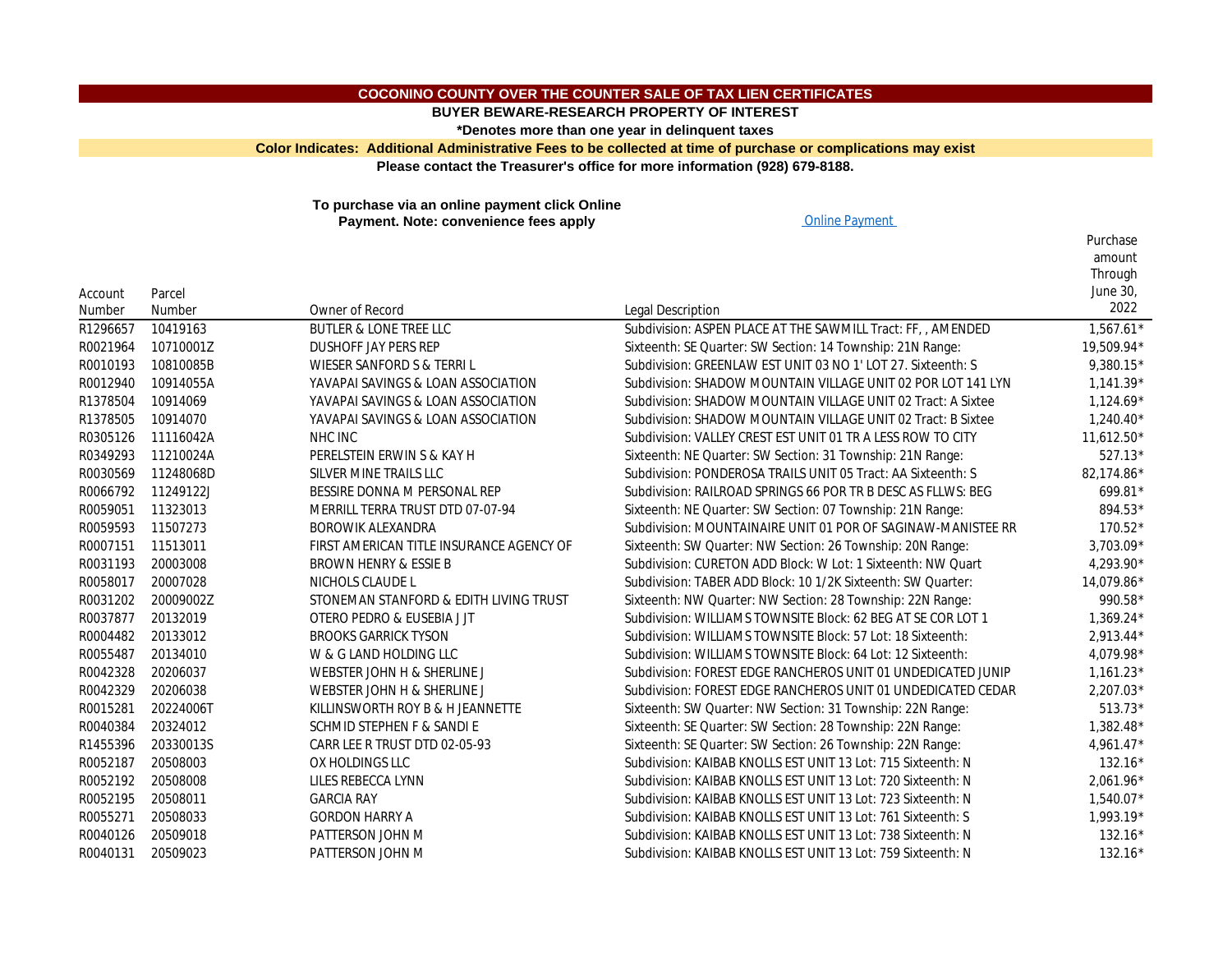# COCONINO COUNTY OVER THE COUNTER SALE OF TAX LIEN CERTIFICATES

**BUYER BEWARE-RESEARCH PROPERTY OF INTEREST**

***Denotes more than one year in delinquent taxes**

**Color Indicates: Additional Administrative Fees to be collected at time of purchase or complications may exist**

**Please contact the Treasurer's office for more information (928) 679-8188.**

**To purchase via an online payment click Online Payment. Note: convenience fees apply**

Online Payment

| Account Number | Parcel Number | Owner of Record | Legal Description | Purchase amount Through June 30, 2022 |
|---|---|---|---|---|
| R1296657 | 10419163 | BUTLER & LONE TREE LLC | Subdivision: ASPEN PLACE AT THE SAWMILL Tract: FF, , AMENDED | 1,567.61* |
| R0021964 | 10710001Z | DUSHOFF JAY PERS REP | Sixteenth: SE Quarter: SW Section: 14 Township: 21N Range: | 19,509.94* |
| R0010193 | 10810085B | WIESER SANFORD S & TERRI L | Subdivision: GREENLAW EST UNIT 03 NO 1' LOT 27. Sixteenth: S | 9,380.15* |
| R0012940 | 10914055A | YAVAPAI SAVINGS & LOAN ASSOCIATION | Subdivision: SHADOW MOUNTAIN VILLAGE UNIT 02 POR LOT 141 LYN | 1,141.39* |
| R1378504 | 10914069 | YAVAPAI SAVINGS & LOAN ASSOCIATION | Subdivision: SHADOW MOUNTAIN VILLAGE UNIT 02 Tract: A Sixtee | 1,124.69* |
| R1378505 | 10914070 | YAVAPAI SAVINGS & LOAN ASSOCIATION | Subdivision: SHADOW MOUNTAIN VILLAGE UNIT 02 Tract: B Sixtee | 1,240.40* |
| R0305126 | 11116042A | NHC INC | Subdivision: VALLEY CREST EST UNIT 01 TR A LESS ROW TO CITY | 11,612.50* |
| R0349293 | 11210024A | PERELSTEIN ERWIN S & KAY H | Sixteenth: NE Quarter: SW Section: 31 Township: 21N Range: | 527.13* |
| R0030569 | 11248068D | SILVER MINE TRAILS LLC | Subdivision: PONDEROSA TRAILS UNIT 05 Tract: AA Sixteenth: S | 82,174.86* |
| R0066792 | 11249122J | BESSIRE DONNA M PERSONAL REP | Subdivision: RAILROAD SPRINGS 66 POR TR B DESC AS FLLWS: BEG | 699.81* |
| R0059051 | 11323013 | MERRILL TERRA TRUST DTD 07-07-94 | Sixteenth: NE Quarter: SW Section: 07 Township: 21N Range: | 894.53* |
| R0059593 | 11507273 | BOROWIK ALEXANDRA | Subdivision: MOUNTAINAIRE UNIT 01 POR OF SAGINAW-MANISTEE RR | 170.52* |
| R0007151 | 11513011 | FIRST AMERICAN TITLE INSURANCE AGENCY OF | Sixteenth: SW Quarter: NW Section: 26 Township: 20N Range: | 3,703.09* |
| R0031193 | 20003008 | BROWN HENRY & ESSIE B | Subdivision: CURETON ADD Block: W Lot: 1 Sixteenth: NW Quart | 4,293.90* |
| R0058017 | 20007028 | NICHOLS CLAUDE L | Subdivision: TABER ADD Block: 10 1/2K Sixteenth: SW Quarter: | 14,079.86* |
| R0031202 | 20009002Z | STONEMAN STANFORD & EDITH LIVING TRUST | Sixteenth: NW Quarter: NW Section: 28 Township: 22N Range: | 990.58* |
| R0037877 | 20132019 | OTERO PEDRO & EUSEBIA J JT | Subdivision: WILLIAMS TOWNSITE Block: 62 BEG AT SE COR LOT 1 | 1,369.24* |
| R0004482 | 20133012 | BROOKS GARRICK TYSON | Subdivision: WILLIAMS TOWNSITE Block: 57 Lot: 18 Sixteenth: | 2,913.44* |
| R0055487 | 20134010 | W & G LAND HOLDING LLC | Subdivision: WILLIAMS TOWNSITE Block: 64 Lot: 12 Sixteenth: | 4,079.98* |
| R0042328 | 20206037 | WEBSTER JOHN H & SHERLINE J | Subdivision: FOREST EDGE RANCHEROS UNIT 01 UNDEDICATED JUNIP | 1,161.23* |
| R0042329 | 20206038 | WEBSTER JOHN H & SHERLINE J | Subdivision: FOREST EDGE RANCHEROS UNIT 01 UNDEDICATED CEDAR | 2,207.03* |
| R0015281 | 20224006T | KILLINSWORTH ROY B & H JEANNETTE | Sixteenth: SW Quarter: NW Section: 31 Township: 22N Range: | 513.73* |
| R0040384 | 20324012 | SCHMID STEPHEN F & SANDI E | Sixteenth: SE Quarter: SW Section: 28 Township: 22N Range: | 1,382.48* |
| R1455396 | 20330013S | CARR LEE R TRUST DTD 02-05-93 | Sixteenth: SE Quarter: SW Section: 26 Township: 22N Range: | 4,961.47* |
| R0052187 | 20508003 | OX HOLDINGS LLC | Subdivision: KAIBAB KNOLLS EST UNIT 13 Lot: 715 Sixteenth: N | 132.16* |
| R0052192 | 20508008 | LILES REBECCA LYNN | Subdivision: KAIBAB KNOLLS EST UNIT 13 Lot: 720 Sixteenth: N | 2,061.96* |
| R0052195 | 20508011 | GARCIA RAY | Subdivision: KAIBAB KNOLLS EST UNIT 13 Lot: 723 Sixteenth: N | 1,540.07* |
| R0055271 | 20508033 | GORDON HARRY A | Subdivision: KAIBAB KNOLLS EST UNIT 13 Lot: 761 Sixteenth: S | 1,993.19* |
| R0040126 | 20509018 | PATTERSON JOHN M | Subdivision: KAIBAB KNOLLS EST UNIT 13 Lot: 738 Sixteenth: N | 132.16* |
| R0040131 | 20509023 | PATTERSON JOHN M | Subdivision: KAIBAB KNOLLS EST UNIT 13 Lot: 759 Sixteenth: N | 132.16* |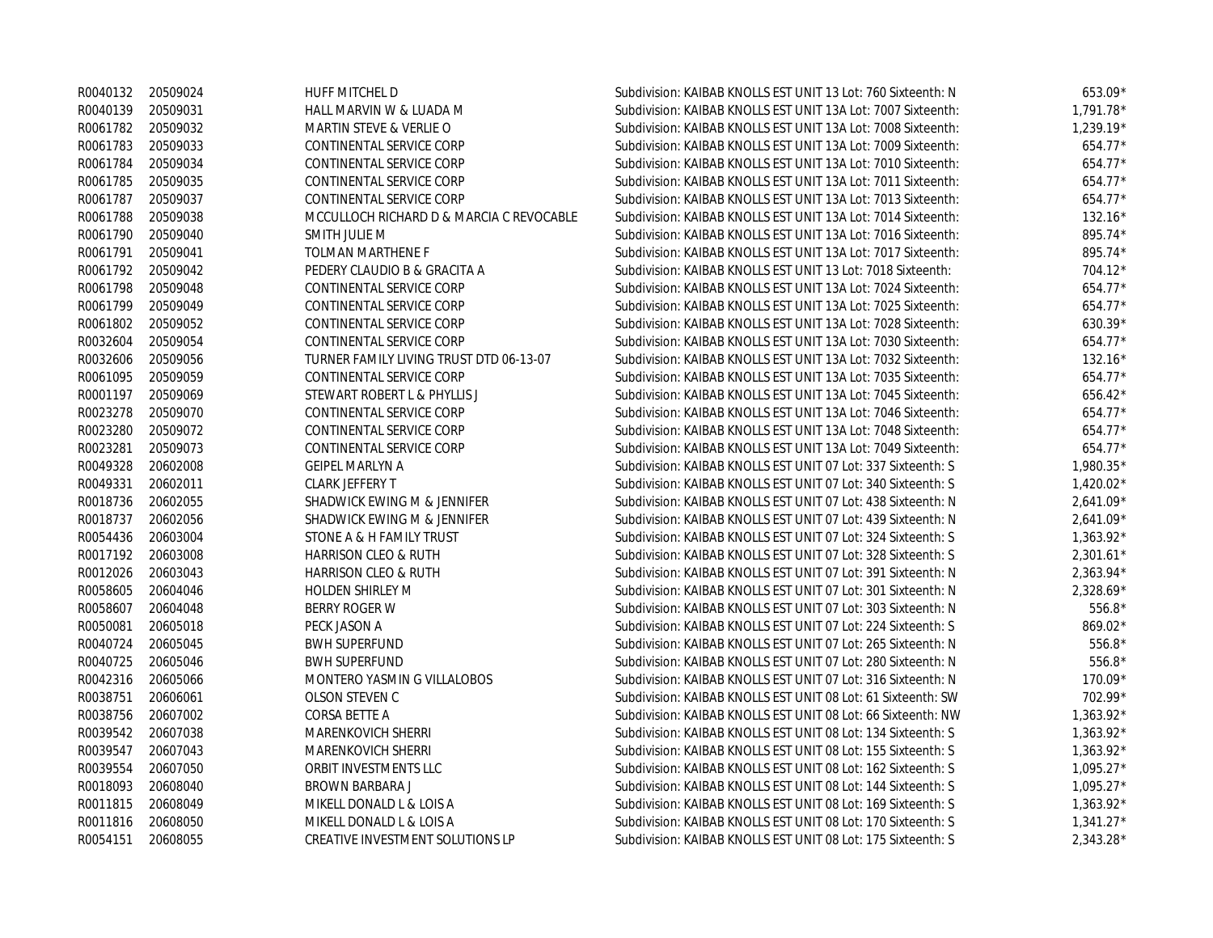| | | | | |
|---|---|---|---|---|
| R0040132 | 20509024 | HUFF MITCHEL D | Subdivision: KAIBAB KNOLLS EST UNIT 13 Lot: 760 Sixteenth: N | 653.09* |
| R0040139 | 20509031 | HALL MARVIN W & LUADA M | Subdivision: KAIBAB KNOLLS EST UNIT 13A Lot: 7007 Sixteenth: | 1,791.78* |
| R0061782 | 20509032 | MARTIN STEVE & VERLIE O | Subdivision: KAIBAB KNOLLS EST UNIT 13A Lot: 7008 Sixteenth: | 1,239.19* |
| R0061783 | 20509033 | CONTINENTAL SERVICE CORP | Subdivision: KAIBAB KNOLLS EST UNIT 13A Lot: 7009 Sixteenth: | 654.77* |
| R0061784 | 20509034 | CONTINENTAL SERVICE CORP | Subdivision: KAIBAB KNOLLS EST UNIT 13A Lot: 7010 Sixteenth: | 654.77* |
| R0061785 | 20509035 | CONTINENTAL SERVICE CORP | Subdivision: KAIBAB KNOLLS EST UNIT 13A Lot: 7011 Sixteenth: | 654.77* |
| R0061787 | 20509037 | CONTINENTAL SERVICE CORP | Subdivision: KAIBAB KNOLLS EST UNIT 13A Lot: 7013 Sixteenth: | 654.77* |
| R0061788 | 20509038 | MCCULLOCH RICHARD D & MARCIA C REVOCABLE | Subdivision: KAIBAB KNOLLS EST UNIT 13A Lot: 7014 Sixteenth: | 132.16* |
| R0061790 | 20509040 | SMITH JULIE M | Subdivision: KAIBAB KNOLLS EST UNIT 13A Lot: 7016 Sixteenth: | 895.74* |
| R0061791 | 20509041 | TOLMAN MARTHENE F | Subdivision: KAIBAB KNOLLS EST UNIT 13A Lot: 7017 Sixteenth: | 895.74* |
| R0061792 | 20509042 | PEDERY CLAUDIO B & GRACITA A | Subdivision: KAIBAB KNOLLS EST UNIT 13 Lot: 7018 Sixteenth: | 704.12* |
| R0061798 | 20509048 | CONTINENTAL SERVICE CORP | Subdivision: KAIBAB KNOLLS EST UNIT 13A Lot: 7024 Sixteenth: | 654.77* |
| R0061799 | 20509049 | CONTINENTAL SERVICE CORP | Subdivision: KAIBAB KNOLLS EST UNIT 13A Lot: 7025 Sixteenth: | 654.77* |
| R0061802 | 20509052 | CONTINENTAL SERVICE CORP | Subdivision: KAIBAB KNOLLS EST UNIT 13A Lot: 7028 Sixteenth: | 630.39* |
| R0032604 | 20509054 | CONTINENTAL SERVICE CORP | Subdivision: KAIBAB KNOLLS EST UNIT 13A Lot: 7030 Sixteenth: | 654.77* |
| R0032606 | 20509056 | TURNER FAMILY LIVING TRUST DTD 06-13-07 | Subdivision: KAIBAB KNOLLS EST UNIT 13A Lot: 7032 Sixteenth: | 132.16* |
| R0061095 | 20509059 | CONTINENTAL SERVICE CORP | Subdivision: KAIBAB KNOLLS EST UNIT 13A Lot: 7035 Sixteenth: | 654.77* |
| R0001197 | 20509069 | STEWART ROBERT L & PHYLLIS J | Subdivision: KAIBAB KNOLLS EST UNIT 13A Lot: 7045 Sixteenth: | 656.42* |
| R0023278 | 20509070 | CONTINENTAL SERVICE CORP | Subdivision: KAIBAB KNOLLS EST UNIT 13A Lot: 7046 Sixteenth: | 654.77* |
| R0023280 | 20509072 | CONTINENTAL SERVICE CORP | Subdivision: KAIBAB KNOLLS EST UNIT 13A Lot: 7048 Sixteenth: | 654.77* |
| R0023281 | 20509073 | CONTINENTAL SERVICE CORP | Subdivision: KAIBAB KNOLLS EST UNIT 13A Lot: 7049 Sixteenth: | 654.77* |
| R0049328 | 20602008 | GEIPEL MARLYN A | Subdivision: KAIBAB KNOLLS EST UNIT 07 Lot: 337 Sixteenth: S | 1,980.35* |
| R0049331 | 20602011 | CLARK JEFFERY T | Subdivision: KAIBAB KNOLLS EST UNIT 07 Lot: 340 Sixteenth: S | 1,420.02* |
| R0018736 | 20602055 | SHADWICK EWING M & JENNIFER | Subdivision: KAIBAB KNOLLS EST UNIT 07 Lot: 438 Sixteenth: N | 2,641.09* |
| R0018737 | 20602056 | SHADWICK EWING M & JENNIFER | Subdivision: KAIBAB KNOLLS EST UNIT 07 Lot: 439 Sixteenth: N | 2,641.09* |
| R0054436 | 20603004 | STONE A & H FAMILY TRUST | Subdivision: KAIBAB KNOLLS EST UNIT 07 Lot: 324 Sixteenth: S | 1,363.92* |
| R0017192 | 20603008 | HARRISON CLEO & RUTH | Subdivision: KAIBAB KNOLLS EST UNIT 07 Lot: 328 Sixteenth: S | 2,301.61* |
| R0012026 | 20603043 | HARRISON CLEO & RUTH | Subdivision: KAIBAB KNOLLS EST UNIT 07 Lot: 391 Sixteenth: N | 2,363.94* |
| R0058605 | 20604046 | HOLDEN SHIRLEY M | Subdivision: KAIBAB KNOLLS EST UNIT 07 Lot: 301 Sixteenth: N | 2,328.69* |
| R0058607 | 20604048 | BERRY ROGER W | Subdivision: KAIBAB KNOLLS EST UNIT 07 Lot: 303 Sixteenth: N | 556.8* |
| R0050081 | 20605018 | PECK JASON A | Subdivision: KAIBAB KNOLLS EST UNIT 07 Lot: 224 Sixteenth: S | 869.02* |
| R0040724 | 20605045 | BWH SUPERFUND | Subdivision: KAIBAB KNOLLS EST UNIT 07 Lot: 265 Sixteenth: N | 556.8* |
| R0040725 | 20605046 | BWH SUPERFUND | Subdivision: KAIBAB KNOLLS EST UNIT 07 Lot: 280 Sixteenth: N | 556.8* |
| R0042316 | 20605066 | MONTERO YASMIN G VILLALOBOS | Subdivision: KAIBAB KNOLLS EST UNIT 07 Lot: 316 Sixteenth: N | 170.09* |
| R0038751 | 20606061 | OLSON STEVEN C | Subdivision: KAIBAB KNOLLS EST UNIT 08 Lot: 61 Sixteenth: SW | 702.99* |
| R0038756 | 20607002 | CORSA BETTE A | Subdivision: KAIBAB KNOLLS EST UNIT 08 Lot: 66 Sixteenth: NW | 1,363.92* |
| R0039542 | 20607038 | MARENKOVICH SHERRI | Subdivision: KAIBAB KNOLLS EST UNIT 08 Lot: 134 Sixteenth: S | 1,363.92* |
| R0039547 | 20607043 | MARENKOVICH SHERRI | Subdivision: KAIBAB KNOLLS EST UNIT 08 Lot: 155 Sixteenth: S | 1,363.92* |
| R0039554 | 20607050 | ORBIT INVESTMENTS LLC | Subdivision: KAIBAB KNOLLS EST UNIT 08 Lot: 162 Sixteenth: S | 1,095.27* |
| R0018093 | 20608040 | BROWN BARBARA J | Subdivision: KAIBAB KNOLLS EST UNIT 08 Lot: 144 Sixteenth: S | 1,095.27* |
| R0011815 | 20608049 | MIKELL DONALD L & LOIS A | Subdivision: KAIBAB KNOLLS EST UNIT 08 Lot: 169 Sixteenth: S | 1,363.92* |
| R0011816 | 20608050 | MIKELL DONALD L & LOIS A | Subdivision: KAIBAB KNOLLS EST UNIT 08 Lot: 170 Sixteenth: S | 1,341.27* |
| R0054151 | 20608055 | CREATIVE INVESTMENT SOLUTIONS LP | Subdivision: KAIBAB KNOLLS EST UNIT 08 Lot: 175 Sixteenth: S | 2,343.28* |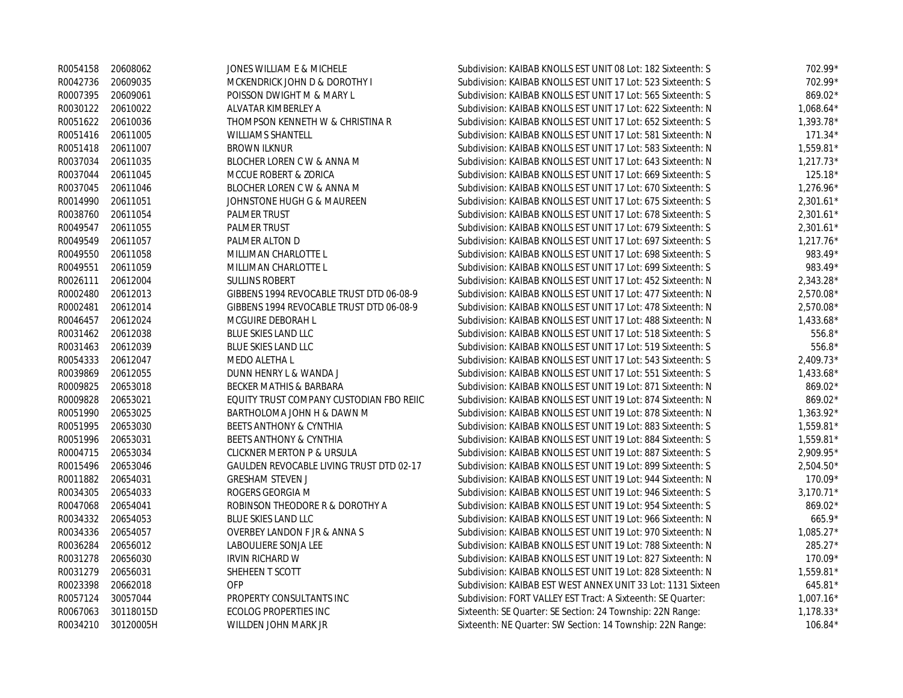| | | | | |
|---|---|---|---|---|
| R0054158 | 20608062 | JONES WILLIAM E & MICHELE | Subdivision: KAIBAB KNOLLS EST UNIT 08 Lot: 182 Sixteenth: S | 702.99* |
| R0042736 | 20609035 | MCKENDRICK JOHN D & DOROTHY I | Subdivision: KAIBAB KNOLLS EST UNIT 17 Lot: 523 Sixteenth: S | 702.99* |
| R0007395 | 20609061 | POISSON DWIGHT M & MARY L | Subdivision: KAIBAB KNOLLS EST UNIT 17 Lot: 565 Sixteenth: S | 869.02* |
| R0030122 | 20610022 | ALVATAR KIMBERLEY A | Subdivision: KAIBAB KNOLLS EST UNIT 17 Lot: 622 Sixteenth: N | 1,068.64* |
| R0051622 | 20610036 | THOMPSON KENNETH W & CHRISTINA R | Subdivision: KAIBAB KNOLLS EST UNIT 17 Lot: 652 Sixteenth: S | 1,393.78* |
| R0051416 | 20611005 | WILLIAMS SHANTELL | Subdivision: KAIBAB KNOLLS EST UNIT 17 Lot: 581 Sixteenth: N | 171.34* |
| R0051418 | 20611007 | BROWN ILKNUR | Subdivision: KAIBAB KNOLLS EST UNIT 17 Lot: 583 Sixteenth: N | 1,559.81* |
| R0037034 | 20611035 | BLOCHER LOREN C W & ANNA M | Subdivision: KAIBAB KNOLLS EST UNIT 17 Lot: 643 Sixteenth: N | 1,217.73* |
| R0037044 | 20611045 | MCCUE ROBERT & ZORICA | Subdivision: KAIBAB KNOLLS EST UNIT 17 Lot: 669 Sixteenth: S | 125.18* |
| R0037045 | 20611046 | BLOCHER LOREN C W & ANNA M | Subdivision: KAIBAB KNOLLS EST UNIT 17 Lot: 670 Sixteenth: S | 1,276.96* |
| R0014990 | 20611051 | JOHNSTONE HUGH G & MAUREEN | Subdivision: KAIBAB KNOLLS EST UNIT 17 Lot: 675 Sixteenth: S | 2,301.61* |
| R0038760 | 20611054 | PALMER TRUST | Subdivision: KAIBAB KNOLLS EST UNIT 17 Lot: 678 Sixteenth: S | 2,301.61* |
| R0049547 | 20611055 | PALMER TRUST | Subdivision: KAIBAB KNOLLS EST UNIT 17 Lot: 679 Sixteenth: S | 2,301.61* |
| R0049549 | 20611057 | PALMER ALTON D | Subdivision: KAIBAB KNOLLS EST UNIT 17 Lot: 697 Sixteenth: S | 1,217.76* |
| R0049550 | 20611058 | MILLIMAN CHARLOTTE L | Subdivision: KAIBAB KNOLLS EST UNIT 17 Lot: 698 Sixteenth: S | 983.49* |
| R0049551 | 20611059 | MILLIMAN CHARLOTTE L | Subdivision: KAIBAB KNOLLS EST UNIT 17 Lot: 699 Sixteenth: S | 983.49* |
| R0026111 | 20612004 | SULLINS ROBERT | Subdivision: KAIBAB KNOLLS EST UNIT 17 Lot: 452 Sixteenth: N | 2,343.28* |
| R0002480 | 20612013 | GIBBENS 1994 REVOCABLE TRUST DTD 06-08-9 | Subdivision: KAIBAB KNOLLS EST UNIT 17 Lot: 477 Sixteenth: N | 2,570.08* |
| R0002481 | 20612014 | GIBBENS 1994 REVOCABLE TRUST DTD 06-08-9 | Subdivision: KAIBAB KNOLLS EST UNIT 17 Lot: 478 Sixteenth: N | 2,570.08* |
| R0046457 | 20612024 | MCGUIRE DEBORAH L | Subdivision: KAIBAB KNOLLS EST UNIT 17 Lot: 488 Sixteenth: N | 1,433.68* |
| R0031462 | 20612038 | BLUE SKIES LAND LLC | Subdivision: KAIBAB KNOLLS EST UNIT 17 Lot: 518 Sixteenth: S | 556.8* |
| R0031463 | 20612039 | BLUE SKIES LAND LLC | Subdivision: KAIBAB KNOLLS EST UNIT 17 Lot: 519 Sixteenth: S | 556.8* |
| R0054333 | 20612047 | MEDO ALETHA L | Subdivision: KAIBAB KNOLLS EST UNIT 17 Lot: 543 Sixteenth: S | 2,409.73* |
| R0039869 | 20612055 | DUNN HENRY L & WANDA J | Subdivision: KAIBAB KNOLLS EST UNIT 17 Lot: 551 Sixteenth: S | 1,433.68* |
| R0009825 | 20653018 | BECKER MATHIS & BARBARA | Subdivision: KAIBAB KNOLLS EST UNIT 19 Lot: 871 Sixteenth: N | 869.02* |
| R0009828 | 20653021 | EQUITY TRUST COMPANY CUSTODIAN FBO REIIC | Subdivision: KAIBAB KNOLLS EST UNIT 19 Lot: 874 Sixteenth: N | 869.02* |
| R0051990 | 20653025 | BARTHOLOMA JOHN H & DAWN M | Subdivision: KAIBAB KNOLLS EST UNIT 19 Lot: 878 Sixteenth: N | 1,363.92* |
| R0051995 | 20653030 | BEETS ANTHONY & CYNTHIA | Subdivision: KAIBAB KNOLLS EST UNIT 19 Lot: 883 Sixteenth: S | 1,559.81* |
| R0051996 | 20653031 | BEETS ANTHONY & CYNTHIA | Subdivision: KAIBAB KNOLLS EST UNIT 19 Lot: 884 Sixteenth: S | 1,559.81* |
| R0004715 | 20653034 | CLICKNER MERTON P & URSULA | Subdivision: KAIBAB KNOLLS EST UNIT 19 Lot: 887 Sixteenth: S | 2,909.95* |
| R0015496 | 20653046 | GAULDEN REVOCABLE LIVING TRUST DTD 02-17 | Subdivision: KAIBAB KNOLLS EST UNIT 19 Lot: 899 Sixteenth: S | 2,504.50* |
| R0011882 | 20654031 | GRESHAM STEVEN J | Subdivision: KAIBAB KNOLLS EST UNIT 19 Lot: 944 Sixteenth: N | 170.09* |
| R0034305 | 20654033 | ROGERS GEORGIA M | Subdivision: KAIBAB KNOLLS EST UNIT 19 Lot: 946 Sixteenth: S | 3,170.71* |
| R0047068 | 20654041 | ROBINSON THEODORE R & DOROTHY A | Subdivision: KAIBAB KNOLLS EST UNIT 19 Lot: 954 Sixteenth: S | 869.02* |
| R0034332 | 20654053 | BLUE SKIES LAND LLC | Subdivision: KAIBAB KNOLLS EST UNIT 19 Lot: 966 Sixteenth: N | 665.9* |
| R0034336 | 20654057 | OVERBEY LANDON F JR & ANNA S | Subdivision: KAIBAB KNOLLS EST UNIT 19 Lot: 970 Sixteenth: N | 1,085.27* |
| R0036284 | 20656012 | LABOULIERE SONJA LEE | Subdivision: KAIBAB KNOLLS EST UNIT 19 Lot: 788 Sixteenth: N | 285.27* |
| R0031278 | 20656030 | IRVIN RICHARD W | Subdivision: KAIBAB KNOLLS EST UNIT 19 Lot: 827 Sixteenth: N | 170.09* |
| R0031279 | 20656031 | SHEHEEN T SCOTT | Subdivision: KAIBAB KNOLLS EST UNIT 19 Lot: 828 Sixteenth: N | 1,559.81* |
| R0023398 | 20662018 | OFP | Subdivision: KAIBAB EST WEST ANNEX UNIT 33 Lot: 1131 Sixteen | 645.81* |
| R0057124 | 30057044 | PROPERTY CONSULTANTS INC | Subdivision: FORT VALLEY EST Tract: A Sixteenth: SE Quarter: | 1,007.16* |
| R0067063 | 30118015D | ECOLOG PROPERTIES INC | Sixteenth: SE Quarter: SE Section: 24 Township: 22N Range: | 1,178.33* |
| R0034210 | 30120005H | WILLDEN JOHN MARK JR | Sixteenth: NE Quarter: SW Section: 14 Township: 22N Range: | 106.84* |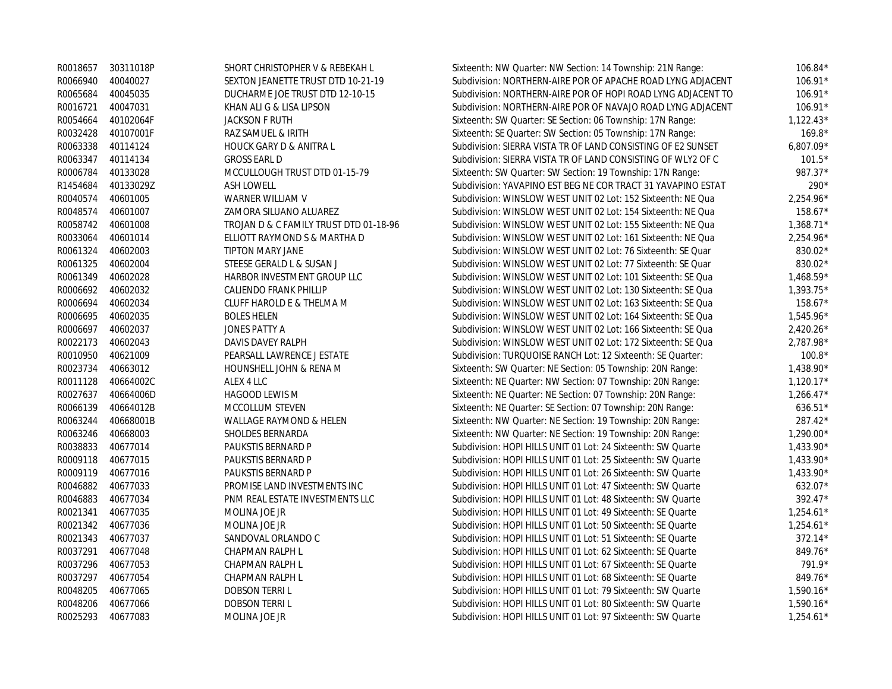| | | | | |
|---|---|---|---|---|
| R0018657 | 30311018P | SHORT CHRISTOPHER V & REBEKAH L | Sixteenth: NW Quarter: NW Section: 14 Township: 21N Range: | 106.84* |
| R0066940 | 40040027 | SEXTON JEANETTE TRUST DTD 10-21-19 | Subdivision: NORTHERN-AIRE POR OF APACHE ROAD LYNG ADJACENT | 106.91* |
| R0065684 | 40045035 | DUCHARME JOE TRUST DTD 12-10-15 | Subdivision: NORTHERN-AIRE POR OF HOPI ROAD LYNG ADJACENT TO | 106.91* |
| R0016721 | 40047031 | KHAN ALI G & LISA LIPSON | Subdivision: NORTHERN-AIRE POR OF NAVAJO ROAD LYNG ADJACENT | 106.91* |
| R0054664 | 40102064F | JACKSON F RUTH | Sixteenth: SW Quarter: SE Section: 06 Township: 17N Range: | 1,122.43* |
| R0032428 | 40107001F | RAZ SAMUEL & IRITH | Sixteenth: SE Quarter: SW Section: 05 Township: 17N Range: | 169.8* |
| R0063338 | 40114124 | HOUCK GARY D & ANITRA L | Subdivision: SIERRA VISTA TR OF LAND CONSISTING OF E2 SUNSET | 6,807.09* |
| R0063347 | 40114134 | GROSS EARL D | Subdivision: SIERRA VISTA TR OF LAND CONSISTING OF WLY2 OF C | 101.5* |
| R0006784 | 40133028 | MCCULLOUGH TRUST DTD 01-15-79 | Sixteenth: SW Quarter: SW Section: 19 Township: 17N Range: | 987.37* |
| R1454684 | 40133029Z | ASH LOWELL | Subdivision: YAVAPINO EST BEG NE COR TRACT 31 YAVAPINO ESTAT | 290* |
| R0040574 | 40601005 | WARNER WILLIAM V | Subdivision: WINSLOW WEST UNIT 02 Lot: 152 Sixteenth: NE Qua | 2,254.96* |
| R0048574 | 40601007 | ZAMORA SILUANO ALUAREZ | Subdivision: WINSLOW WEST UNIT 02 Lot: 154 Sixteenth: NE Qua | 158.67* |
| R0058742 | 40601008 | TROJAN D & C FAMILY TRUST DTD 01-18-96 | Subdivision: WINSLOW WEST UNIT 02 Lot: 155 Sixteenth: NE Qua | 1,368.71* |
| R0033064 | 40601014 | ELLIOTT RAYMOND S & MARTHA D | Subdivision: WINSLOW WEST UNIT 02 Lot: 161 Sixteenth: NE Qua | 2,254.96* |
| R0061324 | 40602003 | TIPTON MARY JANE | Subdivision: WINSLOW WEST UNIT 02 Lot: 76 Sixteenth: SE Quar | 830.02* |
| R0061325 | 40602004 | STEESE GERALD L & SUSAN J | Subdivision: WINSLOW WEST UNIT 02 Lot: 77 Sixteenth: SE Quar | 830.02* |
| R0061349 | 40602028 | HARBOR INVESTMENT GROUP LLC | Subdivision: WINSLOW WEST UNIT 02 Lot: 101 Sixteenth: SE Qua | 1,468.59* |
| R0006692 | 40602032 | CALIENDO FRANK PHILLIP | Subdivision: WINSLOW WEST UNIT 02 Lot: 130 Sixteenth: SE Qua | 1,393.75* |
| R0006694 | 40602034 | CLUFF HAROLD E & THELMA M | Subdivision: WINSLOW WEST UNIT 02 Lot: 163 Sixteenth: SE Qua | 158.67* |
| R0006695 | 40602035 | BOLES HELEN | Subdivision: WINSLOW WEST UNIT 02 Lot: 164 Sixteenth: SE Qua | 1,545.96* |
| R0006697 | 40602037 | JONES PATTY A | Subdivision: WINSLOW WEST UNIT 02 Lot: 166 Sixteenth: SE Qua | 2,420.26* |
| R0022173 | 40602043 | DAVIS DAVEY RALPH | Subdivision: WINSLOW WEST UNIT 02 Lot: 172 Sixteenth: SE Qua | 2,787.98* |
| R0010950 | 40621009 | PEARSALL LAWRENCE J ESTATE | Subdivision: TURQUOISE RANCH Lot: 12 Sixteenth: SE Quarter: | 100.8* |
| R0023734 | 40663012 | HOUNSHELL JOHN & RENA M | Sixteenth: SW Quarter: NE Section: 05 Township: 20N Range: | 1,438.90* |
| R0011128 | 40664002C | ALEX 4 LLC | Sixteenth: NE Quarter: NW Section: 07 Township: 20N Range: | 1,120.17* |
| R0027637 | 40664006D | HAGOOD LEWIS M | Sixteenth: NE Quarter: NE Section: 07 Township: 20N Range: | 1,266.47* |
| R0066139 | 40664012B | MCCOLLUM STEVEN | Sixteenth: NE Quarter: SE Section: 07 Township: 20N Range: | 636.51* |
| R0063244 | 40668001B | WALLAGE RAYMOND & HELEN | Sixteenth: NW Quarter: NE Section: 19 Township: 20N Range: | 287.42* |
| R0063246 | 40668003 | SHOLDES BERNARDA | Sixteenth: NW Quarter: NE Section: 19 Township: 20N Range: | 1,290.00* |
| R0038833 | 40677014 | PAUKSTIS BERNARD P | Subdivision: HOPI HILLS UNIT 01 Lot: 24 Sixteenth: SW Quarte | 1,433.90* |
| R0009118 | 40677015 | PAUKSTIS BERNARD P | Subdivision: HOPI HILLS UNIT 01 Lot: 25 Sixteenth: SW Quarte | 1,433.90* |
| R0009119 | 40677016 | PAUKSTIS BERNARD P | Subdivision: HOPI HILLS UNIT 01 Lot: 26 Sixteenth: SW Quarte | 1,433.90* |
| R0046882 | 40677033 | PROMISE LAND INVESTMENTS INC | Subdivision: HOPI HILLS UNIT 01 Lot: 47 Sixteenth: SW Quarte | 632.07* |
| R0046883 | 40677034 | PNM REAL ESTATE INVESTMENTS LLC | Subdivision: HOPI HILLS UNIT 01 Lot: 48 Sixteenth: SW Quarte | 392.47* |
| R0021341 | 40677035 | MOLINA JOE JR | Subdivision: HOPI HILLS UNIT 01 Lot: 49 Sixteenth: SE Quarte | 1,254.61* |
| R0021342 | 40677036 | MOLINA JOE JR | Subdivision: HOPI HILLS UNIT 01 Lot: 50 Sixteenth: SE Quarte | 1,254.61* |
| R0021343 | 40677037 | SANDOVAL ORLANDO C | Subdivision: HOPI HILLS UNIT 01 Lot: 51 Sixteenth: SE Quarte | 372.14* |
| R0037291 | 40677048 | CHAPMAN RALPH L | Subdivision: HOPI HILLS UNIT 01 Lot: 62 Sixteenth: SE Quarte | 849.76* |
| R0037296 | 40677053 | CHAPMAN RALPH L | Subdivision: HOPI HILLS UNIT 01 Lot: 67 Sixteenth: SE Quarte | 791.9* |
| R0037297 | 40677054 | CHAPMAN RALPH L | Subdivision: HOPI HILLS UNIT 01 Lot: 68 Sixteenth: SE Quarte | 849.76* |
| R0048205 | 40677065 | DOBSON TERRI L | Subdivision: HOPI HILLS UNIT 01 Lot: 79 Sixteenth: SW Quarte | 1,590.16* |
| R0048206 | 40677066 | DOBSON TERRI L | Subdivision: HOPI HILLS UNIT 01 Lot: 80 Sixteenth: SW Quarte | 1,590.16* |
| R0025293 | 40677083 | MOLINA JOE JR | Subdivision: HOPI HILLS UNIT 01 Lot: 97 Sixteenth: SW Quarte | 1,254.61* |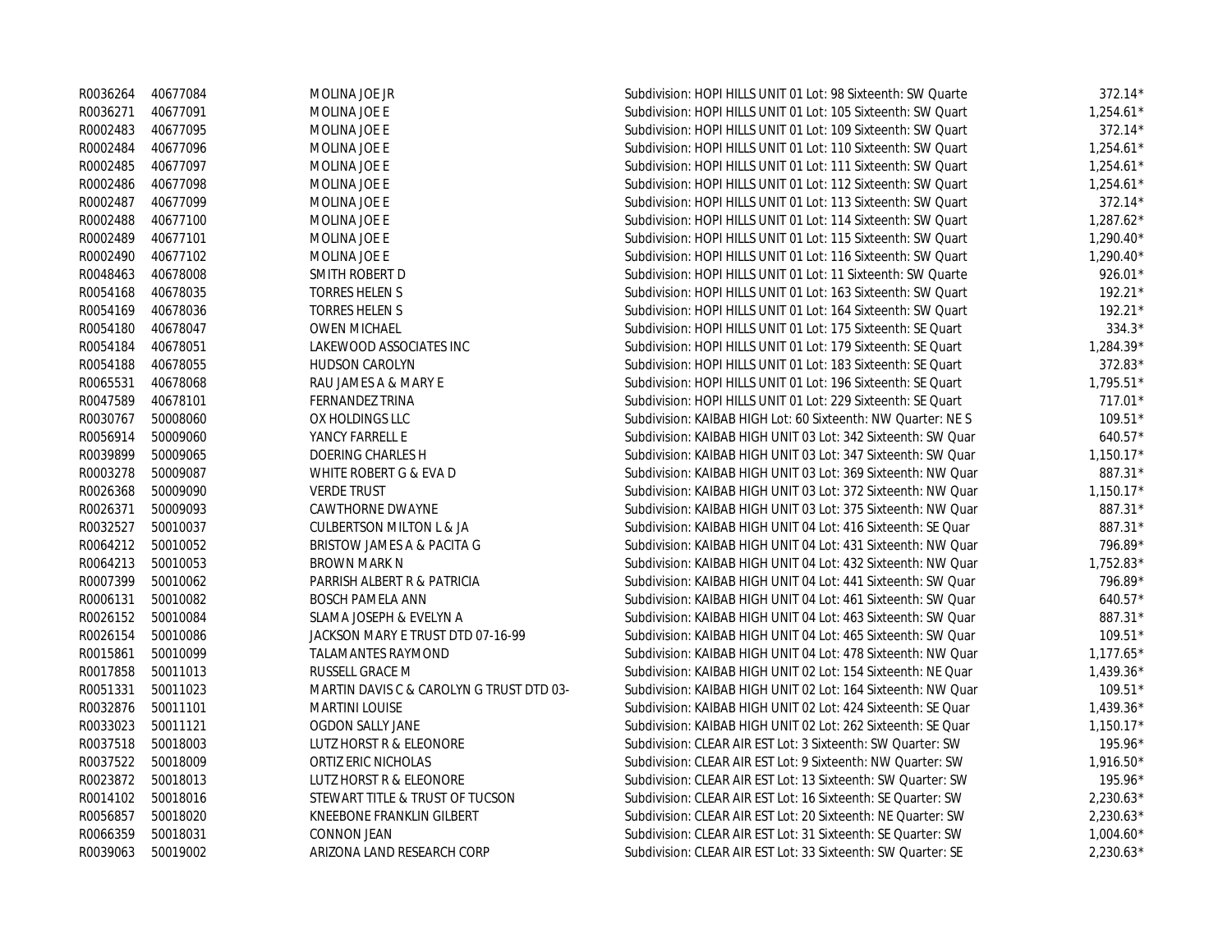| | | | | |
|---|---|---|---|---|
| R0036264 | 40677084 | MOLINA JOE JR | Subdivision: HOPI HILLS UNIT 01 Lot: 98 Sixteenth: SW Quarte | 372.14* |
| R0036271 | 40677091 | MOLINA JOE E | Subdivision: HOPI HILLS UNIT 01 Lot: 105 Sixteenth: SW Quart | 1,254.61* |
| R0002483 | 40677095 | MOLINA JOE E | Subdivision: HOPI HILLS UNIT 01 Lot: 109 Sixteenth: SW Quart | 372.14* |
| R0002484 | 40677096 | MOLINA JOE E | Subdivision: HOPI HILLS UNIT 01 Lot: 110 Sixteenth: SW Quart | 1,254.61* |
| R0002485 | 40677097 | MOLINA JOE E | Subdivision: HOPI HILLS UNIT 01 Lot: 111 Sixteenth: SW Quart | 1,254.61* |
| R0002486 | 40677098 | MOLINA JOE E | Subdivision: HOPI HILLS UNIT 01 Lot: 112 Sixteenth: SW Quart | 1,254.61* |
| R0002487 | 40677099 | MOLINA JOE E | Subdivision: HOPI HILLS UNIT 01 Lot: 113 Sixteenth: SW Quart | 372.14* |
| R0002488 | 40677100 | MOLINA JOE E | Subdivision: HOPI HILLS UNIT 01 Lot: 114 Sixteenth: SW Quart | 1,287.62* |
| R0002489 | 40677101 | MOLINA JOE E | Subdivision: HOPI HILLS UNIT 01 Lot: 115 Sixteenth: SW Quart | 1,290.40* |
| R0002490 | 40677102 | MOLINA JOE E | Subdivision: HOPI HILLS UNIT 01 Lot: 116 Sixteenth: SW Quart | 1,290.40* |
| R0048463 | 40678008 | SMITH ROBERT D | Subdivision: HOPI HILLS UNIT 01 Lot: 11 Sixteenth: SW Quarte | 926.01* |
| R0054168 | 40678035 | TORRES HELEN S | Subdivision: HOPI HILLS UNIT 01 Lot: 163 Sixteenth: SW Quart | 192.21* |
| R0054169 | 40678036 | TORRES HELEN S | Subdivision: HOPI HILLS UNIT 01 Lot: 164 Sixteenth: SW Quart | 192.21* |
| R0054180 | 40678047 | OWEN MICHAEL | Subdivision: HOPI HILLS UNIT 01 Lot: 175 Sixteenth: SE Quart | 334.3* |
| R0054184 | 40678051 | LAKEWOOD ASSOCIATES INC | Subdivision: HOPI HILLS UNIT 01 Lot: 179 Sixteenth: SE Quart | 1,284.39* |
| R0054188 | 40678055 | HUDSON CAROLYN | Subdivision: HOPI HILLS UNIT 01 Lot: 183 Sixteenth: SE Quart | 372.83* |
| R0065531 | 40678068 | RAU JAMES A & MARY E | Subdivision: HOPI HILLS UNIT 01 Lot: 196 Sixteenth: SE Quart | 1,795.51* |
| R0047589 | 40678101 | FERNANDEZ TRINA | Subdivision: HOPI HILLS UNIT 01 Lot: 229 Sixteenth: SE Quart | 717.01* |
| R0030767 | 50008060 | OX HOLDINGS LLC | Subdivision: KAIBAB HIGH Lot: 60 Sixteenth: NW Quarter: NE S | 109.51* |
| R0056914 | 50009060 | YANCY FARRELL E | Subdivision: KAIBAB HIGH UNIT 03 Lot: 342 Sixteenth: SW Quar | 640.57* |
| R0039899 | 50009065 | DOERING CHARLES H | Subdivision: KAIBAB HIGH UNIT 03 Lot: 347 Sixteenth: SW Quar | 1,150.17* |
| R0003278 | 50009087 | WHITE ROBERT G & EVA D | Subdivision: KAIBAB HIGH UNIT 03 Lot: 369 Sixteenth: NW Quar | 887.31* |
| R0026368 | 50009090 | VERDE TRUST | Subdivision: KAIBAB HIGH UNIT 03 Lot: 372 Sixteenth: NW Quar | 1,150.17* |
| R0026371 | 50009093 | CAWTHORNE DWAYNE | Subdivision: KAIBAB HIGH UNIT 03 Lot: 375 Sixteenth: NW Quar | 887.31* |
| R0032527 | 50010037 | CULBERTSON MILTON L & JA | Subdivision: KAIBAB HIGH UNIT 04 Lot: 416 Sixteenth: SE Quar | 887.31* |
| R0064212 | 50010052 | BRISTOW JAMES A & PACITA G | Subdivision: KAIBAB HIGH UNIT 04 Lot: 431 Sixteenth: NW Quar | 796.89* |
| R0064213 | 50010053 | BROWN MARK N | Subdivision: KAIBAB HIGH UNIT 04 Lot: 432 Sixteenth: NW Quar | 1,752.83* |
| R0007399 | 50010062 | PARRISH ALBERT R & PATRICIA | Subdivision: KAIBAB HIGH UNIT 04 Lot: 441 Sixteenth: SW Quar | 796.89* |
| R0006131 | 50010082 | BOSCH PAMELA ANN | Subdivision: KAIBAB HIGH UNIT 04 Lot: 461 Sixteenth: SW Quar | 640.57* |
| R0026152 | 50010084 | SLAMA JOSEPH & EVELYN A | Subdivision: KAIBAB HIGH UNIT 04 Lot: 463 Sixteenth: SW Quar | 887.31* |
| R0026154 | 50010086 | JACKSON MARY E TRUST DTD 07-16-99 | Subdivision: KAIBAB HIGH UNIT 04 Lot: 465 Sixteenth: SW Quar | 109.51* |
| R0015861 | 50010099 | TALAMANTES RAYMOND | Subdivision: KAIBAB HIGH UNIT 04 Lot: 478 Sixteenth: NW Quar | 1,177.65* |
| R0017858 | 50011013 | RUSSELL GRACE M | Subdivision: KAIBAB HIGH UNIT 02 Lot: 154 Sixteenth: NE Quar | 1,439.36* |
| R0051331 | 50011023 | MARTIN DAVIS C & CAROLYN G TRUST DTD 03- | Subdivision: KAIBAB HIGH UNIT 02 Lot: 164 Sixteenth: NW Quar | 109.51* |
| R0032876 | 50011101 | MARTINI LOUISE | Subdivision: KAIBAB HIGH UNIT 02 Lot: 424 Sixteenth: SE Quar | 1,439.36* |
| R0033023 | 50011121 | OGDON SALLY JANE | Subdivision: KAIBAB HIGH UNIT 02 Lot: 262 Sixteenth: SE Quar | 1,150.17* |
| R0037518 | 50018003 | LUTZ HORST R & ELEONORE | Subdivision: CLEAR AIR EST Lot: 3 Sixteenth: SW Quarter: SW | 195.96* |
| R0037522 | 50018009 | ORTIZ ERIC NICHOLAS | Subdivision: CLEAR AIR EST Lot: 9 Sixteenth: NW Quarter: SW | 1,916.50* |
| R0023872 | 50018013 | LUTZ HORST R & ELEONORE | Subdivision: CLEAR AIR EST Lot: 13 Sixteenth: SW Quarter: SW | 195.96* |
| R0014102 | 50018016 | STEWART TITLE & TRUST OF TUCSON | Subdivision: CLEAR AIR EST Lot: 16 Sixteenth: SE Quarter: SW | 2,230.63* |
| R0056857 | 50018020 | KNEEBONE FRANKLIN GILBERT | Subdivision: CLEAR AIR EST Lot: 20 Sixteenth: NE Quarter: SW | 2,230.63* |
| R0066359 | 50018031 | CONNON JEAN | Subdivision: CLEAR AIR EST Lot: 31 Sixteenth: SE Quarter: SW | 1,004.60* |
| R0039063 | 50019002 | ARIZONA LAND RESEARCH CORP | Subdivision: CLEAR AIR EST Lot: 33 Sixteenth: SW Quarter: SE | 2,230.63* |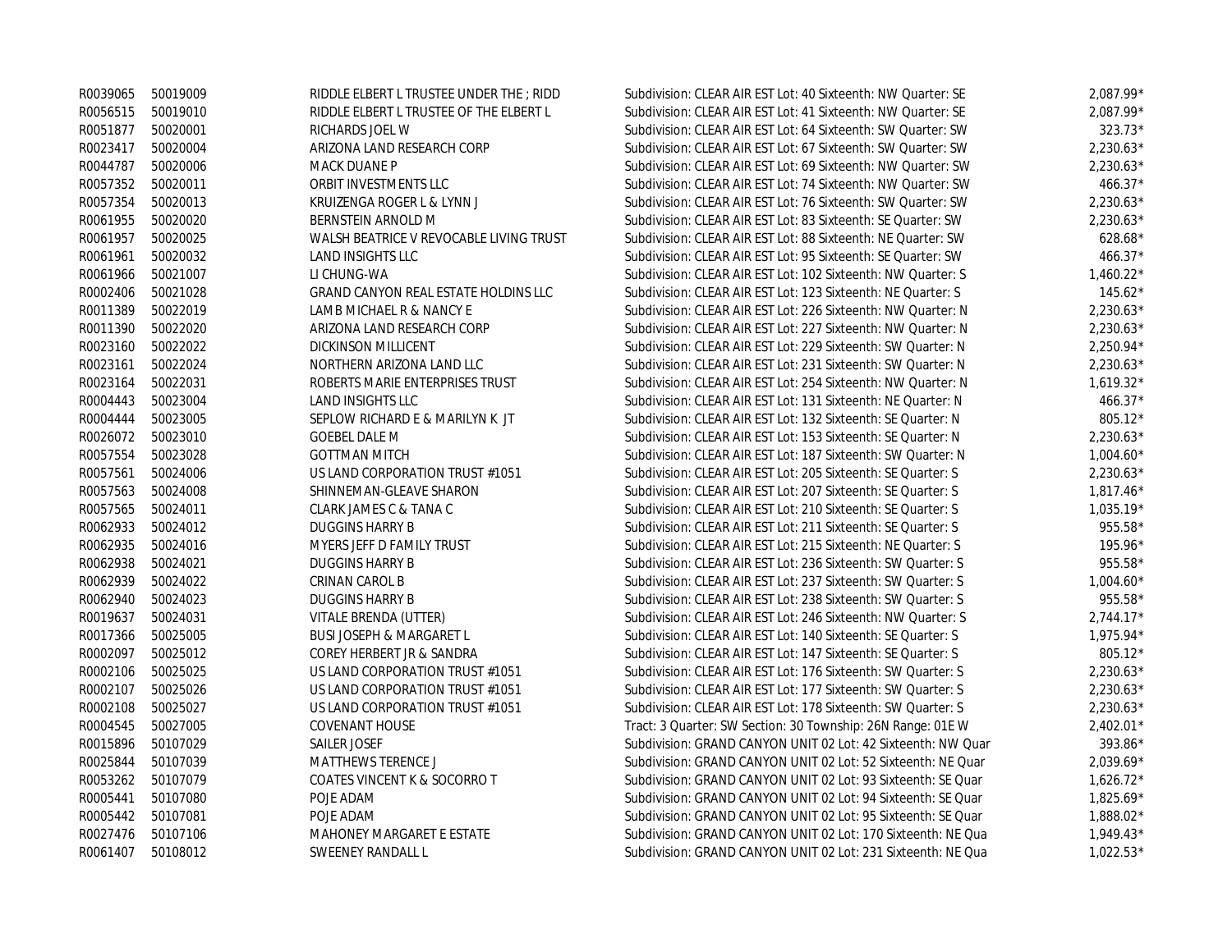| | | | | |
|---|---|---|---|---|
| R0039065 | 50019009 | RIDDLE ELBERT L TRUSTEE UNDER THE ; RIDD | Subdivision: CLEAR AIR EST Lot: 40 Sixteenth: NW Quarter: SE | 2,087.99* |
| R0056515 | 50019010 | RIDDLE ELBERT L TRUSTEE OF THE ELBERT L | Subdivision: CLEAR AIR EST Lot: 41 Sixteenth: NW Quarter: SE | 2,087.99* |
| R0051877 | 50020001 | RICHARDS JOEL W | Subdivision: CLEAR AIR EST Lot: 64 Sixteenth: SW Quarter: SW | 323.73* |
| R0023417 | 50020004 | ARIZONA LAND RESEARCH CORP | Subdivision: CLEAR AIR EST Lot: 67 Sixteenth: SW Quarter: SW | 2,230.63* |
| R0044787 | 50020006 | MACK DUANE P | Subdivision: CLEAR AIR EST Lot: 69 Sixteenth: NW Quarter: SW | 2,230.63* |
| R0057352 | 50020011 | ORBIT INVESTMENTS LLC | Subdivision: CLEAR AIR EST Lot: 74 Sixteenth: NW Quarter: SW | 466.37* |
| R0057354 | 50020013 | KRUIZENGA ROGER L & LYNN J | Subdivision: CLEAR AIR EST Lot: 76 Sixteenth: SW Quarter: SW | 2,230.63* |
| R0061955 | 50020020 | BERNSTEIN ARNOLD M | Subdivision: CLEAR AIR EST Lot: 83 Sixteenth: SE Quarter: SW | 2,230.63* |
| R0061957 | 50020025 | WALSH BEATRICE V REVOCABLE LIVING TRUST | Subdivision: CLEAR AIR EST Lot: 88 Sixteenth: NE Quarter: SW | 628.68* |
| R0061961 | 50020032 | LAND INSIGHTS LLC | Subdivision: CLEAR AIR EST Lot: 95 Sixteenth: SE Quarter: SW | 466.37* |
| R0061966 | 50021007 | LI CHUNG-WA | Subdivision: CLEAR AIR EST Lot: 102 Sixteenth: NW Quarter: S | 1,460.22* |
| R0002406 | 50021028 | GRAND CANYON REAL ESTATE HOLDINS LLC | Subdivision: CLEAR AIR EST Lot: 123 Sixteenth: NE Quarter: S | 145.62* |
| R0011389 | 50022019 | LAMB MICHAEL R & NANCY E | Subdivision: CLEAR AIR EST Lot: 226 Sixteenth: NW Quarter: N | 2,230.63* |
| R0011390 | 50022020 | ARIZONA LAND RESEARCH CORP | Subdivision: CLEAR AIR EST Lot: 227 Sixteenth: NW Quarter: N | 2,230.63* |
| R0023160 | 50022022 | DICKINSON MILLICENT | Subdivision: CLEAR AIR EST Lot: 229 Sixteenth: SW Quarter: N | 2,250.94* |
| R0023161 | 50022024 | NORTHERN ARIZONA LAND LLC | Subdivision: CLEAR AIR EST Lot: 231 Sixteenth: SW Quarter: N | 2,230.63* |
| R0023164 | 50022031 | ROBERTS MARIE ENTERPRISES TRUST | Subdivision: CLEAR AIR EST Lot: 254 Sixteenth: NW Quarter: N | 1,619.32* |
| R0004443 | 50023004 | LAND INSIGHTS LLC | Subdivision: CLEAR AIR EST Lot: 131 Sixteenth: NE Quarter: N | 466.37* |
| R0004444 | 50023005 | SEPLOW RICHARD E & MARILYN K JT | Subdivision: CLEAR AIR EST Lot: 132 Sixteenth: SE Quarter: N | 805.12* |
| R0026072 | 50023010 | GOEBEL DALE M | Subdivision: CLEAR AIR EST Lot: 153 Sixteenth: SE Quarter: N | 2,230.63* |
| R0057554 | 50023028 | GOTTMAN MITCH | Subdivision: CLEAR AIR EST Lot: 187 Sixteenth: SW Quarter: N | 1,004.60* |
| R0057561 | 50024006 | US LAND CORPORATION TRUST #1051 | Subdivision: CLEAR AIR EST Lot: 205 Sixteenth: SE Quarter: S | 2,230.63* |
| R0057563 | 50024008 | SHINNEMAN-GLEAVE SHARON | Subdivision: CLEAR AIR EST Lot: 207 Sixteenth: SE Quarter: S | 1,817.46* |
| R0057565 | 50024011 | CLARK JAMES C & TANA C | Subdivision: CLEAR AIR EST Lot: 210 Sixteenth: SE Quarter: S | 1,035.19* |
| R0062933 | 50024012 | DUGGINS HARRY B | Subdivision: CLEAR AIR EST Lot: 211 Sixteenth: SE Quarter: S | 955.58* |
| R0062935 | 50024016 | MYERS JEFF D FAMILY TRUST | Subdivision: CLEAR AIR EST Lot: 215 Sixteenth: NE Quarter: S | 195.96* |
| R0062938 | 50024021 | DUGGINS HARRY B | Subdivision: CLEAR AIR EST Lot: 236 Sixteenth: SW Quarter: S | 955.58* |
| R0062939 | 50024022 | CRINAN CAROL B | Subdivision: CLEAR AIR EST Lot: 237 Sixteenth: SW Quarter: S | 1,004.60* |
| R0062940 | 50024023 | DUGGINS HARRY B | Subdivision: CLEAR AIR EST Lot: 238 Sixteenth: SW Quarter: S | 955.58* |
| R0019637 | 50024031 | VITALE BRENDA (UTTER) | Subdivision: CLEAR AIR EST Lot: 246 Sixteenth: NW Quarter: S | 2,744.17* |
| R0017366 | 50025005 | BUSI JOSEPH & MARGARET L | Subdivision: CLEAR AIR EST Lot: 140 Sixteenth: SE Quarter: S | 1,975.94* |
| R0002097 | 50025012 | COREY HERBERT JR & SANDRA | Subdivision: CLEAR AIR EST Lot: 147 Sixteenth: SE Quarter: S | 805.12* |
| R0002106 | 50025025 | US LAND CORPORATION TRUST #1051 | Subdivision: CLEAR AIR EST Lot: 176 Sixteenth: SW Quarter: S | 2,230.63* |
| R0002107 | 50025026 | US LAND CORPORATION TRUST #1051 | Subdivision: CLEAR AIR EST Lot: 177 Sixteenth: SW Quarter: S | 2,230.63* |
| R0002108 | 50025027 | US LAND CORPORATION TRUST #1051 | Subdivision: CLEAR AIR EST Lot: 178 Sixteenth: SW Quarter: S | 2,230.63* |
| R0004545 | 50027005 | COVENANT HOUSE | Tract: 3 Quarter: SW Section: 30 Township: 26N Range: 01E W | 2,402.01* |
| R0015896 | 50107029 | SAILER JOSEF | Subdivision: GRAND CANYON UNIT 02 Lot: 42 Sixteenth: NW Quar | 393.86* |
| R0025844 | 50107039 | MATTHEWS TERENCE J | Subdivision: GRAND CANYON UNIT 02 Lot: 52 Sixteenth: NE Quar | 2,039.69* |
| R0053262 | 50107079 | COATES VINCENT K & SOCORRO T | Subdivision: GRAND CANYON UNIT 02 Lot: 93 Sixteenth: SE Quar | 1,626.72* |
| R0005441 | 50107080 | POJE ADAM | Subdivision: GRAND CANYON UNIT 02 Lot: 94 Sixteenth: SE Quar | 1,825.69* |
| R0005442 | 50107081 | POJE ADAM | Subdivision: GRAND CANYON UNIT 02 Lot: 95 Sixteenth: SE Quar | 1,888.02* |
| R0027476 | 50107106 | MAHONEY MARGARET E ESTATE | Subdivision: GRAND CANYON UNIT 02 Lot: 170 Sixteenth: NE Qua | 1,949.43* |
| R0061407 | 50108012 | SWEENEY RANDALL L | Subdivision: GRAND CANYON UNIT 02 Lot: 231 Sixteenth: NE Qua | 1,022.53* |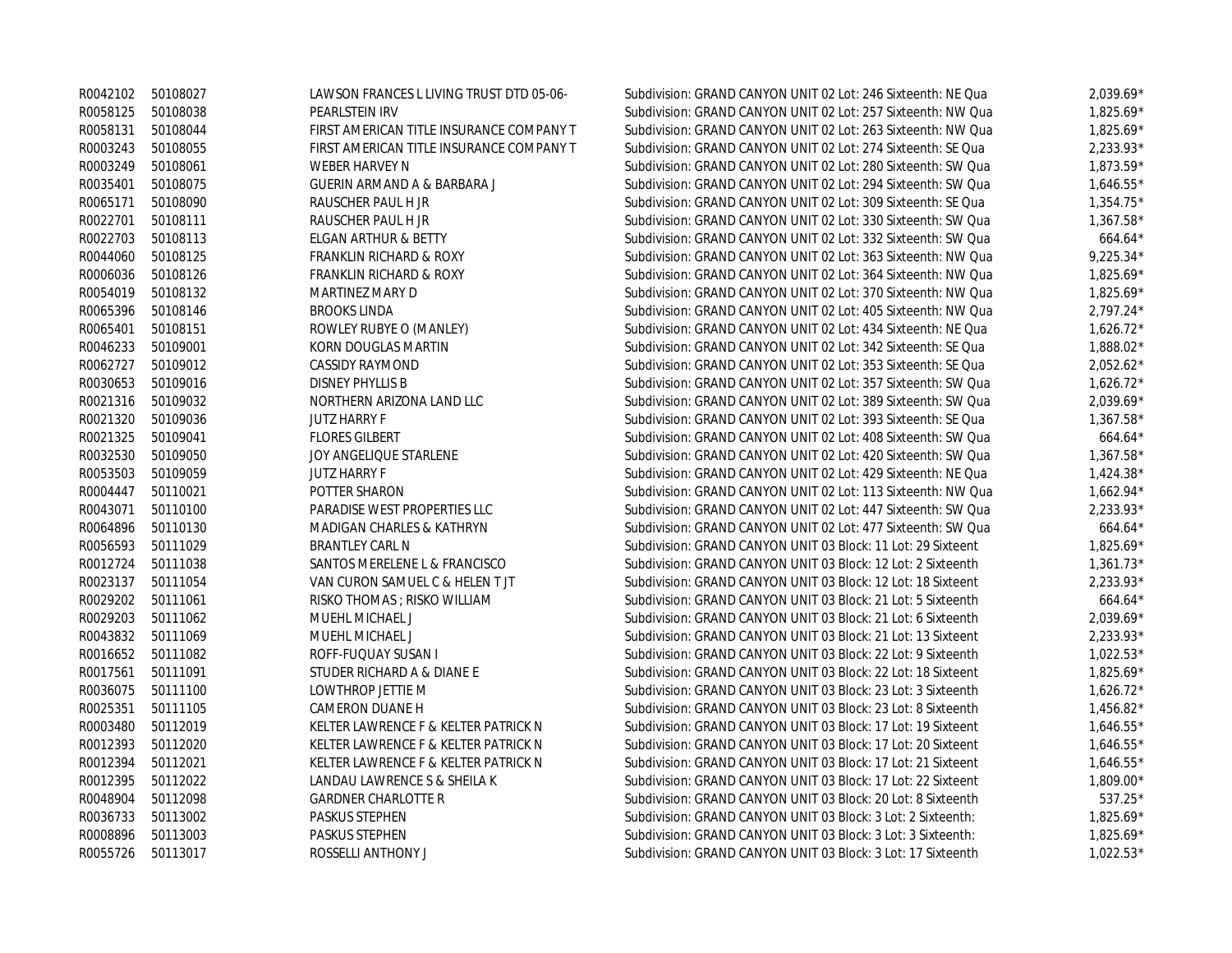| | | | | |
|---|---|---|---|---|
| R0042102 | 50108027 | LAWSON FRANCES L LIVING TRUST DTD 05-06- | Subdivision: GRAND CANYON UNIT 02 Lot: 246 Sixteenth: NE Qua | 2,039.69* |
| R0058125 | 50108038 | PEARLSTEIN IRV | Subdivision: GRAND CANYON UNIT 02 Lot: 257 Sixteenth: NW Qua | 1,825.69* |
| R0058131 | 50108044 | FIRST AMERICAN TITLE INSURANCE COMPANY T | Subdivision: GRAND CANYON UNIT 02 Lot: 263 Sixteenth: NW Qua | 1,825.69* |
| R0003243 | 50108055 | FIRST AMERICAN TITLE INSURANCE COMPANY T | Subdivision: GRAND CANYON UNIT 02 Lot: 274 Sixteenth: SE Qua | 2,233.93* |
| R0003249 | 50108061 | WEBER HARVEY N | Subdivision: GRAND CANYON UNIT 02 Lot: 280 Sixteenth: SW Qua | 1,873.59* |
| R0035401 | 50108075 | GUERIN ARMAND A & BARBARA J | Subdivision: GRAND CANYON UNIT 02 Lot: 294 Sixteenth: SW Qua | 1,646.55* |
| R0065171 | 50108090 | RAUSCHER PAUL H JR | Subdivision: GRAND CANYON UNIT 02 Lot: 309 Sixteenth: SE Qua | 1,354.75* |
| R0022701 | 50108111 | RAUSCHER PAUL H JR | Subdivision: GRAND CANYON UNIT 02 Lot: 330 Sixteenth: SW Qua | 1,367.58* |
| R0022703 | 50108113 | ELGAN ARTHUR & BETTY | Subdivision: GRAND CANYON UNIT 02 Lot: 332 Sixteenth: SW Qua | 664.64* |
| R0044060 | 50108125 | FRANKLIN RICHARD & ROXY | Subdivision: GRAND CANYON UNIT 02 Lot: 363 Sixteenth: NW Qua | 9,225.34* |
| R0006036 | 50108126 | FRANKLIN RICHARD & ROXY | Subdivision: GRAND CANYON UNIT 02 Lot: 364 Sixteenth: NW Qua | 1,825.69* |
| R0054019 | 50108132 | MARTINEZ MARY D | Subdivision: GRAND CANYON UNIT 02 Lot: 370 Sixteenth: NW Qua | 1,825.69* |
| R0065396 | 50108146 | BROOKS LINDA | Subdivision: GRAND CANYON UNIT 02 Lot: 405 Sixteenth: NW Qua | 2,797.24* |
| R0065401 | 50108151 | ROWLEY RUBYE O (MANLEY) | Subdivision: GRAND CANYON UNIT 02 Lot: 434 Sixteenth: NE Qua | 1,626.72* |
| R0046233 | 50109001 | KORN DOUGLAS MARTIN | Subdivision: GRAND CANYON UNIT 02 Lot: 342 Sixteenth: SE Qua | 1,888.02* |
| R0062727 | 50109012 | CASSIDY RAYMOND | Subdivision: GRAND CANYON UNIT 02 Lot: 353 Sixteenth: SE Qua | 2,052.62* |
| R0030653 | 50109016 | DISNEY PHYLLIS B | Subdivision: GRAND CANYON UNIT 02 Lot: 357 Sixteenth: SW Qua | 1,626.72* |
| R0021316 | 50109032 | NORTHERN ARIZONA LAND LLC | Subdivision: GRAND CANYON UNIT 02 Lot: 389 Sixteenth: SW Qua | 2,039.69* |
| R0021320 | 50109036 | JUTZ HARRY F | Subdivision: GRAND CANYON UNIT 02 Lot: 393 Sixteenth: SE Qua | 1,367.58* |
| R0021325 | 50109041 | FLORES GILBERT | Subdivision: GRAND CANYON UNIT 02 Lot: 408 Sixteenth: SW Qua | 664.64* |
| R0032530 | 50109050 | JOY ANGELIQUE STARLENE | Subdivision: GRAND CANYON UNIT 02 Lot: 420 Sixteenth: SW Qua | 1,367.58* |
| R0053503 | 50109059 | JUTZ HARRY F | Subdivision: GRAND CANYON UNIT 02 Lot: 429 Sixteenth: NE Qua | 1,424.38* |
| R0004447 | 50110021 | POTTER SHARON | Subdivision: GRAND CANYON UNIT 02 Lot: 113 Sixteenth: NW Qua | 1,662.94* |
| R0043071 | 50110100 | PARADISE WEST PROPERTIES LLC | Subdivision: GRAND CANYON UNIT 02 Lot: 447 Sixteenth: SW Qua | 2,233.93* |
| R0064896 | 50110130 | MADIGAN CHARLES & KATHRYN | Subdivision: GRAND CANYON UNIT 02 Lot: 477 Sixteenth: SW Qua | 664.64* |
| R0056593 | 50111029 | BRANTLEY CARL N | Subdivision: GRAND CANYON UNIT 03 Block: 11 Lot: 29 Sixteent | 1,825.69* |
| R0012724 | 50111038 | SANTOS MERELENE L & FRANCISCO | Subdivision: GRAND CANYON UNIT 03 Block: 12 Lot: 2 Sixteenth | 1,361.73* |
| R0023137 | 50111054 | VAN CURON SAMUEL C & HELEN T JT | Subdivision: GRAND CANYON UNIT 03 Block: 12 Lot: 18 Sixteent | 2,233.93* |
| R0029202 | 50111061 | RISKO THOMAS ; RISKO WILLIAM | Subdivision: GRAND CANYON UNIT 03 Block: 21 Lot: 5 Sixteenth | 664.64* |
| R0029203 | 50111062 | MUEHL MICHAEL J | Subdivision: GRAND CANYON UNIT 03 Block: 21 Lot: 6 Sixteenth | 2,039.69* |
| R0043832 | 50111069 | MUEHL MICHAEL J | Subdivision: GRAND CANYON UNIT 03 Block: 21 Lot: 13 Sixteent | 2,233.93* |
| R0016652 | 50111082 | ROFF-FUQUAY SUSAN I | Subdivision: GRAND CANYON UNIT 03 Block: 22 Lot: 9 Sixteenth | 1,022.53* |
| R0017561 | 50111091 | STUDER RICHARD A & DIANE E | Subdivision: GRAND CANYON UNIT 03 Block: 22 Lot: 18 Sixteent | 1,825.69* |
| R0036075 | 50111100 | LOWTHROP JETTIE M | Subdivision: GRAND CANYON UNIT 03 Block: 23 Lot: 3 Sixteenth | 1,626.72* |
| R0025351 | 50111105 | CAMERON DUANE H | Subdivision: GRAND CANYON UNIT 03 Block: 23 Lot: 8 Sixteenth | 1,456.82* |
| R0003480 | 50112019 | KELTER LAWRENCE F & KELTER PATRICK N | Subdivision: GRAND CANYON UNIT 03 Block: 17 Lot: 19 Sixteent | 1,646.55* |
| R0012393 | 50112020 | KELTER LAWRENCE F & KELTER PATRICK N | Subdivision: GRAND CANYON UNIT 03 Block: 17 Lot: 20 Sixteent | 1,646.55* |
| R0012394 | 50112021 | KELTER LAWRENCE F & KELTER PATRICK N | Subdivision: GRAND CANYON UNIT 03 Block: 17 Lot: 21 Sixteent | 1,646.55* |
| R0012395 | 50112022 | LANDAU LAWRENCE S & SHEILA K | Subdivision: GRAND CANYON UNIT 03 Block: 17 Lot: 22 Sixteent | 1,809.00* |
| R0048904 | 50112098 | GARDNER CHARLOTTE R | Subdivision: GRAND CANYON UNIT 03 Block: 20 Lot: 8 Sixteenth | 537.25* |
| R0036733 | 50113002 | PASKUS STEPHEN | Subdivision: GRAND CANYON UNIT 03 Block: 3 Lot: 2 Sixteenth: | 1,825.69* |
| R0008896 | 50113003 | PASKUS STEPHEN | Subdivision: GRAND CANYON UNIT 03 Block: 3 Lot: 3 Sixteenth: | 1,825.69* |
| R0055726 | 50113017 | ROSSELLI ANTHONY J | Subdivision: GRAND CANYON UNIT 03 Block: 3 Lot: 17 Sixteenth | 1,022.53* |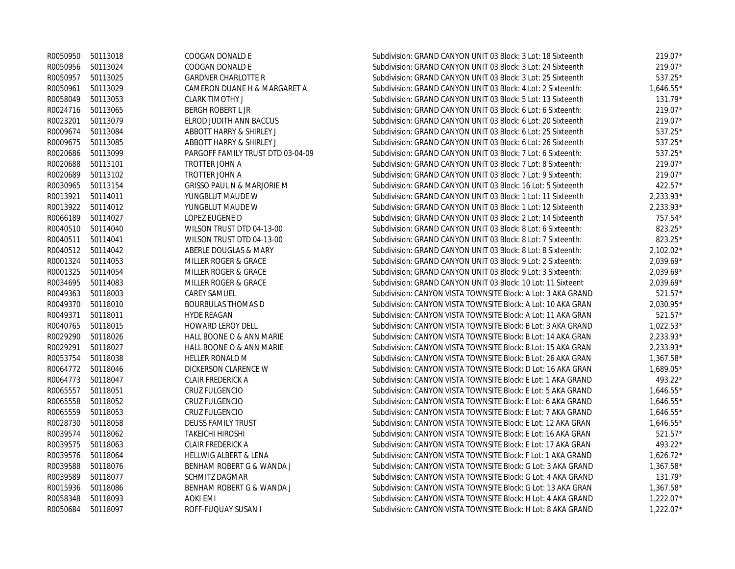| | | | | |
|---|---|---|---|---|
| R0050950 | 50113018 | COOGAN DONALD E | Subdivision: GRAND CANYON UNIT 03 Block: 3 Lot: 18 Sixteenth | 219.07* |
| R0050956 | 50113024 | COOGAN DONALD E | Subdivision: GRAND CANYON UNIT 03 Block: 3 Lot: 24 Sixteenth | 219.07* |
| R0050957 | 50113025 | GARDNER CHARLOTTE R | Subdivision: GRAND CANYON UNIT 03 Block: 3 Lot: 25 Sixteenth | 537.25* |
| R0050961 | 50113029 | CAMERON DUANE H & MARGARET A | Subdivision: GRAND CANYON UNIT 03 Block: 4 Lot: 2 Sixteenth: | 1,646.55* |
| R0058049 | 50113053 | CLARK TIMOTHY J | Subdivision: GRAND CANYON UNIT 03 Block: 5 Lot: 13 Sixteenth | 131.79* |
| R0024716 | 50113065 | BERGH ROBERT L JR | Subdivision: GRAND CANYON UNIT 03 Block: 6 Lot: 6 Sixteenth: | 219.07* |
| R0023201 | 50113079 | ELROD JUDITH ANN BACCUS | Subdivision: GRAND CANYON UNIT 03 Block: 6 Lot: 20 Sixteenth | 219.07* |
| R0009674 | 50113084 | ABBOTT HARRY & SHIRLEY J | Subdivision: GRAND CANYON UNIT 03 Block: 6 Lot: 25 Sixteenth | 537.25* |
| R0009675 | 50113085 | ABBOTT HARRY & SHIRLEY J | Subdivision: GRAND CANYON UNIT 03 Block: 6 Lot: 26 Sixteenth | 537.25* |
| R0020686 | 50113099 | PARGOFF FAMILY TRUST DTD 03-04-09 | Subdivision: GRAND CANYON UNIT 03 Block: 7 Lot: 6 Sixteenth: | 537.25* |
| R0020688 | 50113101 | TROTTER JOHN A | Subdivision: GRAND CANYON UNIT 03 Block: 7 Lot: 8 Sixteenth: | 219.07* |
| R0020689 | 50113102 | TROTTER JOHN A | Subdivision: GRAND CANYON UNIT 03 Block: 7 Lot: 9 Sixteenth: | 219.07* |
| R0030965 | 50113154 | GRISSO PAUL N & MARJORIE M | Subdivision: GRAND CANYON UNIT 03 Block: 16 Lot: 5 Sixteenth | 422.57* |
| R0013921 | 50114011 | YUNGBLUT MAUDE W | Subdivision: GRAND CANYON UNIT 03 Block: 1 Lot: 11 Sixteenth | 2,233.93* |
| R0013922 | 50114012 | YUNGBLUT MAUDE W | Subdivision: GRAND CANYON UNIT 03 Block: 1 Lot: 12 Sixteenth | 2,233.93* |
| R0066189 | 50114027 | LOPEZ EUGENE D | Subdivision: GRAND CANYON UNIT 03 Block: 2 Lot: 14 Sixteenth | 757.54* |
| R0040510 | 50114040 | WILSON TRUST DTD 04-13-00 | Subdivision: GRAND CANYON UNIT 03 Block: 8 Lot: 6 Sixteenth: | 823.25* |
| R0040511 | 50114041 | WILSON TRUST DTD 04-13-00 | Subdivision: GRAND CANYON UNIT 03 Block: 8 Lot: 7 Sixteenth: | 823.25* |
| R0040512 | 50114042 | ABERLE DOUGLAS & MARY | Subdivision: GRAND CANYON UNIT 03 Block: 8 Lot: 8 Sixteenth: | 2,102.02* |
| R0001324 | 50114053 | MILLER ROGER & GRACE | Subdivision: GRAND CANYON UNIT 03 Block: 9 Lot: 2 Sixteenth: | 2,039.69* |
| R0001325 | 50114054 | MILLER ROGER & GRACE | Subdivision: GRAND CANYON UNIT 03 Block: 9 Lot: 3 Sixteenth: | 2,039.69* |
| R0034695 | 50114083 | MILLER ROGER & GRACE | Subdivision: GRAND CANYON UNIT 03 Block: 10 Lot: 11 Sixteent | 2,039.69* |
| R0049363 | 50118003 | CAREY SAMUEL | Subdivision: CANYON VISTA TOWNSITE Block: A Lot: 3 AKA GRAND | 521.57* |
| R0049370 | 50118010 | BOURBULAS THOMAS D | Subdivision: CANYON VISTA TOWNSITE Block: A Lot: 10 AKA GRAN | 2,030.95* |
| R0049371 | 50118011 | HYDE REAGAN | Subdivision: CANYON VISTA TOWNSITE Block: A Lot: 11 AKA GRAN | 521.57* |
| R0040765 | 50118015 | HOWARD LEROY DELL | Subdivision: CANYON VISTA TOWNSITE Block: B Lot: 3 AKA GRAND | 1,022.53* |
| R0029290 | 50118026 | HALL BOONE O & ANN MARIE | Subdivision: CANYON VISTA TOWNSITE Block: B Lot: 14 AKA GRAN | 2,233.93* |
| R0029291 | 50118027 | HALL BOONE O & ANN MARIE | Subdivision: CANYON VISTA TOWNSITE Block: B Lot: 15 AKA GRAN | 2,233.93* |
| R0053754 | 50118038 | HELLER RONALD M | Subdivision: CANYON VISTA TOWNSITE Block: B Lot: 26 AKA GRAN | 1,367.58* |
| R0064772 | 50118046 | DICKERSON CLARENCE W | Subdivision: CANYON VISTA TOWNSITE Block: D Lot: 16 AKA GRAN | 1,689.05* |
| R0064773 | 50118047 | CLAIR FREDERICK A | Subdivision: CANYON VISTA TOWNSITE Block: E Lot: 1 AKA GRAND | 493.22* |
| R0065557 | 50118051 | CRUZ FULGENCIO | Subdivision: CANYON VISTA TOWNSITE Block: E Lot: 5 AKA GRAND | 1,646.55* |
| R0065558 | 50118052 | CRUZ FULGENCIO | Subdivision: CANYON VISTA TOWNSITE Block: E Lot: 6 AKA GRAND | 1,646.55* |
| R0065559 | 50118053 | CRUZ FULGENCIO | Subdivision: CANYON VISTA TOWNSITE Block: E Lot: 7 AKA GRAND | 1,646.55* |
| R0028730 | 50118058 | DEUSS FAMILY TRUST | Subdivision: CANYON VISTA TOWNSITE Block: E Lot: 12 AKA GRAN | 1,646.55* |
| R0039574 | 50118062 | TAKEICHI HIROSHI | Subdivision: CANYON VISTA TOWNSITE Block: E Lot: 16 AKA GRAN | 521.57* |
| R0039575 | 50118063 | CLAIR FREDERICK A | Subdivision: CANYON VISTA TOWNSITE Block: E Lot: 17 AKA GRAN | 493.22* |
| R0039576 | 50118064 | HELLWIG ALBERT & LENA | Subdivision: CANYON VISTA TOWNSITE Block: F Lot: 1 AKA GRAND | 1,626.72* |
| R0039588 | 50118076 | BENHAM ROBERT G & WANDA J | Subdivision: CANYON VISTA TOWNSITE Block: G Lot: 3 AKA GRAND | 1,367.58* |
| R0039589 | 50118077 | SCHMITZ DAGMAR | Subdivision: CANYON VISTA TOWNSITE Block: G Lot: 4 AKA GRAND | 131.79* |
| R0015936 | 50118086 | BENHAM ROBERT G & WANDA J | Subdivision: CANYON VISTA TOWNSITE Block: G Lot: 13 AKA GRAN | 1,367.58* |
| R0058348 | 50118093 | AOKI EMI | Subdivision: CANYON VISTA TOWNSITE Block: H Lot: 4 AKA GRAND | 1,222.07* |
| R0050684 | 50118097 | ROFF-FUQUAY SUSAN I | Subdivision: CANYON VISTA TOWNSITE Block: H Lot: 8 AKA GRAND | 1,222.07* |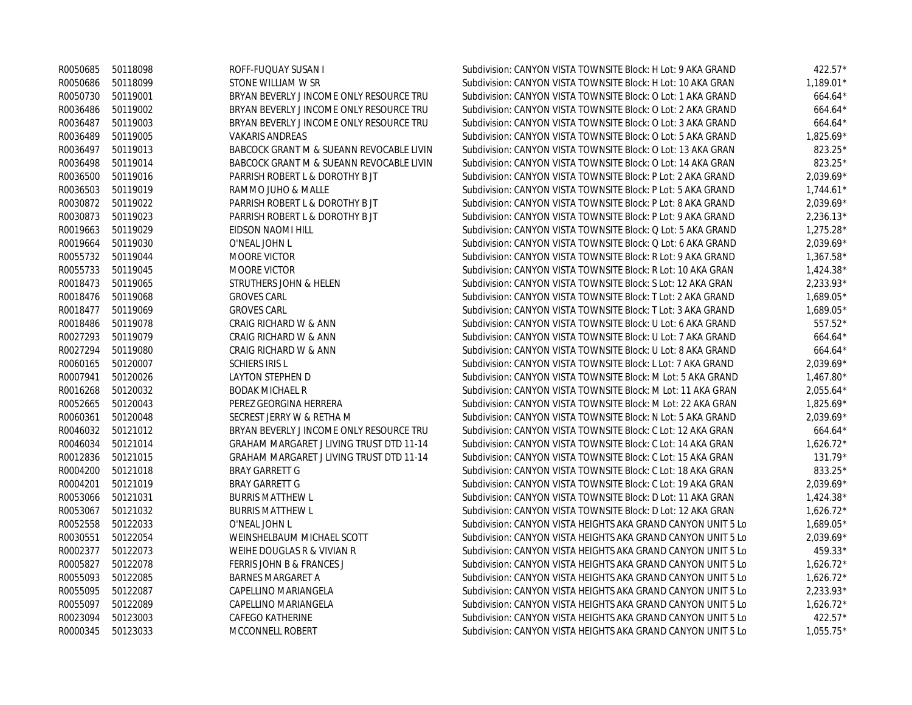| | | | | |
|---|---|---|---|---|
| R0050685 | 50118098 | ROFF-FUQUAY SUSAN I | Subdivision: CANYON VISTA TOWNSITE Block: H Lot: 9 AKA GRAND | 422.57* |
| R0050686 | 50118099 | STONE WILLIAM W SR | Subdivision: CANYON VISTA TOWNSITE Block: H Lot: 10 AKA GRAN | 1,189.01* |
| R0050730 | 50119001 | BRYAN BEVERLY J INCOME ONLY RESOURCE TRU | Subdivision: CANYON VISTA TOWNSITE Block: O Lot: 1 AKA GRAND | 664.64* |
| R0036486 | 50119002 | BRYAN BEVERLY J INCOME ONLY RESOURCE TRU | Subdivision: CANYON VISTA TOWNSITE Block: O Lot: 2 AKA GRAND | 664.64* |
| R0036487 | 50119003 | BRYAN BEVERLY J INCOME ONLY RESOURCE TRU | Subdivision: CANYON VISTA TOWNSITE Block: O Lot: 3 AKA GRAND | 664.64* |
| R0036489 | 50119005 | VAKARIS ANDREAS | Subdivision: CANYON VISTA TOWNSITE Block: O Lot: 5 AKA GRAND | 1,825.69* |
| R0036497 | 50119013 | BABCOCK GRANT M & SUEANN REVOCABLE LIVIN | Subdivision: CANYON VISTA TOWNSITE Block: O Lot: 13 AKA GRAN | 823.25* |
| R0036498 | 50119014 | BABCOCK GRANT M & SUEANN REVOCABLE LIVIN | Subdivision: CANYON VISTA TOWNSITE Block: O Lot: 14 AKA GRAN | 823.25* |
| R0036500 | 50119016 | PARRISH ROBERT L & DOROTHY B JT | Subdivision: CANYON VISTA TOWNSITE Block: P Lot: 2 AKA GRAND | 2,039.69* |
| R0036503 | 50119019 | RAMMO JUHO & MALLE | Subdivision: CANYON VISTA TOWNSITE Block: P Lot: 5 AKA GRAND | 1,744.61* |
| R0030872 | 50119022 | PARRISH ROBERT L & DOROTHY B JT | Subdivision: CANYON VISTA TOWNSITE Block: P Lot: 8 AKA GRAND | 2,039.69* |
| R0030873 | 50119023 | PARRISH ROBERT L & DOROTHY B JT | Subdivision: CANYON VISTA TOWNSITE Block: P Lot: 9 AKA GRAND | 2,236.13* |
| R0019663 | 50119029 | EIDSON NAOMI HILL | Subdivision: CANYON VISTA TOWNSITE Block: Q Lot: 5 AKA GRAND | 1,275.28* |
| R0019664 | 50119030 | O'NEAL JOHN L | Subdivision: CANYON VISTA TOWNSITE Block: Q Lot: 6 AKA GRAND | 2,039.69* |
| R0055732 | 50119044 | MOORE VICTOR | Subdivision: CANYON VISTA TOWNSITE Block: R Lot: 9 AKA GRAND | 1,367.58* |
| R0055733 | 50119045 | MOORE VICTOR | Subdivision: CANYON VISTA TOWNSITE Block: R Lot: 10 AKA GRAN | 1,424.38* |
| R0018473 | 50119065 | STRUTHERS JOHN & HELEN | Subdivision: CANYON VISTA TOWNSITE Block: S Lot: 12 AKA GRAN | 2,233.93* |
| R0018476 | 50119068 | GROVES CARL | Subdivision: CANYON VISTA TOWNSITE Block: T Lot: 2 AKA GRAND | 1,689.05* |
| R0018477 | 50119069 | GROVES CARL | Subdivision: CANYON VISTA TOWNSITE Block: T Lot: 3 AKA GRAND | 1,689.05* |
| R0018486 | 50119078 | CRAIG RICHARD W & ANN | Subdivision: CANYON VISTA TOWNSITE Block: U Lot: 6 AKA GRAND | 557.52* |
| R0027293 | 50119079 | CRAIG RICHARD W & ANN | Subdivision: CANYON VISTA TOWNSITE Block: U Lot: 7 AKA GRAND | 664.64* |
| R0027294 | 50119080 | CRAIG RICHARD W & ANN | Subdivision: CANYON VISTA TOWNSITE Block: U Lot: 8 AKA GRAND | 664.64* |
| R0060165 | 50120007 | SCHIERS IRIS L | Subdivision: CANYON VISTA TOWNSITE Block: L Lot: 7 AKA GRAND | 2,039.69* |
| R0007941 | 50120026 | LAYTON STEPHEN D | Subdivision: CANYON VISTA TOWNSITE Block: M Lot: 5 AKA GRAND | 1,467.80* |
| R0016268 | 50120032 | BODAK MICHAEL R | Subdivision: CANYON VISTA TOWNSITE Block: M Lot: 11 AKA GRAN | 2,055.64* |
| R0052665 | 50120043 | PEREZ GEORGINA HERRERA | Subdivision: CANYON VISTA TOWNSITE Block: M Lot: 22 AKA GRAN | 1,825.69* |
| R0060361 | 50120048 | SECREST JERRY W & RETHA M | Subdivision: CANYON VISTA TOWNSITE Block: N Lot: 5 AKA GRAND | 2,039.69* |
| R0046032 | 50121012 | BRYAN BEVERLY J INCOME ONLY RESOURCE TRU | Subdivision: CANYON VISTA TOWNSITE Block: C Lot: 12 AKA GRAN | 664.64* |
| R0046034 | 50121014 | GRAHAM MARGARET J LIVING TRUST DTD 11-14 | Subdivision: CANYON VISTA TOWNSITE Block: C Lot: 14 AKA GRAN | 1,626.72* |
| R0012836 | 50121015 | GRAHAM MARGARET J LIVING TRUST DTD 11-14 | Subdivision: CANYON VISTA TOWNSITE Block: C Lot: 15 AKA GRAN | 131.79* |
| R0004200 | 50121018 | BRAY GARRETT G | Subdivision: CANYON VISTA TOWNSITE Block: C Lot: 18 AKA GRAN | 833.25* |
| R0004201 | 50121019 | BRAY GARRETT G | Subdivision: CANYON VISTA TOWNSITE Block: C Lot: 19 AKA GRAN | 2,039.69* |
| R0053066 | 50121031 | BURRIS MATTHEW L | Subdivision: CANYON VISTA TOWNSITE Block: D Lot: 11 AKA GRAN | 1,424.38* |
| R0053067 | 50121032 | BURRIS MATTHEW L | Subdivision: CANYON VISTA TOWNSITE Block: D Lot: 12 AKA GRAN | 1,626.72* |
| R0052558 | 50122033 | O'NEAL JOHN L | Subdivision: CANYON VISTA HEIGHTS AKA GRAND CANYON UNIT 5 Lo | 1,689.05* |
| R0030551 | 50122054 | WEINSHELBAUM MICHAEL SCOTT | Subdivision: CANYON VISTA HEIGHTS AKA GRAND CANYON UNIT 5 Lo | 2,039.69* |
| R0002377 | 50122073 | WEIHE DOUGLAS R & VIVIAN R | Subdivision: CANYON VISTA HEIGHTS AKA GRAND CANYON UNIT 5 Lo | 459.33* |
| R0005827 | 50122078 | FERRIS JOHN B & FRANCES J | Subdivision: CANYON VISTA HEIGHTS AKA GRAND CANYON UNIT 5 Lo | 1,626.72* |
| R0055093 | 50122085 | BARNES MARGARET A | Subdivision: CANYON VISTA HEIGHTS AKA GRAND CANYON UNIT 5 Lo | 1,626.72* |
| R0055095 | 50122087 | CAPELLINO MARIANGELA | Subdivision: CANYON VISTA HEIGHTS AKA GRAND CANYON UNIT 5 Lo | 2,233.93* |
| R0055097 | 50122089 | CAPELLINO MARIANGELA | Subdivision: CANYON VISTA HEIGHTS AKA GRAND CANYON UNIT 5 Lo | 1,626.72* |
| R0023094 | 50123003 | CAFEGO KATHERINE | Subdivision: CANYON VISTA HEIGHTS AKA GRAND CANYON UNIT 5 Lo | 422.57* |
| R0000345 | 50123033 | MCCONNELL ROBERT | Subdivision: CANYON VISTA HEIGHTS AKA GRAND CANYON UNIT 5 Lo | 1,055.75* |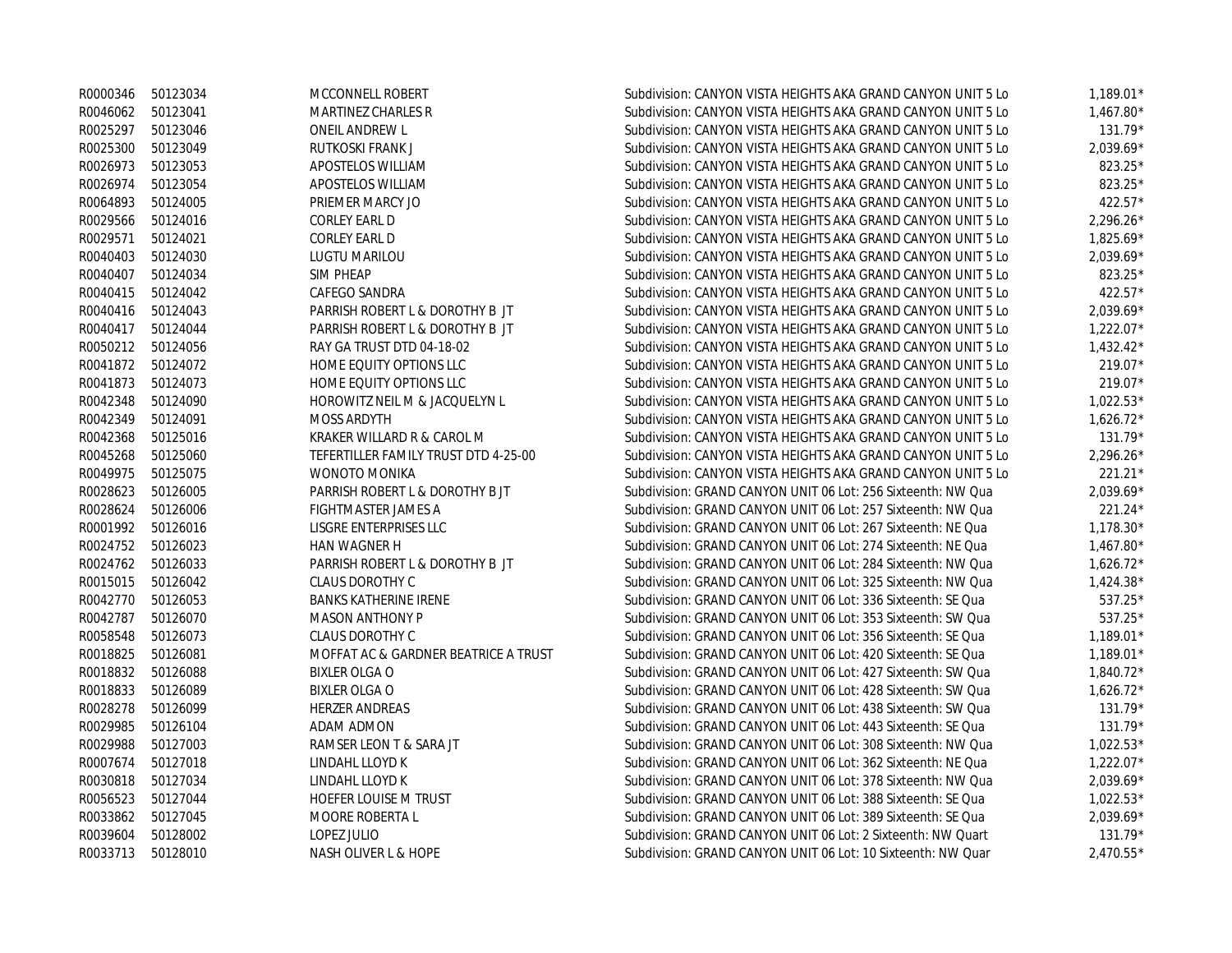| | | | | |
|---|---|---|---|---|
| R0000346 | 50123034 | MCCONNELL ROBERT | Subdivision: CANYON VISTA HEIGHTS AKA GRAND CANYON UNIT 5 Lo | 1,189.01* |
| R0046062 | 50123041 | MARTINEZ CHARLES R | Subdivision: CANYON VISTA HEIGHTS AKA GRAND CANYON UNIT 5 Lo | 1,467.80* |
| R0025297 | 50123046 | ONEIL ANDREW L | Subdivision: CANYON VISTA HEIGHTS AKA GRAND CANYON UNIT 5 Lo | 131.79* |
| R0025300 | 50123049 | RUTKOSKI FRANK J | Subdivision: CANYON VISTA HEIGHTS AKA GRAND CANYON UNIT 5 Lo | 2,039.69* |
| R0026973 | 50123053 | APOSTELOS WILLIAM | Subdivision: CANYON VISTA HEIGHTS AKA GRAND CANYON UNIT 5 Lo | 823.25* |
| R0026974 | 50123054 | APOSTELOS WILLIAM | Subdivision: CANYON VISTA HEIGHTS AKA GRAND CANYON UNIT 5 Lo | 823.25* |
| R0064893 | 50124005 | PRIEMER MARCY JO | Subdivision: CANYON VISTA HEIGHTS AKA GRAND CANYON UNIT 5 Lo | 422.57* |
| R0029566 | 50124016 | CORLEY EARL D | Subdivision: CANYON VISTA HEIGHTS AKA GRAND CANYON UNIT 5 Lo | 2,296.26* |
| R0029571 | 50124021 | CORLEY EARL D | Subdivision: CANYON VISTA HEIGHTS AKA GRAND CANYON UNIT 5 Lo | 1,825.69* |
| R0040403 | 50124030 | LUGTU MARILOU | Subdivision: CANYON VISTA HEIGHTS AKA GRAND CANYON UNIT 5 Lo | 2,039.69* |
| R0040407 | 50124034 | SIM PHEAP | Subdivision: CANYON VISTA HEIGHTS AKA GRAND CANYON UNIT 5 Lo | 823.25* |
| R0040415 | 50124042 | CAFEGO SANDRA | Subdivision: CANYON VISTA HEIGHTS AKA GRAND CANYON UNIT 5 Lo | 422.57* |
| R0040416 | 50124043 | PARRISH ROBERT L & DOROTHY B JT | Subdivision: CANYON VISTA HEIGHTS AKA GRAND CANYON UNIT 5 Lo | 2,039.69* |
| R0040417 | 50124044 | PARRISH ROBERT L & DOROTHY B JT | Subdivision: CANYON VISTA HEIGHTS AKA GRAND CANYON UNIT 5 Lo | 1,222.07* |
| R0050212 | 50124056 | RAY GA TRUST DTD 04-18-02 | Subdivision: CANYON VISTA HEIGHTS AKA GRAND CANYON UNIT 5 Lo | 1,432.42* |
| R0041872 | 50124072 | HOME EQUITY OPTIONS LLC | Subdivision: CANYON VISTA HEIGHTS AKA GRAND CANYON UNIT 5 Lo | 219.07* |
| R0041873 | 50124073 | HOME EQUITY OPTIONS LLC | Subdivision: CANYON VISTA HEIGHTS AKA GRAND CANYON UNIT 5 Lo | 219.07* |
| R0042348 | 50124090 | HOROWITZ NEIL M & JACQUELYN L | Subdivision: CANYON VISTA HEIGHTS AKA GRAND CANYON UNIT 5 Lo | 1,022.53* |
| R0042349 | 50124091 | MOSS ARDYTH | Subdivision: CANYON VISTA HEIGHTS AKA GRAND CANYON UNIT 5 Lo | 1,626.72* |
| R0042368 | 50125016 | KRAKER WILLARD R & CAROL M | Subdivision: CANYON VISTA HEIGHTS AKA GRAND CANYON UNIT 5 Lo | 131.79* |
| R0045268 | 50125060 | TEFERTILLER FAMILY TRUST DTD 4-25-00 | Subdivision: CANYON VISTA HEIGHTS AKA GRAND CANYON UNIT 5 Lo | 2,296.26* |
| R0049975 | 50125075 | WONOTO MONIKA | Subdivision: CANYON VISTA HEIGHTS AKA GRAND CANYON UNIT 5 Lo | 221.21* |
| R0028623 | 50126005 | PARRISH ROBERT L & DOROTHY B JT | Subdivision: GRAND CANYON UNIT 06 Lot: 256 Sixteenth: NW Qua | 2,039.69* |
| R0028624 | 50126006 | FIGHTMASTER JAMES A | Subdivision: GRAND CANYON UNIT 06 Lot: 257 Sixteenth: NW Qua | 221.24* |
| R0001992 | 50126016 | LISGRE ENTERPRISES LLC | Subdivision: GRAND CANYON UNIT 06 Lot: 267 Sixteenth: NE Qua | 1,178.30* |
| R0024752 | 50126023 | HAN WAGNER H | Subdivision: GRAND CANYON UNIT 06 Lot: 274 Sixteenth: NE Qua | 1,467.80* |
| R0024762 | 50126033 | PARRISH ROBERT L & DOROTHY B JT | Subdivision: GRAND CANYON UNIT 06 Lot: 284 Sixteenth: NW Qua | 1,626.72* |
| R0015015 | 50126042 | CLAUS DOROTHY C | Subdivision: GRAND CANYON UNIT 06 Lot: 325 Sixteenth: NW Qua | 1,424.38* |
| R0042770 | 50126053 | BANKS KATHERINE IRENE | Subdivision: GRAND CANYON UNIT 06 Lot: 336 Sixteenth: SE Qua | 537.25* |
| R0042787 | 50126070 | MASON ANTHONY P | Subdivision: GRAND CANYON UNIT 06 Lot: 353 Sixteenth: SW Qua | 537.25* |
| R0058548 | 50126073 | CLAUS DOROTHY C | Subdivision: GRAND CANYON UNIT 06 Lot: 356 Sixteenth: SE Qua | 1,189.01* |
| R0018825 | 50126081 | MOFFAT AC & GARDNER BEATRICE A TRUST | Subdivision: GRAND CANYON UNIT 06 Lot: 420 Sixteenth: SE Qua | 1,189.01* |
| R0018832 | 50126088 | BIXLER OLGA O | Subdivision: GRAND CANYON UNIT 06 Lot: 427 Sixteenth: SW Qua | 1,840.72* |
| R0018833 | 50126089 | BIXLER OLGA O | Subdivision: GRAND CANYON UNIT 06 Lot: 428 Sixteenth: SW Qua | 1,626.72* |
| R0028278 | 50126099 | HERZER ANDREAS | Subdivision: GRAND CANYON UNIT 06 Lot: 438 Sixteenth: SW Qua | 131.79* |
| R0029985 | 50126104 | ADAM ADMON | Subdivision: GRAND CANYON UNIT 06 Lot: 443 Sixteenth: SE Qua | 131.79* |
| R0029988 | 50127003 | RAMSER LEON T & SARA JT | Subdivision: GRAND CANYON UNIT 06 Lot: 308 Sixteenth: NW Qua | 1,022.53* |
| R0007674 | 50127018 | LINDAHL LLOYD K | Subdivision: GRAND CANYON UNIT 06 Lot: 362 Sixteenth: NE Qua | 1,222.07* |
| R0030818 | 50127034 | LINDAHL LLOYD K | Subdivision: GRAND CANYON UNIT 06 Lot: 378 Sixteenth: NW Qua | 2,039.69* |
| R0056523 | 50127044 | HOEFER LOUISE M TRUST | Subdivision: GRAND CANYON UNIT 06 Lot: 388 Sixteenth: SE Qua | 1,022.53* |
| R0033862 | 50127045 | MOORE ROBERTA L | Subdivision: GRAND CANYON UNIT 06 Lot: 389 Sixteenth: SE Qua | 2,039.69* |
| R0039604 | 50128002 | LOPEZ JULIO | Subdivision: GRAND CANYON UNIT 06 Lot: 2 Sixteenth: NW Quart | 131.79* |
| R0033713 | 50128010 | NASH OLIVER L & HOPE | Subdivision: GRAND CANYON UNIT 06 Lot: 10 Sixteenth: NW Quar | 2,470.55* |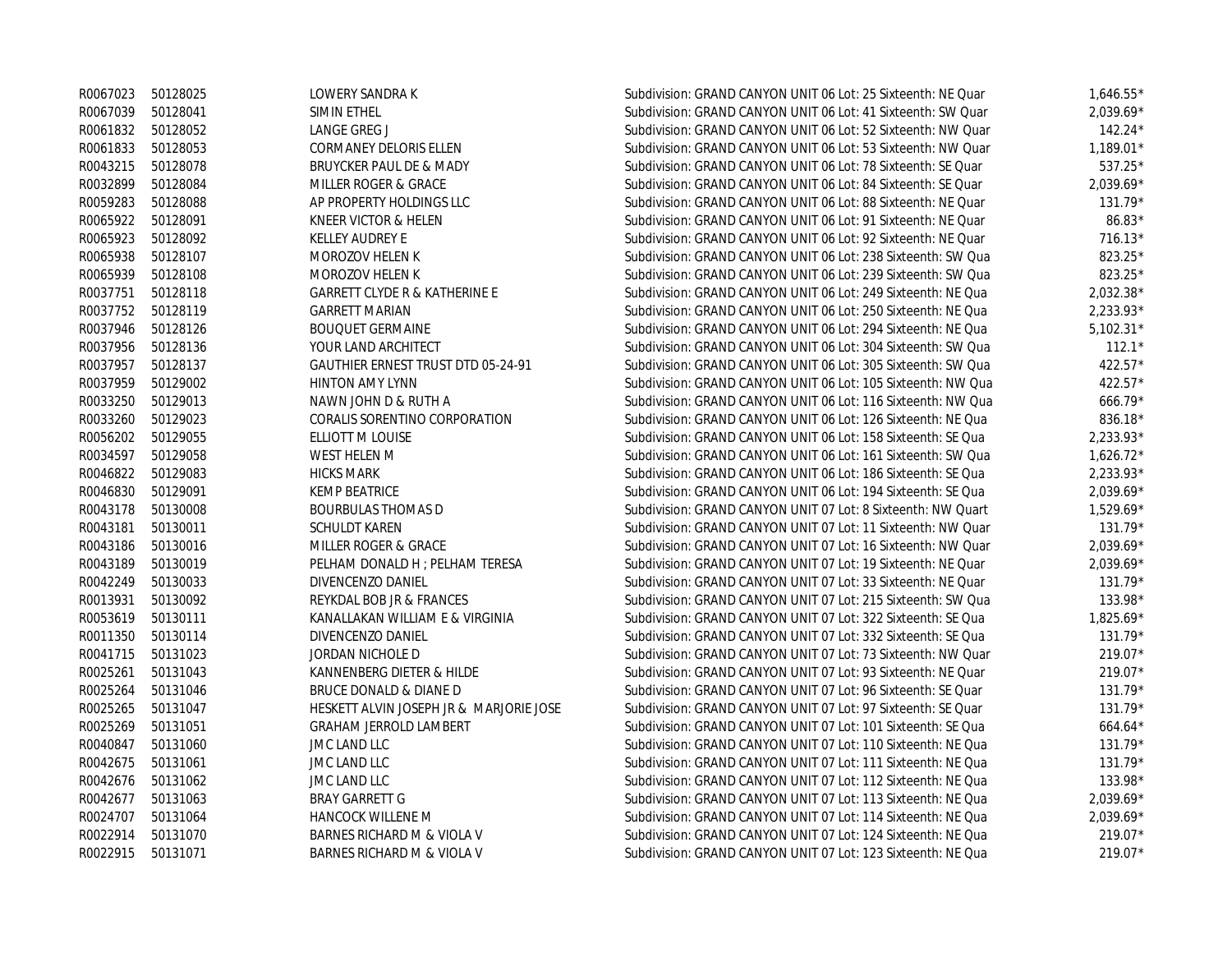| | | | | |
|---|---|---|---|---|
| R0067023 | 50128025 | LOWERY SANDRA K | Subdivision: GRAND CANYON UNIT 06 Lot: 25 Sixteenth: NE Quar | 1,646.55* |
| R0067039 | 50128041 | SIMIN ETHEL | Subdivision: GRAND CANYON UNIT 06 Lot: 41 Sixteenth: SW Quar | 2,039.69* |
| R0061832 | 50128052 | LANGE GREG J | Subdivision: GRAND CANYON UNIT 06 Lot: 52 Sixteenth: NW Quar | 142.24* |
| R0061833 | 50128053 | CORMANEY DELORIS ELLEN | Subdivision: GRAND CANYON UNIT 06 Lot: 53 Sixteenth: NW Quar | 1,189.01* |
| R0043215 | 50128078 | BRUYCKER PAUL DE & MADY | Subdivision: GRAND CANYON UNIT 06 Lot: 78 Sixteenth: SE Quar | 537.25* |
| R0032899 | 50128084 | MILLER ROGER & GRACE | Subdivision: GRAND CANYON UNIT 06 Lot: 84 Sixteenth: SE Quar | 2,039.69* |
| R0059283 | 50128088 | AP PROPERTY HOLDINGS LLC | Subdivision: GRAND CANYON UNIT 06 Lot: 88 Sixteenth: NE Quar | 131.79* |
| R0065922 | 50128091 | KNEER VICTOR & HELEN | Subdivision: GRAND CANYON UNIT 06 Lot: 91 Sixteenth: NE Quar | 86.83* |
| R0065923 | 50128092 | KELLEY AUDREY E | Subdivision: GRAND CANYON UNIT 06 Lot: 92 Sixteenth: NE Quar | 716.13* |
| R0065938 | 50128107 | MOROZOV HELEN K | Subdivision: GRAND CANYON UNIT 06 Lot: 238 Sixteenth: SW Qua | 823.25* |
| R0065939 | 50128108 | MOROZOV HELEN K | Subdivision: GRAND CANYON UNIT 06 Lot: 239 Sixteenth: SW Qua | 823.25* |
| R0037751 | 50128118 | GARRETT CLYDE R & KATHERINE E | Subdivision: GRAND CANYON UNIT 06 Lot: 249 Sixteenth: NE Qua | 2,032.38* |
| R0037752 | 50128119 | GARRETT MARIAN | Subdivision: GRAND CANYON UNIT 06 Lot: 250 Sixteenth: NE Qua | 2,233.93* |
| R0037946 | 50128126 | BOUQUET GERMAINE | Subdivision: GRAND CANYON UNIT 06 Lot: 294 Sixteenth: NE Qua | 5,102.31* |
| R0037956 | 50128136 | YOUR LAND ARCHITECT | Subdivision: GRAND CANYON UNIT 06 Lot: 304 Sixteenth: SW Qua | 112.1* |
| R0037957 | 50128137 | GAUTHIER ERNEST TRUST DTD 05-24-91 | Subdivision: GRAND CANYON UNIT 06 Lot: 305 Sixteenth: SW Qua | 422.57* |
| R0037959 | 50129002 | HINTON AMY LYNN | Subdivision: GRAND CANYON UNIT 06 Lot: 105 Sixteenth: NW Qua | 422.57* |
| R0033250 | 50129013 | NAWN JOHN D & RUTH A | Subdivision: GRAND CANYON UNIT 06 Lot: 116 Sixteenth: NW Qua | 666.79* |
| R0033260 | 50129023 | CORALIS SORENTINO CORPORATION | Subdivision: GRAND CANYON UNIT 06 Lot: 126 Sixteenth: NE Qua | 836.18* |
| R0056202 | 50129055 | ELLIOTT M LOUISE | Subdivision: GRAND CANYON UNIT 06 Lot: 158 Sixteenth: SE Qua | 2,233.93* |
| R0034597 | 50129058 | WEST HELEN M | Subdivision: GRAND CANYON UNIT 06 Lot: 161 Sixteenth: SW Qua | 1,626.72* |
| R0046822 | 50129083 | HICKS MARK | Subdivision: GRAND CANYON UNIT 06 Lot: 186 Sixteenth: SE Qua | 2,233.93* |
| R0046830 | 50129091 | KEMP BEATRICE | Subdivision: GRAND CANYON UNIT 06 Lot: 194 Sixteenth: SE Qua | 2,039.69* |
| R0043178 | 50130008 | BOURBULAS THOMAS D | Subdivision: GRAND CANYON UNIT 07 Lot: 8 Sixteenth: NW Quart | 1,529.69* |
| R0043181 | 50130011 | SCHULDT KAREN | Subdivision: GRAND CANYON UNIT 07 Lot: 11 Sixteenth: NW Quar | 131.79* |
| R0043186 | 50130016 | MILLER ROGER & GRACE | Subdivision: GRAND CANYON UNIT 07 Lot: 16 Sixteenth: NW Quar | 2,039.69* |
| R0043189 | 50130019 | PELHAM DONALD H ; PELHAM TERESA | Subdivision: GRAND CANYON UNIT 07 Lot: 19 Sixteenth: NE Quar | 2,039.69* |
| R0042249 | 50130033 | DIVENCENZO DANIEL | Subdivision: GRAND CANYON UNIT 07 Lot: 33 Sixteenth: NE Quar | 131.79* |
| R0013931 | 50130092 | REYKDAL BOB JR & FRANCES | Subdivision: GRAND CANYON UNIT 07 Lot: 215 Sixteenth: SW Qua | 133.98* |
| R0053619 | 50130111 | KANALLAKAN WILLIAM E & VIRGINIA | Subdivision: GRAND CANYON UNIT 07 Lot: 322 Sixteenth: SE Qua | 1,825.69* |
| R0011350 | 50130114 | DIVENCENZO DANIEL | Subdivision: GRAND CANYON UNIT 07 Lot: 332 Sixteenth: SE Qua | 131.79* |
| R0041715 | 50131023 | JORDAN NICHOLE D | Subdivision: GRAND CANYON UNIT 07 Lot: 73 Sixteenth: NW Quar | 219.07* |
| R0025261 | 50131043 | KANNENBERG DIETER & HILDE | Subdivision: GRAND CANYON UNIT 07 Lot: 93 Sixteenth: NE Quar | 219.07* |
| R0025264 | 50131046 | BRUCE DONALD & DIANE D | Subdivision: GRAND CANYON UNIT 07 Lot: 96 Sixteenth: SE Quar | 131.79* |
| R0025265 | 50131047 | HESKETT ALVIN JOSEPH JR & MARJORIE JOSE | Subdivision: GRAND CANYON UNIT 07 Lot: 97 Sixteenth: SE Quar | 131.79* |
| R0025269 | 50131051 | GRAHAM JERROLD LAMBERT | Subdivision: GRAND CANYON UNIT 07 Lot: 101 Sixteenth: SE Qua | 664.64* |
| R0040847 | 50131060 | JMC LAND LLC | Subdivision: GRAND CANYON UNIT 07 Lot: 110 Sixteenth: NE Qua | 131.79* |
| R0042675 | 50131061 | JMC LAND LLC | Subdivision: GRAND CANYON UNIT 07 Lot: 111 Sixteenth: NE Qua | 131.79* |
| R0042676 | 50131062 | JMC LAND LLC | Subdivision: GRAND CANYON UNIT 07 Lot: 112 Sixteenth: NE Qua | 133.98* |
| R0042677 | 50131063 | BRAY GARRETT G | Subdivision: GRAND CANYON UNIT 07 Lot: 113 Sixteenth: NE Qua | 2,039.69* |
| R0024707 | 50131064 | HANCOCK WILLENE M | Subdivision: GRAND CANYON UNIT 07 Lot: 114 Sixteenth: NE Qua | 2,039.69* |
| R0022914 | 50131070 | BARNES RICHARD M & VIOLA V | Subdivision: GRAND CANYON UNIT 07 Lot: 124 Sixteenth: NE Qua | 219.07* |
| R0022915 | 50131071 | BARNES RICHARD M & VIOLA V | Subdivision: GRAND CANYON UNIT 07 Lot: 123 Sixteenth: NE Qua | 219.07* |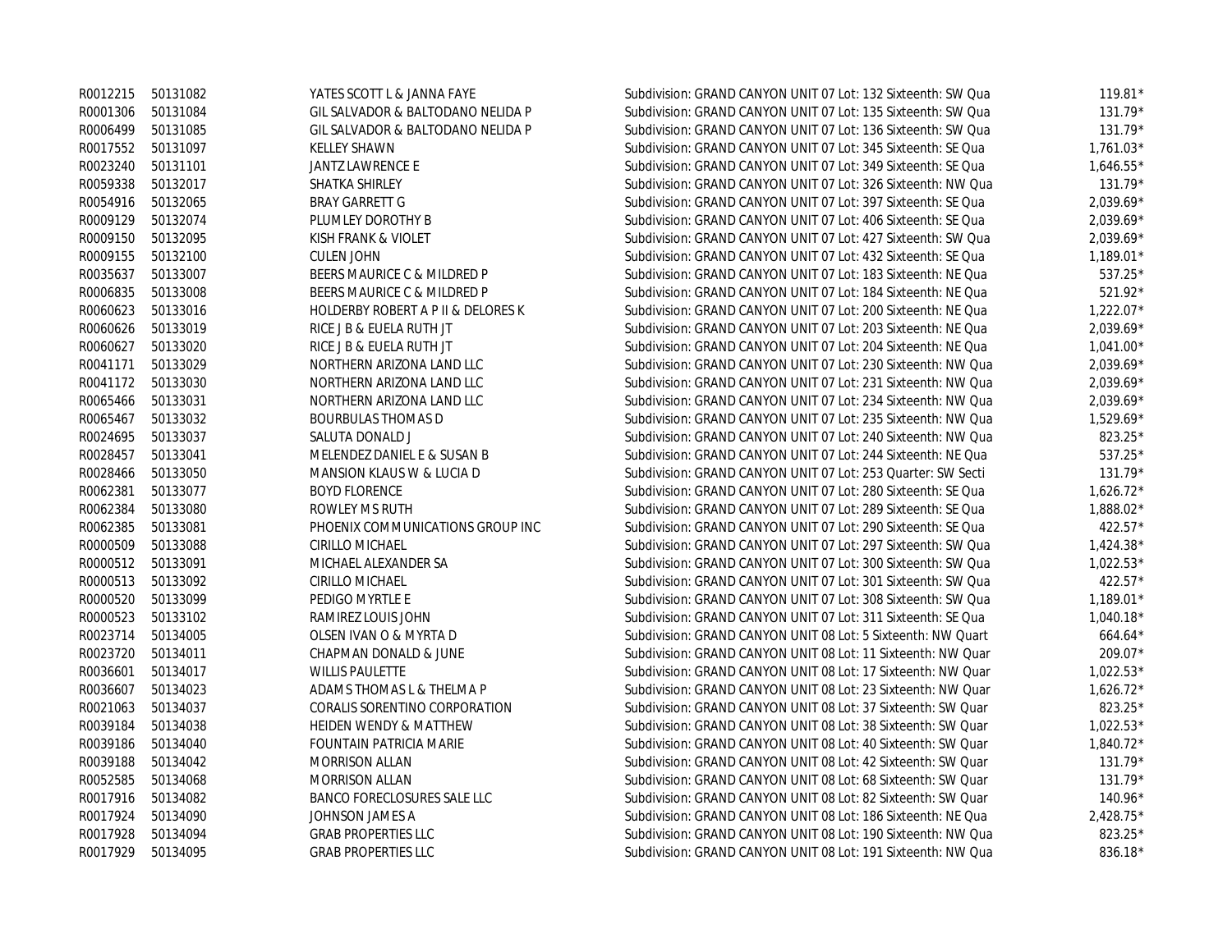| | | | | |
|---|---|---|---|---|
| R0012215 | 50131082 | YATES SCOTT L & JANNA FAYE | Subdivision: GRAND CANYON UNIT 07 Lot: 132 Sixteenth: SW Qua | 119.81* |
| R0001306 | 50131084 | GIL SALVADOR & BALTODANO NELIDA P | Subdivision: GRAND CANYON UNIT 07 Lot: 135 Sixteenth: SW Qua | 131.79* |
| R0006499 | 50131085 | GIL SALVADOR & BALTODANO NELIDA P | Subdivision: GRAND CANYON UNIT 07 Lot: 136 Sixteenth: SW Qua | 131.79* |
| R0017552 | 50131097 | KELLEY SHAWN | Subdivision: GRAND CANYON UNIT 07 Lot: 345 Sixteenth: SE Qua | 1,761.03* |
| R0023240 | 50131101 | JANTZ LAWRENCE E | Subdivision: GRAND CANYON UNIT 07 Lot: 349 Sixteenth: SE Qua | 1,646.55* |
| R0059338 | 50132017 | SHATKA SHIRLEY | Subdivision: GRAND CANYON UNIT 07 Lot: 326 Sixteenth: NW Qua | 131.79* |
| R0054916 | 50132065 | BRAY GARRETT G | Subdivision: GRAND CANYON UNIT 07 Lot: 397 Sixteenth: SE Qua | 2,039.69* |
| R0009129 | 50132074 | PLUMLEY DOROTHY B | Subdivision: GRAND CANYON UNIT 07 Lot: 406 Sixteenth: SE Qua | 2,039.69* |
| R0009150 | 50132095 | KISH FRANK & VIOLET | Subdivision: GRAND CANYON UNIT 07 Lot: 427 Sixteenth: SW Qua | 2,039.69* |
| R0009155 | 50132100 | CULEN JOHN | Subdivision: GRAND CANYON UNIT 07 Lot: 432 Sixteenth: SE Qua | 1,189.01* |
| R0035637 | 50133007 | BEERS MAURICE C & MILDRED P | Subdivision: GRAND CANYON UNIT 07 Lot: 183 Sixteenth: NE Qua | 537.25* |
| R0006835 | 50133008 | BEERS MAURICE C & MILDRED P | Subdivision: GRAND CANYON UNIT 07 Lot: 184 Sixteenth: NE Qua | 521.92* |
| R0060623 | 50133016 | HOLDERBY ROBERT A P II & DELORES K | Subdivision: GRAND CANYON UNIT 07 Lot: 200 Sixteenth: NE Qua | 1,222.07* |
| R0060626 | 50133019 | RICE J B & EUELA RUTH JT | Subdivision: GRAND CANYON UNIT 07 Lot: 203 Sixteenth: NE Qua | 2,039.69* |
| R0060627 | 50133020 | RICE J B & EUELA RUTH JT | Subdivision: GRAND CANYON UNIT 07 Lot: 204 Sixteenth: NE Qua | 1,041.00* |
| R0041171 | 50133029 | NORTHERN ARIZONA LAND LLC | Subdivision: GRAND CANYON UNIT 07 Lot: 230 Sixteenth: NW Qua | 2,039.69* |
| R0041172 | 50133030 | NORTHERN ARIZONA LAND LLC | Subdivision: GRAND CANYON UNIT 07 Lot: 231 Sixteenth: NW Qua | 2,039.69* |
| R0065466 | 50133031 | NORTHERN ARIZONA LAND LLC | Subdivision: GRAND CANYON UNIT 07 Lot: 234 Sixteenth: NW Qua | 2,039.69* |
| R0065467 | 50133032 | BOURBULAS THOMAS D | Subdivision: GRAND CANYON UNIT 07 Lot: 235 Sixteenth: NW Qua | 1,529.69* |
| R0024695 | 50133037 | SALUTA DONALD J | Subdivision: GRAND CANYON UNIT 07 Lot: 240 Sixteenth: NW Qua | 823.25* |
| R0028457 | 50133041 | MELENDEZ DANIEL E & SUSAN B | Subdivision: GRAND CANYON UNIT 07 Lot: 244 Sixteenth: NE Qua | 537.25* |
| R0028466 | 50133050 | MANSION KLAUS W & LUCIA D | Subdivision: GRAND CANYON UNIT 07 Lot: 253 Quarter: SW Secti | 131.79* |
| R0062381 | 50133077 | BOYD FLORENCE | Subdivision: GRAND CANYON UNIT 07 Lot: 280 Sixteenth: SE Qua | 1,626.72* |
| R0062384 | 50133080 | ROWLEY MS RUTH | Subdivision: GRAND CANYON UNIT 07 Lot: 289 Sixteenth: SE Qua | 1,888.02* |
| R0062385 | 50133081 | PHOENIX COMMUNICATIONS GROUP INC | Subdivision: GRAND CANYON UNIT 07 Lot: 290 Sixteenth: SE Qua | 422.57* |
| R0000509 | 50133088 | CIRILLO MICHAEL | Subdivision: GRAND CANYON UNIT 07 Lot: 297 Sixteenth: SW Qua | 1,424.38* |
| R0000512 | 50133091 | MICHAEL ALEXANDER SA | Subdivision: GRAND CANYON UNIT 07 Lot: 300 Sixteenth: SW Qua | 1,022.53* |
| R0000513 | 50133092 | CIRILLO MICHAEL | Subdivision: GRAND CANYON UNIT 07 Lot: 301 Sixteenth: SW Qua | 422.57* |
| R0000520 | 50133099 | PEDIGO MYRTLE E | Subdivision: GRAND CANYON UNIT 07 Lot: 308 Sixteenth: SW Qua | 1,189.01* |
| R0000523 | 50133102 | RAMIREZ LOUIS JOHN | Subdivision: GRAND CANYON UNIT 07 Lot: 311 Sixteenth: SE Qua | 1,040.18* |
| R0023714 | 50134005 | OLSEN IVAN O & MYRTA D | Subdivision: GRAND CANYON UNIT 08 Lot: 5 Sixteenth: NW Quart | 664.64* |
| R0023720 | 50134011 | CHAPMAN DONALD & JUNE | Subdivision: GRAND CANYON UNIT 08 Lot: 11 Sixteenth: NW Quar | 209.07* |
| R0036601 | 50134017 | WILLIS PAULETTE | Subdivision: GRAND CANYON UNIT 08 Lot: 17 Sixteenth: NW Quar | 1,022.53* |
| R0036607 | 50134023 | ADAMS THOMAS L & THELMA P | Subdivision: GRAND CANYON UNIT 08 Lot: 23 Sixteenth: NW Quar | 1,626.72* |
| R0021063 | 50134037 | CORALIS SORENTINO CORPORATION | Subdivision: GRAND CANYON UNIT 08 Lot: 37 Sixteenth: SW Quar | 823.25* |
| R0039184 | 50134038 | HEIDEN WENDY & MATTHEW | Subdivision: GRAND CANYON UNIT 08 Lot: 38 Sixteenth: SW Quar | 1,022.53* |
| R0039186 | 50134040 | FOUNTAIN PATRICIA MARIE | Subdivision: GRAND CANYON UNIT 08 Lot: 40 Sixteenth: SW Quar | 1,840.72* |
| R0039188 | 50134042 | MORRISON ALLAN | Subdivision: GRAND CANYON UNIT 08 Lot: 42 Sixteenth: SW Quar | 131.79* |
| R0052585 | 50134068 | MORRISON ALLAN | Subdivision: GRAND CANYON UNIT 08 Lot: 68 Sixteenth: SW Quar | 131.79* |
| R0017916 | 50134082 | BANCO FORECLOSURES SALE LLC | Subdivision: GRAND CANYON UNIT 08 Lot: 82 Sixteenth: SW Quar | 140.96* |
| R0017924 | 50134090 | JOHNSON JAMES A | Subdivision: GRAND CANYON UNIT 08 Lot: 186 Sixteenth: NE Qua | 2,428.75* |
| R0017928 | 50134094 | GRAB PROPERTIES LLC | Subdivision: GRAND CANYON UNIT 08 Lot: 190 Sixteenth: NW Qua | 823.25* |
| R0017929 | 50134095 | GRAB PROPERTIES LLC | Subdivision: GRAND CANYON UNIT 08 Lot: 191 Sixteenth: NW Qua | 836.18* |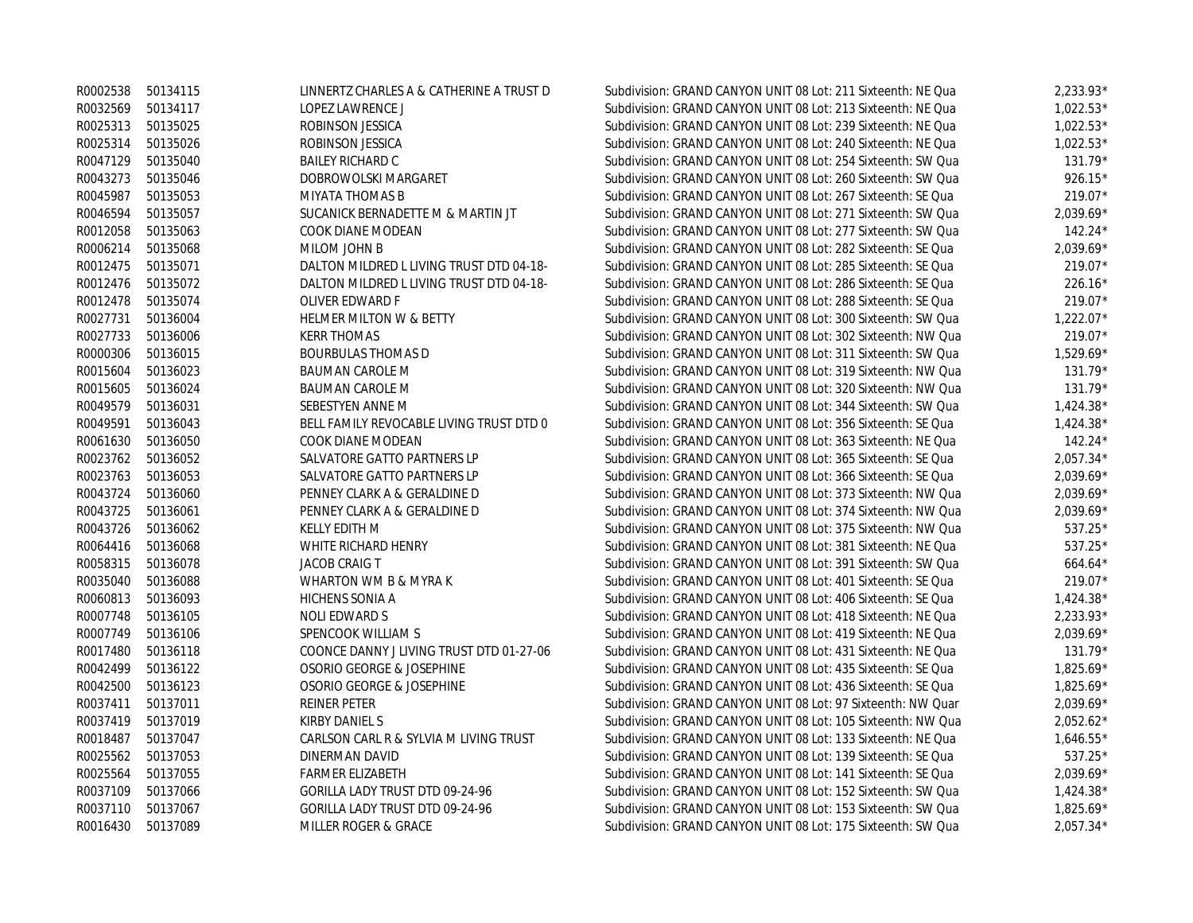| | | | | |
|---|---|---|---|---|
| R0002538 | 50134115 | LINNERTZ CHARLES A & CATHERINE A TRUST D | Subdivision: GRAND CANYON UNIT 08 Lot: 211 Sixteenth: NE Qua | 2,233.93* |
| R0032569 | 50134117 | LOPEZ LAWRENCE J | Subdivision: GRAND CANYON UNIT 08 Lot: 213 Sixteenth: NE Qua | 1,022.53* |
| R0025313 | 50135025 | ROBINSON JESSICA | Subdivision: GRAND CANYON UNIT 08 Lot: 239 Sixteenth: NE Qua | 1,022.53* |
| R0025314 | 50135026 | ROBINSON JESSICA | Subdivision: GRAND CANYON UNIT 08 Lot: 240 Sixteenth: NE Qua | 1,022.53* |
| R0047129 | 50135040 | BAILEY RICHARD C | Subdivision: GRAND CANYON UNIT 08 Lot: 254 Sixteenth: SW Qua | 131.79* |
| R0043273 | 50135046 | DOBROWOLSKI MARGARET | Subdivision: GRAND CANYON UNIT 08 Lot: 260 Sixteenth: SW Qua | 926.15* |
| R0045987 | 50135053 | MIYATA THOMAS B | Subdivision: GRAND CANYON UNIT 08 Lot: 267 Sixteenth: SE Qua | 219.07* |
| R0046594 | 50135057 | SUCANICK BERNADETTE M & MARTIN JT | Subdivision: GRAND CANYON UNIT 08 Lot: 271 Sixteenth: SW Qua | 2,039.69* |
| R0012058 | 50135063 | COOK DIANE MODEAN | Subdivision: GRAND CANYON UNIT 08 Lot: 277 Sixteenth: SW Qua | 142.24* |
| R0006214 | 50135068 | MILOM JOHN B | Subdivision: GRAND CANYON UNIT 08 Lot: 282 Sixteenth: SE Qua | 2,039.69* |
| R0012475 | 50135071 | DALTON MILDRED L LIVING TRUST DTD 04-18- | Subdivision: GRAND CANYON UNIT 08 Lot: 285 Sixteenth: SE Qua | 219.07* |
| R0012476 | 50135072 | DALTON MILDRED L LIVING TRUST DTD 04-18- | Subdivision: GRAND CANYON UNIT 08 Lot: 286 Sixteenth: SE Qua | 226.16* |
| R0012478 | 50135074 | OLIVER EDWARD F | Subdivision: GRAND CANYON UNIT 08 Lot: 288 Sixteenth: SE Qua | 219.07* |
| R0027731 | 50136004 | HELMER MILTON W & BETTY | Subdivision: GRAND CANYON UNIT 08 Lot: 300 Sixteenth: SW Qua | 1,222.07* |
| R0027733 | 50136006 | KERR THOMAS | Subdivision: GRAND CANYON UNIT 08 Lot: 302 Sixteenth: NW Qua | 219.07* |
| R0000306 | 50136015 | BOURBULAS THOMAS D | Subdivision: GRAND CANYON UNIT 08 Lot: 311 Sixteenth: SW Qua | 1,529.69* |
| R0015604 | 50136023 | BAUMAN CAROLE M | Subdivision: GRAND CANYON UNIT 08 Lot: 319 Sixteenth: NW Qua | 131.79* |
| R0015605 | 50136024 | BAUMAN CAROLE M | Subdivision: GRAND CANYON UNIT 08 Lot: 320 Sixteenth: NW Qua | 131.79* |
| R0049579 | 50136031 | SEBESTYEN ANNE M | Subdivision: GRAND CANYON UNIT 08 Lot: 344 Sixteenth: SW Qua | 1,424.38* |
| R0049591 | 50136043 | BELL FAMILY REVOCABLE LIVING TRUST DTD 0 | Subdivision: GRAND CANYON UNIT 08 Lot: 356 Sixteenth: SE Qua | 1,424.38* |
| R0061630 | 50136050 | COOK DIANE MODEAN | Subdivision: GRAND CANYON UNIT 08 Lot: 363 Sixteenth: NE Qua | 142.24* |
| R0023762 | 50136052 | SALVATORE GATTO PARTNERS LP | Subdivision: GRAND CANYON UNIT 08 Lot: 365 Sixteenth: SE Qua | 2,057.34* |
| R0023763 | 50136053 | SALVATORE GATTO PARTNERS LP | Subdivision: GRAND CANYON UNIT 08 Lot: 366 Sixteenth: SE Qua | 2,039.69* |
| R0043724 | 50136060 | PENNEY CLARK A & GERALDINE D | Subdivision: GRAND CANYON UNIT 08 Lot: 373 Sixteenth: NW Qua | 2,039.69* |
| R0043725 | 50136061 | PENNEY CLARK A & GERALDINE D | Subdivision: GRAND CANYON UNIT 08 Lot: 374 Sixteenth: NW Qua | 2,039.69* |
| R0043726 | 50136062 | KELLY EDITH M | Subdivision: GRAND CANYON UNIT 08 Lot: 375 Sixteenth: NW Qua | 537.25* |
| R0064416 | 50136068 | WHITE RICHARD HENRY | Subdivision: GRAND CANYON UNIT 08 Lot: 381 Sixteenth: NE Qua | 537.25* |
| R0058315 | 50136078 | JACOB CRAIG T | Subdivision: GRAND CANYON UNIT 08 Lot: 391 Sixteenth: SW Qua | 664.64* |
| R0035040 | 50136088 | WHARTON WM B & MYRA K | Subdivision: GRAND CANYON UNIT 08 Lot: 401 Sixteenth: SE Qua | 219.07* |
| R0060813 | 50136093 | HICHENS SONIA A | Subdivision: GRAND CANYON UNIT 08 Lot: 406 Sixteenth: SE Qua | 1,424.38* |
| R0007748 | 50136105 | NOLI EDWARD S | Subdivision: GRAND CANYON UNIT 08 Lot: 418 Sixteenth: NE Qua | 2,233.93* |
| R0007749 | 50136106 | SPENCOOK WILLIAM S | Subdivision: GRAND CANYON UNIT 08 Lot: 419 Sixteenth: NE Qua | 2,039.69* |
| R0017480 | 50136118 | COONCE DANNY J LIVING TRUST DTD 01-27-06 | Subdivision: GRAND CANYON UNIT 08 Lot: 431 Sixteenth: NE Qua | 131.79* |
| R0042499 | 50136122 | OSORIO GEORGE & JOSEPHINE | Subdivision: GRAND CANYON UNIT 08 Lot: 435 Sixteenth: SE Qua | 1,825.69* |
| R0042500 | 50136123 | OSORIO GEORGE & JOSEPHINE | Subdivision: GRAND CANYON UNIT 08 Lot: 436 Sixteenth: SE Qua | 1,825.69* |
| R0037411 | 50137011 | REINER PETER | Subdivision: GRAND CANYON UNIT 08 Lot: 97 Sixteenth: NW Quar | 2,039.69* |
| R0037419 | 50137019 | KIRBY DANIEL S | Subdivision: GRAND CANYON UNIT 08 Lot: 105 Sixteenth: NW Qua | 2,052.62* |
| R0018487 | 50137047 | CARLSON CARL R & SYLVIA M LIVING TRUST | Subdivision: GRAND CANYON UNIT 08 Lot: 133 Sixteenth: NE Qua | 1,646.55* |
| R0025562 | 50137053 | DINERMAN DAVID | Subdivision: GRAND CANYON UNIT 08 Lot: 139 Sixteenth: SE Qua | 537.25* |
| R0025564 | 50137055 | FARMER ELIZABETH | Subdivision: GRAND CANYON UNIT 08 Lot: 141 Sixteenth: SE Qua | 2,039.69* |
| R0037109 | 50137066 | GORILLA LADY TRUST DTD 09-24-96 | Subdivision: GRAND CANYON UNIT 08 Lot: 152 Sixteenth: SW Qua | 1,424.38* |
| R0037110 | 50137067 | GORILLA LADY TRUST DTD 09-24-96 | Subdivision: GRAND CANYON UNIT 08 Lot: 153 Sixteenth: SW Qua | 1,825.69* |
| R0016430 | 50137089 | MILLER ROGER & GRACE | Subdivision: GRAND CANYON UNIT 08 Lot: 175 Sixteenth: SW Qua | 2,057.34* |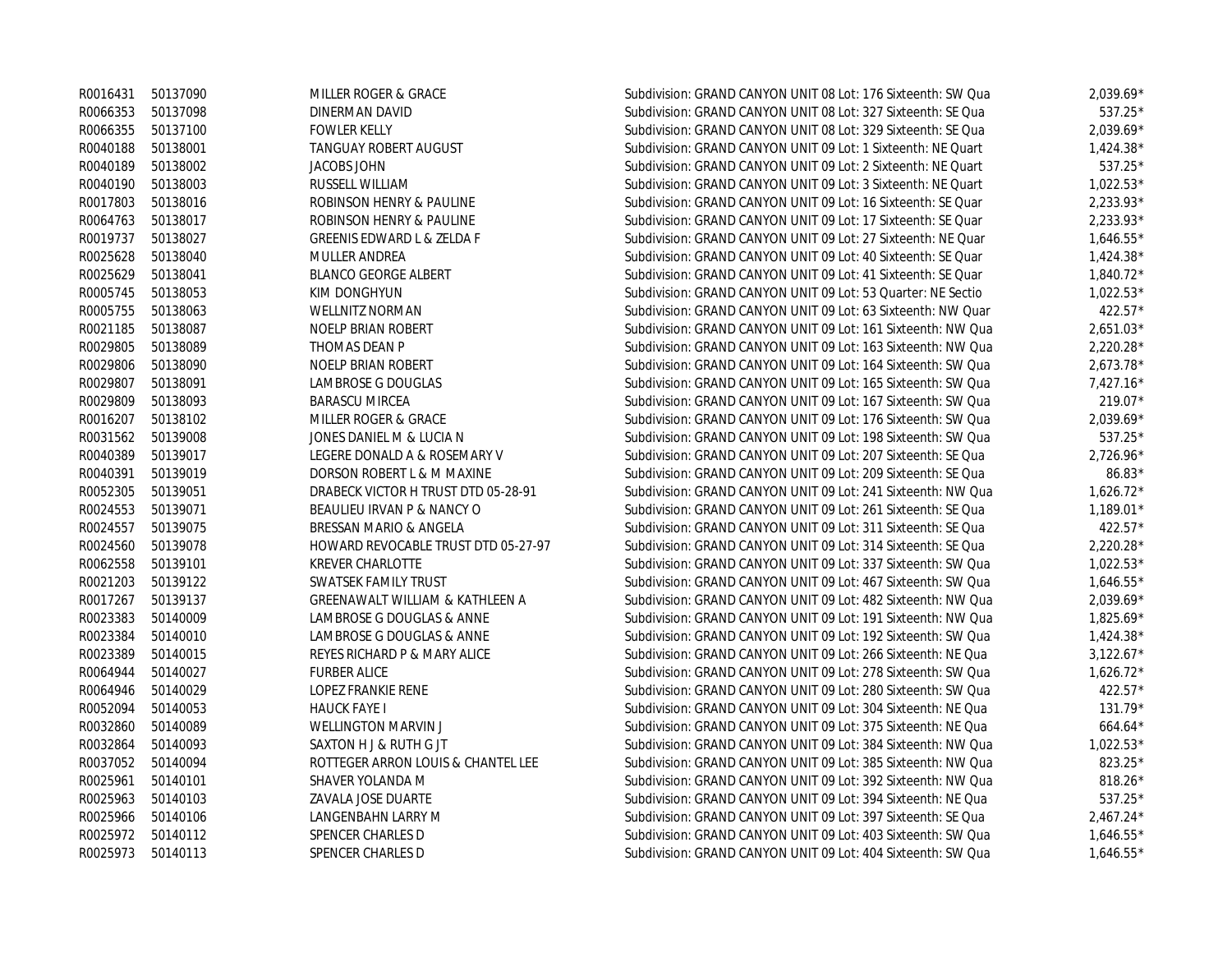| | | | | |
|---|---|---|---|---|
| R0016431 | 50137090 | MILLER ROGER & GRACE | Subdivision: GRAND CANYON UNIT 08 Lot: 176 Sixteenth: SW Qua | 2,039.69* |
| R0066353 | 50137098 | DINERMAN DAVID | Subdivision: GRAND CANYON UNIT 08 Lot: 327 Sixteenth: SE Qua | 537.25* |
| R0066355 | 50137100 | FOWLER KELLY | Subdivision: GRAND CANYON UNIT 08 Lot: 329 Sixteenth: SE Qua | 2,039.69* |
| R0040188 | 50138001 | TANGUAY ROBERT AUGUST | Subdivision: GRAND CANYON UNIT 09 Lot: 1 Sixteenth: NE Quart | 1,424.38* |
| R0040189 | 50138002 | JACOBS JOHN | Subdivision: GRAND CANYON UNIT 09 Lot: 2 Sixteenth: NE Quart | 537.25* |
| R0040190 | 50138003 | RUSSELL WILLIAM | Subdivision: GRAND CANYON UNIT 09 Lot: 3 Sixteenth: NE Quart | 1,022.53* |
| R0017803 | 50138016 | ROBINSON HENRY & PAULINE | Subdivision: GRAND CANYON UNIT 09 Lot: 16 Sixteenth: SE Quar | 2,233.93* |
| R0064763 | 50138017 | ROBINSON HENRY & PAULINE | Subdivision: GRAND CANYON UNIT 09 Lot: 17 Sixteenth: SE Quar | 2,233.93* |
| R0019737 | 50138027 | GREENIS EDWARD L & ZELDA F | Subdivision: GRAND CANYON UNIT 09 Lot: 27 Sixteenth: NE Quar | 1,646.55* |
| R0025628 | 50138040 | MULLER ANDREA | Subdivision: GRAND CANYON UNIT 09 Lot: 40 Sixteenth: SE Quar | 1,424.38* |
| R0025629 | 50138041 | BLANCO GEORGE ALBERT | Subdivision: GRAND CANYON UNIT 09 Lot: 41 Sixteenth: SE Quar | 1,840.72* |
| R0005745 | 50138053 | KIM DONGHYUN | Subdivision: GRAND CANYON UNIT 09 Lot: 53 Quarter: NE Sectio | 1,022.53* |
| R0005755 | 50138063 | WELLNITZ NORMAN | Subdivision: GRAND CANYON UNIT 09 Lot: 63 Sixteenth: NW Quar | 422.57* |
| R0021185 | 50138087 | NOELP BRIAN ROBERT | Subdivision: GRAND CANYON UNIT 09 Lot: 161 Sixteenth: NW Qua | 2,651.03* |
| R0029805 | 50138089 | THOMAS DEAN P | Subdivision: GRAND CANYON UNIT 09 Lot: 163 Sixteenth: NW Qua | 2,220.28* |
| R0029806 | 50138090 | NOELP BRIAN ROBERT | Subdivision: GRAND CANYON UNIT 09 Lot: 164 Sixteenth: SW Qua | 2,673.78* |
| R0029807 | 50138091 | LAMBROSE G DOUGLAS | Subdivision: GRAND CANYON UNIT 09 Lot: 165 Sixteenth: SW Qua | 7,427.16* |
| R0029809 | 50138093 | BARASCU MIRCEA | Subdivision: GRAND CANYON UNIT 09 Lot: 167 Sixteenth: SW Qua | 219.07* |
| R0016207 | 50138102 | MILLER ROGER & GRACE | Subdivision: GRAND CANYON UNIT 09 Lot: 176 Sixteenth: SW Qua | 2,039.69* |
| R0031562 | 50139008 | JONES DANIEL M & LUCIA N | Subdivision: GRAND CANYON UNIT 09 Lot: 198 Sixteenth: SW Qua | 537.25* |
| R0040389 | 50139017 | LEGERE DONALD A & ROSEMARY V | Subdivision: GRAND CANYON UNIT 09 Lot: 207 Sixteenth: SE Qua | 2,726.96* |
| R0040391 | 50139019 | DORSON ROBERT L & M MAXINE | Subdivision: GRAND CANYON UNIT 09 Lot: 209 Sixteenth: SE Qua | 86.83* |
| R0052305 | 50139051 | DRABECK VICTOR H TRUST DTD 05-28-91 | Subdivision: GRAND CANYON UNIT 09 Lot: 241 Sixteenth: NW Qua | 1,626.72* |
| R0024553 | 50139071 | BEAULIEU IRVAN P & NANCY O | Subdivision: GRAND CANYON UNIT 09 Lot: 261 Sixteenth: SE Qua | 1,189.01* |
| R0024557 | 50139075 | BRESSAN MARIO & ANGELA | Subdivision: GRAND CANYON UNIT 09 Lot: 311 Sixteenth: SE Qua | 422.57* |
| R0024560 | 50139078 | HOWARD REVOCABLE TRUST DTD 05-27-97 | Subdivision: GRAND CANYON UNIT 09 Lot: 314 Sixteenth: SE Qua | 2,220.28* |
| R0062558 | 50139101 | KREVER CHARLOTTE | Subdivision: GRAND CANYON UNIT 09 Lot: 337 Sixteenth: SW Qua | 1,022.53* |
| R0021203 | 50139122 | SWATSEK FAMILY TRUST | Subdivision: GRAND CANYON UNIT 09 Lot: 467 Sixteenth: SW Qua | 1,646.55* |
| R0017267 | 50139137 | GREENAWALT WILLIAM & KATHLEEN A | Subdivision: GRAND CANYON UNIT 09 Lot: 482 Sixteenth: NW Qua | 2,039.69* |
| R0023383 | 50140009 | LAMBROSE G DOUGLAS & ANNE | Subdivision: GRAND CANYON UNIT 09 Lot: 191 Sixteenth: NW Qua | 1,825.69* |
| R0023384 | 50140010 | LAMBROSE G DOUGLAS & ANNE | Subdivision: GRAND CANYON UNIT 09 Lot: 192 Sixteenth: SW Qua | 1,424.38* |
| R0023389 | 50140015 | REYES RICHARD P & MARY ALICE | Subdivision: GRAND CANYON UNIT 09 Lot: 266 Sixteenth: NE Qua | 3,122.67* |
| R0064944 | 50140027 | FURBER ALICE | Subdivision: GRAND CANYON UNIT 09 Lot: 278 Sixteenth: SW Qua | 1,626.72* |
| R0064946 | 50140029 | LOPEZ FRANKIE RENE | Subdivision: GRAND CANYON UNIT 09 Lot: 280 Sixteenth: SW Qua | 422.57* |
| R0052094 | 50140053 | HAUCK FAYE I | Subdivision: GRAND CANYON UNIT 09 Lot: 304 Sixteenth: NE Qua | 131.79* |
| R0032860 | 50140089 | WELLINGTON MARVIN J | Subdivision: GRAND CANYON UNIT 09 Lot: 375 Sixteenth: NE Qua | 664.64* |
| R0032864 | 50140093 | SAXTON H J & RUTH G JT | Subdivision: GRAND CANYON UNIT 09 Lot: 384 Sixteenth: NW Qua | 1,022.53* |
| R0037052 | 50140094 | ROTTEGER ARRON LOUIS & CHANTEL LEE | Subdivision: GRAND CANYON UNIT 09 Lot: 385 Sixteenth: NW Qua | 823.25* |
| R0025961 | 50140101 | SHAVER YOLANDA M | Subdivision: GRAND CANYON UNIT 09 Lot: 392 Sixteenth: NW Qua | 818.26* |
| R0025963 | 50140103 | ZAVALA JOSE DUARTE | Subdivision: GRAND CANYON UNIT 09 Lot: 394 Sixteenth: NE Qua | 537.25* |
| R0025966 | 50140106 | LANGENBAHN LARRY M | Subdivision: GRAND CANYON UNIT 09 Lot: 397 Sixteenth: SE Qua | 2,467.24* |
| R0025972 | 50140112 | SPENCER CHARLES D | Subdivision: GRAND CANYON UNIT 09 Lot: 403 Sixteenth: SW Qua | 1,646.55* |
| R0025973 | 50140113 | SPENCER CHARLES D | Subdivision: GRAND CANYON UNIT 09 Lot: 404 Sixteenth: SW Qua | 1,646.55* |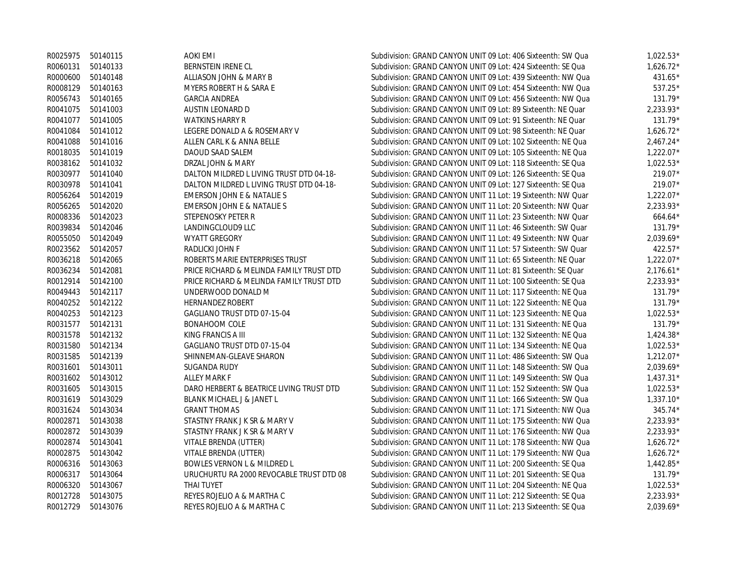| | | | | |
|---|---|---|---|---|
| R0025975 | 50140115 | AOKI EMI | Subdivision: GRAND CANYON UNIT 09 Lot: 406 Sixteenth: SW Qua | 1,022.53* |
| R0060131 | 50140133 | BERNSTEIN IRENE CL | Subdivision: GRAND CANYON UNIT 09 Lot: 424 Sixteenth: SE Qua | 1,626.72* |
| R0000600 | 50140148 | ALLIASON JOHN & MARY B | Subdivision: GRAND CANYON UNIT 09 Lot: 439 Sixteenth: NW Qua | 431.65* |
| R0008129 | 50140163 | MYERS ROBERT H & SARA E | Subdivision: GRAND CANYON UNIT 09 Lot: 454 Sixteenth: NW Qua | 537.25* |
| R0056743 | 50140165 | GARCIA ANDREA | Subdivision: GRAND CANYON UNIT 09 Lot: 456 Sixteenth: NW Qua | 131.79* |
| R0041075 | 50141003 | AUSTIN LEONARD D | Subdivision: GRAND CANYON UNIT 09 Lot: 89 Sixteenth: NE Quar | 2,233.93* |
| R0041077 | 50141005 | WATKINS HARRY R | Subdivision: GRAND CANYON UNIT 09 Lot: 91 Sixteenth: NE Quar | 131.79* |
| R0041084 | 50141012 | LEGERE DONALD A & ROSEMARY V | Subdivision: GRAND CANYON UNIT 09 Lot: 98 Sixteenth: NE Quar | 1,626.72* |
| R0041088 | 50141016 | ALLEN CARL K & ANNA BELLE | Subdivision: GRAND CANYON UNIT 09 Lot: 102 Sixteenth: NE Qua | 2,467.24* |
| R0018035 | 50141019 | DAOUD SAAD SALEM | Subdivision: GRAND CANYON UNIT 09 Lot: 105 Sixteenth: NE Qua | 1,222.07* |
| R0038162 | 50141032 | DRZAL JOHN & MARY | Subdivision: GRAND CANYON UNIT 09 Lot: 118 Sixteenth: SE Qua | 1,022.53* |
| R0030977 | 50141040 | DALTON MILDRED L LIVING TRUST DTD 04-18- | Subdivision: GRAND CANYON UNIT 09 Lot: 126 Sixteenth: SE Qua | 219.07* |
| R0030978 | 50141041 | DALTON MILDRED L LIVING TRUST DTD 04-18- | Subdivision: GRAND CANYON UNIT 09 Lot: 127 Sixteenth: SE Qua | 219.07* |
| R0056264 | 50142019 | EMERSON JOHN E & NATALIE S | Subdivision: GRAND CANYON UNIT 11 Lot: 19 Sixteenth: NW Quar | 1,222.07* |
| R0056265 | 50142020 | EMERSON JOHN E & NATALIE S | Subdivision: GRAND CANYON UNIT 11 Lot: 20 Sixteenth: NW Quar | 2,233.93* |
| R0008336 | 50142023 | STEPENOSKY PETER R | Subdivision: GRAND CANYON UNIT 11 Lot: 23 Sixteenth: NW Quar | 664.64* |
| R0039834 | 50142046 | LANDINGCLOUD9 LLC | Subdivision: GRAND CANYON UNIT 11 Lot: 46 Sixteenth: SW Quar | 131.79* |
| R0055050 | 50142049 | WYATT GREGORY | Subdivision: GRAND CANYON UNIT 11 Lot: 49 Sixteenth: NW Quar | 2,039.69* |
| R0023562 | 50142057 | RADLICKI JOHN F | Subdivision: GRAND CANYON UNIT 11 Lot: 57 Sixteenth: SW Quar | 422.57* |
| R0036218 | 50142065 | ROBERTS MARIE ENTERPRISES TRUST | Subdivision: GRAND CANYON UNIT 11 Lot: 65 Sixteenth: NE Quar | 1,222.07* |
| R0036234 | 50142081 | PRICE RICHARD & MELINDA FAMILY TRUST DTD | Subdivision: GRAND CANYON UNIT 11 Lot: 81 Sixteenth: SE Quar | 2,176.61* |
| R0012914 | 50142100 | PRICE RICHARD & MELINDA FAMILY TRUST DTD | Subdivision: GRAND CANYON UNIT 11 Lot: 100 Sixteenth: SE Qua | 2,233.93* |
| R0049443 | 50142117 | UNDERWOOD DONALD M | Subdivision: GRAND CANYON UNIT 11 Lot: 117 Sixteenth: NE Qua | 131.79* |
| R0040252 | 50142122 | HERNANDEZ ROBERT | Subdivision: GRAND CANYON UNIT 11 Lot: 122 Sixteenth: NE Qua | 131.79* |
| R0040253 | 50142123 | GAGLIANO TRUST DTD 07-15-04 | Subdivision: GRAND CANYON UNIT 11 Lot: 123 Sixteenth: NE Qua | 1,022.53* |
| R0031577 | 50142131 | BONAHOOM COLE | Subdivision: GRAND CANYON UNIT 11 Lot: 131 Sixteenth: NE Qua | 131.79* |
| R0031578 | 50142132 | KING FRANCIS A III | Subdivision: GRAND CANYON UNIT 11 Lot: 132 Sixteenth: NE Qua | 1,424.38* |
| R0031580 | 50142134 | GAGLIANO TRUST DTD 07-15-04 | Subdivision: GRAND CANYON UNIT 11 Lot: 134 Sixteenth: NE Qua | 1,022.53* |
| R0031585 | 50142139 | SHINNEMAN-GLEAVE SHARON | Subdivision: GRAND CANYON UNIT 11 Lot: 486 Sixteenth: SW Qua | 1,212.07* |
| R0031601 | 50143011 | SUGANDA RUDY | Subdivision: GRAND CANYON UNIT 11 Lot: 148 Sixteenth: SW Qua | 2,039.69* |
| R0031602 | 50143012 | ALLEY MARK F | Subdivision: GRAND CANYON UNIT 11 Lot: 149 Sixteenth: SW Qua | 1,437.31* |
| R0031605 | 50143015 | DARO HERBERT & BEATRICE LIVING TRUST DTD | Subdivision: GRAND CANYON UNIT 11 Lot: 152 Sixteenth: SW Qua | 1,022.53* |
| R0031619 | 50143029 | BLANK MICHAEL J & JANET L | Subdivision: GRAND CANYON UNIT 11 Lot: 166 Sixteenth: SW Qua | 1,337.10* |
| R0031624 | 50143034 | GRANT THOMAS | Subdivision: GRAND CANYON UNIT 11 Lot: 171 Sixteenth: NW Qua | 345.74* |
| R0002871 | 50143038 | STASTNY FRANK J K SR & MARY V | Subdivision: GRAND CANYON UNIT 11 Lot: 175 Sixteenth: NW Qua | 2,233.93* |
| R0002872 | 50143039 | STASTNY FRANK J K SR & MARY V | Subdivision: GRAND CANYON UNIT 11 Lot: 176 Sixteenth: NW Qua | 2,233.93* |
| R0002874 | 50143041 | VITALE BRENDA (UTTER) | Subdivision: GRAND CANYON UNIT 11 Lot: 178 Sixteenth: NW Qua | 1,626.72* |
| R0002875 | 50143042 | VITALE BRENDA (UTTER) | Subdivision: GRAND CANYON UNIT 11 Lot: 179 Sixteenth: NW Qua | 1,626.72* |
| R0006316 | 50143063 | BOWLES VERNON L & MILDRED L | Subdivision: GRAND CANYON UNIT 11 Lot: 200 Sixteenth: SE Qua | 1,442.85* |
| R0006317 | 50143064 | URUCHURTU RA 2000 REVOCABLE TRUST DTD 08 | Subdivision: GRAND CANYON UNIT 11 Lot: 201 Sixteenth: SE Qua | 131.79* |
| R0006320 | 50143067 | THAI TUYET | Subdivision: GRAND CANYON UNIT 11 Lot: 204 Sixteenth: NE Qua | 1,022.53* |
| R0012728 | 50143075 | REYES ROJELIO A & MARTHA C | Subdivision: GRAND CANYON UNIT 11 Lot: 212 Sixteenth: SE Qua | 2,233.93* |
| R0012729 | 50143076 | REYES ROJELIO A & MARTHA C | Subdivision: GRAND CANYON UNIT 11 Lot: 213 Sixteenth: SE Qua | 2,039.69* |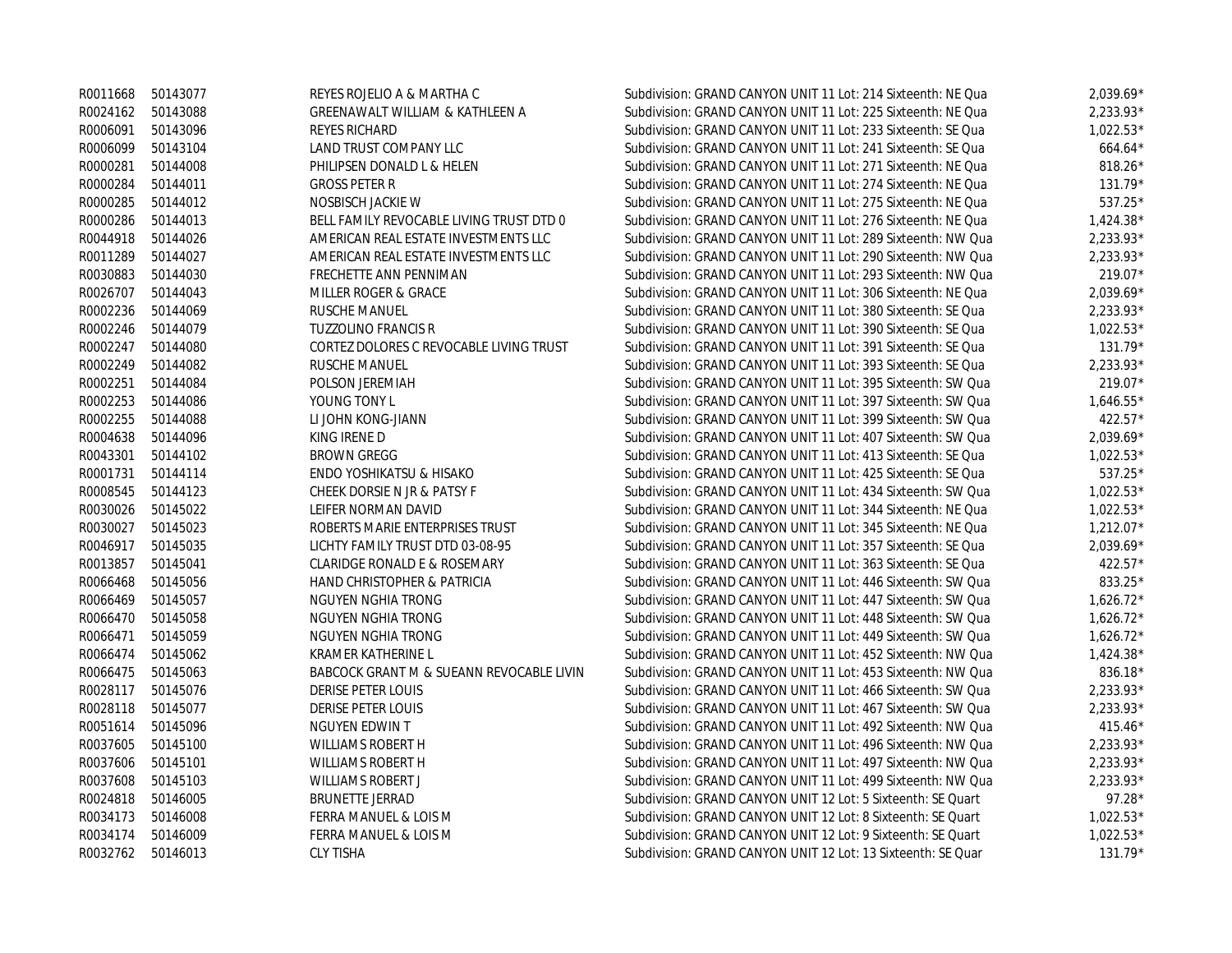| | | | | |
|---|---|---|---|---|
| R0011668 | 50143077 | REYES ROJELIO A & MARTHA C | Subdivision: GRAND CANYON UNIT 11 Lot: 214 Sixteenth: NE Qua | 2,039.69* |
| R0024162 | 50143088 | GREENAWALT WILLIAM & KATHLEEN A | Subdivision: GRAND CANYON UNIT 11 Lot: 225 Sixteenth: NE Qua | 2,233.93* |
| R0006091 | 50143096 | REYES RICHARD | Subdivision: GRAND CANYON UNIT 11 Lot: 233 Sixteenth: SE Qua | 1,022.53* |
| R0006099 | 50143104 | LAND TRUST COMPANY LLC | Subdivision: GRAND CANYON UNIT 11 Lot: 241 Sixteenth: SE Qua | 664.64* |
| R0000281 | 50144008 | PHILIPSEN DONALD L & HELEN | Subdivision: GRAND CANYON UNIT 11 Lot: 271 Sixteenth: NE Qua | 818.26* |
| R0000284 | 50144011 | GROSS PETER R | Subdivision: GRAND CANYON UNIT 11 Lot: 274 Sixteenth: NE Qua | 131.79* |
| R0000285 | 50144012 | NOSBISCH JACKIE W | Subdivision: GRAND CANYON UNIT 11 Lot: 275 Sixteenth: NE Qua | 537.25* |
| R0000286 | 50144013 | BELL FAMILY REVOCABLE LIVING TRUST DTD 0 | Subdivision: GRAND CANYON UNIT 11 Lot: 276 Sixteenth: NE Qua | 1,424.38* |
| R0044918 | 50144026 | AMERICAN REAL ESTATE INVESTMENTS LLC | Subdivision: GRAND CANYON UNIT 11 Lot: 289 Sixteenth: NW Qua | 2,233.93* |
| R0011289 | 50144027 | AMERICAN REAL ESTATE INVESTMENTS LLC | Subdivision: GRAND CANYON UNIT 11 Lot: 290 Sixteenth: NW Qua | 2,233.93* |
| R0030883 | 50144030 | FRECHETTE ANN PENNIMAN | Subdivision: GRAND CANYON UNIT 11 Lot: 293 Sixteenth: NW Qua | 219.07* |
| R0026707 | 50144043 | MILLER ROGER & GRACE | Subdivision: GRAND CANYON UNIT 11 Lot: 306 Sixteenth: NE Qua | 2,039.69* |
| R0002236 | 50144069 | RUSCHE MANUEL | Subdivision: GRAND CANYON UNIT 11 Lot: 380 Sixteenth: SE Qua | 2,233.93* |
| R0002246 | 50144079 | TUZZOLINO FRANCIS R | Subdivision: GRAND CANYON UNIT 11 Lot: 390 Sixteenth: SE Qua | 1,022.53* |
| R0002247 | 50144080 | CORTEZ DOLORES C REVOCABLE LIVING TRUST | Subdivision: GRAND CANYON UNIT 11 Lot: 391 Sixteenth: SE Qua | 131.79* |
| R0002249 | 50144082 | RUSCHE MANUEL | Subdivision: GRAND CANYON UNIT 11 Lot: 393 Sixteenth: SE Qua | 2,233.93* |
| R0002251 | 50144084 | POLSON JEREMIAH | Subdivision: GRAND CANYON UNIT 11 Lot: 395 Sixteenth: SW Qua | 219.07* |
| R0002253 | 50144086 | YOUNG TONY L | Subdivision: GRAND CANYON UNIT 11 Lot: 397 Sixteenth: SW Qua | 1,646.55* |
| R0002255 | 50144088 | LI JOHN KONG-JIANN | Subdivision: GRAND CANYON UNIT 11 Lot: 399 Sixteenth: SW Qua | 422.57* |
| R0004638 | 50144096 | KING IRENE D | Subdivision: GRAND CANYON UNIT 11 Lot: 407 Sixteenth: SW Qua | 2,039.69* |
| R0043301 | 50144102 | BROWN GREGG | Subdivision: GRAND CANYON UNIT 11 Lot: 413 Sixteenth: SE Qua | 1,022.53* |
| R0001731 | 50144114 | ENDO YOSHIKATSU & HISAKO | Subdivision: GRAND CANYON UNIT 11 Lot: 425 Sixteenth: SE Qua | 537.25* |
| R0008545 | 50144123 | CHEEK DORSIE N JR & PATSY F | Subdivision: GRAND CANYON UNIT 11 Lot: 434 Sixteenth: SW Qua | 1,022.53* |
| R0030026 | 50145022 | LEIFER NORMAN DAVID | Subdivision: GRAND CANYON UNIT 11 Lot: 344 Sixteenth: NE Qua | 1,022.53* |
| R0030027 | 50145023 | ROBERTS MARIE ENTERPRISES TRUST | Subdivision: GRAND CANYON UNIT 11 Lot: 345 Sixteenth: NE Qua | 1,212.07* |
| R0046917 | 50145035 | LICHTY FAMILY TRUST DTD 03-08-95 | Subdivision: GRAND CANYON UNIT 11 Lot: 357 Sixteenth: SE Qua | 2,039.69* |
| R0013857 | 50145041 | CLARIDGE RONALD E & ROSEMARY | Subdivision: GRAND CANYON UNIT 11 Lot: 363 Sixteenth: SE Qua | 422.57* |
| R0066468 | 50145056 | HAND CHRISTOPHER & PATRICIA | Subdivision: GRAND CANYON UNIT 11 Lot: 446 Sixteenth: SW Qua | 833.25* |
| R0066469 | 50145057 | NGUYEN NGHIA TRONG | Subdivision: GRAND CANYON UNIT 11 Lot: 447 Sixteenth: SW Qua | 1,626.72* |
| R0066470 | 50145058 | NGUYEN NGHIA TRONG | Subdivision: GRAND CANYON UNIT 11 Lot: 448 Sixteenth: SW Qua | 1,626.72* |
| R0066471 | 50145059 | NGUYEN NGHIA TRONG | Subdivision: GRAND CANYON UNIT 11 Lot: 449 Sixteenth: SW Qua | 1,626.72* |
| R0066474 | 50145062 | KRAMER KATHERINE L | Subdivision: GRAND CANYON UNIT 11 Lot: 452 Sixteenth: NW Qua | 1,424.38* |
| R0066475 | 50145063 | BABCOCK GRANT M & SUEANN REVOCABLE LIVIN | Subdivision: GRAND CANYON UNIT 11 Lot: 453 Sixteenth: NW Qua | 836.18* |
| R0028117 | 50145076 | DERISE PETER LOUIS | Subdivision: GRAND CANYON UNIT 11 Lot: 466 Sixteenth: SW Qua | 2,233.93* |
| R0028118 | 50145077 | DERISE PETER LOUIS | Subdivision: GRAND CANYON UNIT 11 Lot: 467 Sixteenth: SW Qua | 2,233.93* |
| R0051614 | 50145096 | NGUYEN EDWIN T | Subdivision: GRAND CANYON UNIT 11 Lot: 492 Sixteenth: NW Qua | 415.46* |
| R0037605 | 50145100 | WILLIAMS ROBERT H | Subdivision: GRAND CANYON UNIT 11 Lot: 496 Sixteenth: NW Qua | 2,233.93* |
| R0037606 | 50145101 | WILLIAMS ROBERT H | Subdivision: GRAND CANYON UNIT 11 Lot: 497 Sixteenth: NW Qua | 2,233.93* |
| R0037608 | 50145103 | WILLIAMS ROBERT J | Subdivision: GRAND CANYON UNIT 11 Lot: 499 Sixteenth: NW Qua | 2,233.93* |
| R0024818 | 50146005 | BRUNETTE JERRAD | Subdivision: GRAND CANYON UNIT 12 Lot: 5 Sixteenth: SE Quart | 97.28* |
| R0034173 | 50146008 | FERRA MANUEL & LOIS M | Subdivision: GRAND CANYON UNIT 12 Lot: 8 Sixteenth: SE Quart | 1,022.53* |
| R0034174 | 50146009 | FERRA MANUEL & LOIS M | Subdivision: GRAND CANYON UNIT 12 Lot: 9 Sixteenth: SE Quart | 1,022.53* |
| R0032762 | 50146013 | CLY TISHA | Subdivision: GRAND CANYON UNIT 12 Lot: 13 Sixteenth: SE Quar | 131.79* |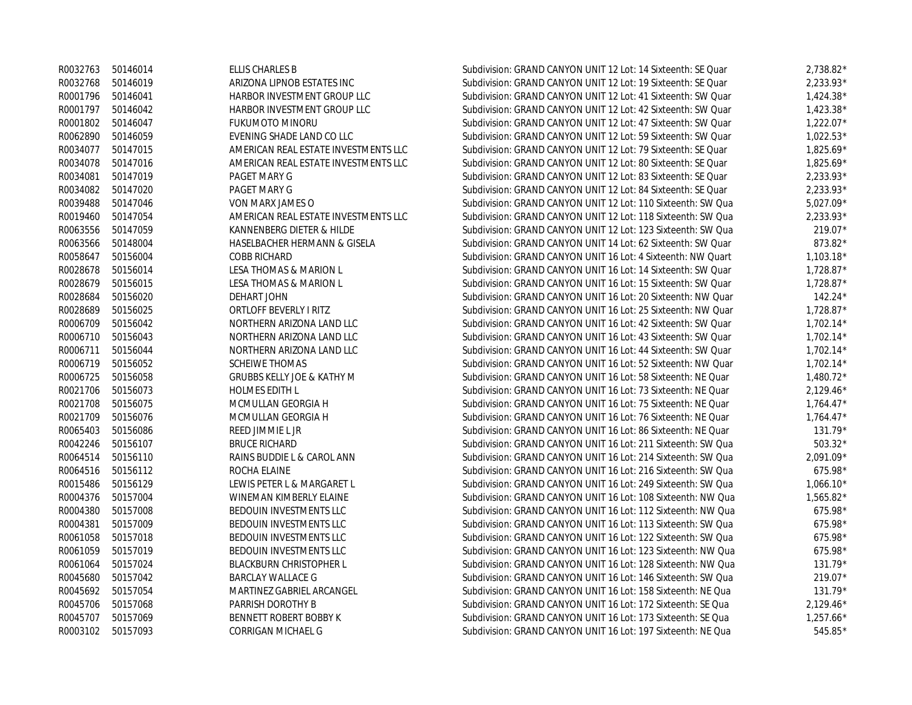| | | | | |
|---|---|---|---|---|
| R0032763 | 50146014 | ELLIS CHARLES B | Subdivision: GRAND CANYON UNIT 12 Lot: 14 Sixteenth: SE Quar | 2,738.82* |
| R0032768 | 50146019 | ARIZONA LIPNOB ESTATES INC | Subdivision: GRAND CANYON UNIT 12 Lot: 19 Sixteenth: SE Quar | 2,233.93* |
| R0001796 | 50146041 | HARBOR INVESTMENT GROUP LLC | Subdivision: GRAND CANYON UNIT 12 Lot: 41 Sixteenth: SW Quar | 1,424.38* |
| R0001797 | 50146042 | HARBOR INVESTMENT GROUP LLC | Subdivision: GRAND CANYON UNIT 12 Lot: 42 Sixteenth: SW Quar | 1,423.38* |
| R0001802 | 50146047 | FUKUMOTO MINORU | Subdivision: GRAND CANYON UNIT 12 Lot: 47 Sixteenth: SW Quar | 1,222.07* |
| R0062890 | 50146059 | EVENING SHADE LAND CO LLC | Subdivision: GRAND CANYON UNIT 12 Lot: 59 Sixteenth: SW Quar | 1,022.53* |
| R0034077 | 50147015 | AMERICAN REAL ESTATE INVESTMENTS LLC | Subdivision: GRAND CANYON UNIT 12 Lot: 79 Sixteenth: SE Quar | 1,825.69* |
| R0034078 | 50147016 | AMERICAN REAL ESTATE INVESTMENTS LLC | Subdivision: GRAND CANYON UNIT 12 Lot: 80 Sixteenth: SE Quar | 1,825.69* |
| R0034081 | 50147019 | PAGET MARY G | Subdivision: GRAND CANYON UNIT 12 Lot: 83 Sixteenth: SE Quar | 2,233.93* |
| R0034082 | 50147020 | PAGET MARY G | Subdivision: GRAND CANYON UNIT 12 Lot: 84 Sixteenth: SE Quar | 2,233.93* |
| R0039488 | 50147046 | VON MARX JAMES O | Subdivision: GRAND CANYON UNIT 12 Lot: 110 Sixteenth: SW Qua | 5,027.09* |
| R0019460 | 50147054 | AMERICAN REAL ESTATE INVESTMENTS LLC | Subdivision: GRAND CANYON UNIT 12 Lot: 118 Sixteenth: SW Qua | 2,233.93* |
| R0063556 | 50147059 | KANNENBERG DIETER & HILDE | Subdivision: GRAND CANYON UNIT 12 Lot: 123 Sixteenth: SW Qua | 219.07* |
| R0063566 | 50148004 | HASELBACHER HERMANN & GISELA | Subdivision: GRAND CANYON UNIT 14 Lot: 62 Sixteenth: SW Quar | 873.82* |
| R0058647 | 50156004 | COBB RICHARD | Subdivision: GRAND CANYON UNIT 16 Lot: 4 Sixteenth: NW Quart | 1,103.18* |
| R0028678 | 50156014 | LESA THOMAS & MARION L | Subdivision: GRAND CANYON UNIT 16 Lot: 14 Sixteenth: SW Quar | 1,728.87* |
| R0028679 | 50156015 | LESA THOMAS & MARION L | Subdivision: GRAND CANYON UNIT 16 Lot: 15 Sixteenth: SW Quar | 1,728.87* |
| R0028684 | 50156020 | DEHART JOHN | Subdivision: GRAND CANYON UNIT 16 Lot: 20 Sixteenth: NW Quar | 142.24* |
| R0028689 | 50156025 | ORTLOFF BEVERLY I RITZ | Subdivision: GRAND CANYON UNIT 16 Lot: 25 Sixteenth: NW Quar | 1,728.87* |
| R0006709 | 50156042 | NORTHERN ARIZONA LAND LLC | Subdivision: GRAND CANYON UNIT 16 Lot: 42 Sixteenth: SW Quar | 1,702.14* |
| R0006710 | 50156043 | NORTHERN ARIZONA LAND LLC | Subdivision: GRAND CANYON UNIT 16 Lot: 43 Sixteenth: SW Quar | 1,702.14* |
| R0006711 | 50156044 | NORTHERN ARIZONA LAND LLC | Subdivision: GRAND CANYON UNIT 16 Lot: 44 Sixteenth: SW Quar | 1,702.14* |
| R0006719 | 50156052 | SCHEIWE THOMAS | Subdivision: GRAND CANYON UNIT 16 Lot: 52 Sixteenth: NW Quar | 1,702.14* |
| R0006725 | 50156058 | GRUBBS KELLY JOE & KATHY M | Subdivision: GRAND CANYON UNIT 16 Lot: 58 Sixteenth: NE Quar | 1,480.72* |
| R0021706 | 50156073 | HOLMES EDITH L | Subdivision: GRAND CANYON UNIT 16 Lot: 73 Sixteenth: NE Quar | 2,129.46* |
| R0021708 | 50156075 | MCMULLAN GEORGIA H | Subdivision: GRAND CANYON UNIT 16 Lot: 75 Sixteenth: NE Quar | 1,764.47* |
| R0021709 | 50156076 | MCMULLAN GEORGIA H | Subdivision: GRAND CANYON UNIT 16 Lot: 76 Sixteenth: NE Quar | 1,764.47* |
| R0065403 | 50156086 | REED JIMMIE L JR | Subdivision: GRAND CANYON UNIT 16 Lot: 86 Sixteenth: NE Quar | 131.79* |
| R0042246 | 50156107 | BRUCE RICHARD | Subdivision: GRAND CANYON UNIT 16 Lot: 211 Sixteenth: SW Qua | 503.32* |
| R0064514 | 50156110 | RAINS BUDDIE L & CAROL ANN | Subdivision: GRAND CANYON UNIT 16 Lot: 214 Sixteenth: SW Qua | 2,091.09* |
| R0064516 | 50156112 | ROCHA ELAINE | Subdivision: GRAND CANYON UNIT 16 Lot: 216 Sixteenth: SW Qua | 675.98* |
| R0015486 | 50156129 | LEWIS PETER L & MARGARET L | Subdivision: GRAND CANYON UNIT 16 Lot: 249 Sixteenth: SW Qua | 1,066.10* |
| R0004376 | 50157004 | WINEMAN KIMBERLY ELAINE | Subdivision: GRAND CANYON UNIT 16 Lot: 108 Sixteenth: NW Qua | 1,565.82* |
| R0004380 | 50157008 | BEDOUIN INVESTMENTS LLC | Subdivision: GRAND CANYON UNIT 16 Lot: 112 Sixteenth: NW Qua | 675.98* |
| R0004381 | 50157009 | BEDOUIN INVESTMENTS LLC | Subdivision: GRAND CANYON UNIT 16 Lot: 113 Sixteenth: SW Qua | 675.98* |
| R0061058 | 50157018 | BEDOUIN INVESTMENTS LLC | Subdivision: GRAND CANYON UNIT 16 Lot: 122 Sixteenth: SW Qua | 675.98* |
| R0061059 | 50157019 | BEDOUIN INVESTMENTS LLC | Subdivision: GRAND CANYON UNIT 16 Lot: 123 Sixteenth: NW Qua | 675.98* |
| R0061064 | 50157024 | BLACKBURN CHRISTOPHER L | Subdivision: GRAND CANYON UNIT 16 Lot: 128 Sixteenth: NW Qua | 131.79* |
| R0045680 | 50157042 | BARCLAY WALLACE G | Subdivision: GRAND CANYON UNIT 16 Lot: 146 Sixteenth: SW Qua | 219.07* |
| R0045692 | 50157054 | MARTINEZ GABRIEL ARCANGEL | Subdivision: GRAND CANYON UNIT 16 Lot: 158 Sixteenth: NE Qua | 131.79* |
| R0045706 | 50157068 | PARRISH DOROTHY B | Subdivision: GRAND CANYON UNIT 16 Lot: 172 Sixteenth: SE Qua | 2,129.46* |
| R0045707 | 50157069 | BENNETT ROBERT BOBBY K | Subdivision: GRAND CANYON UNIT 16 Lot: 173 Sixteenth: SE Qua | 1,257.66* |
| R0003102 | 50157093 | CORRIGAN MICHAEL G | Subdivision: GRAND CANYON UNIT 16 Lot: 197 Sixteenth: NE Qua | 545.85* |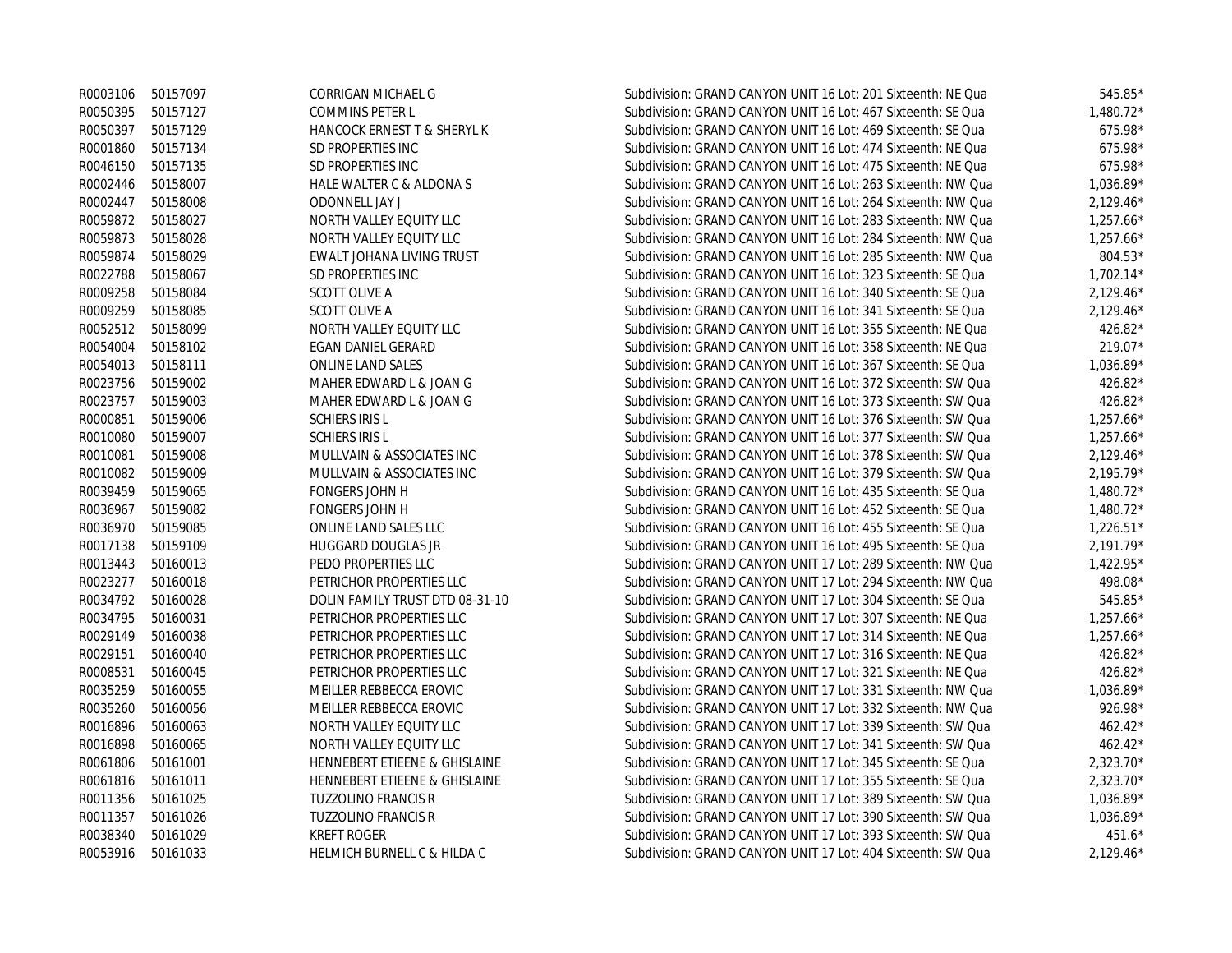| | | | | |
|---|---|---|---|---|
| R0003106 | 50157097 | CORRIGAN MICHAEL G | Subdivision: GRAND CANYON UNIT 16 Lot: 201 Sixteenth: NE Qua | 545.85* |
| R0050395 | 50157127 | COMMINS PETER L | Subdivision: GRAND CANYON UNIT 16 Lot: 467 Sixteenth: SE Qua | 1,480.72* |
| R0050397 | 50157129 | HANCOCK ERNEST T & SHERYL K | Subdivision: GRAND CANYON UNIT 16 Lot: 469 Sixteenth: SE Qua | 675.98* |
| R0001860 | 50157134 | SD PROPERTIES INC | Subdivision: GRAND CANYON UNIT 16 Lot: 474 Sixteenth: NE Qua | 675.98* |
| R0046150 | 50157135 | SD PROPERTIES INC | Subdivision: GRAND CANYON UNIT 16 Lot: 475 Sixteenth: NE Qua | 675.98* |
| R0002446 | 50158007 | HALE WALTER C & ALDONA S | Subdivision: GRAND CANYON UNIT 16 Lot: 263 Sixteenth: NW Qua | 1,036.89* |
| R0002447 | 50158008 | ODONNELL JAY J | Subdivision: GRAND CANYON UNIT 16 Lot: 264 Sixteenth: NW Qua | 2,129.46* |
| R0059872 | 50158027 | NORTH VALLEY EQUITY LLC | Subdivision: GRAND CANYON UNIT 16 Lot: 283 Sixteenth: NW Qua | 1,257.66* |
| R0059873 | 50158028 | NORTH VALLEY EQUITY LLC | Subdivision: GRAND CANYON UNIT 16 Lot: 284 Sixteenth: NW Qua | 1,257.66* |
| R0059874 | 50158029 | EWALT JOHANA LIVING TRUST | Subdivision: GRAND CANYON UNIT 16 Lot: 285 Sixteenth: NW Qua | 804.53* |
| R0022788 | 50158067 | SD PROPERTIES INC | Subdivision: GRAND CANYON UNIT 16 Lot: 323 Sixteenth: SE Qua | 1,702.14* |
| R0009258 | 50158084 | SCOTT OLIVE A | Subdivision: GRAND CANYON UNIT 16 Lot: 340 Sixteenth: SE Qua | 2,129.46* |
| R0009259 | 50158085 | SCOTT OLIVE A | Subdivision: GRAND CANYON UNIT 16 Lot: 341 Sixteenth: SE Qua | 2,129.46* |
| R0052512 | 50158099 | NORTH VALLEY EQUITY LLC | Subdivision: GRAND CANYON UNIT 16 Lot: 355 Sixteenth: NE Qua | 426.82* |
| R0054004 | 50158102 | EGAN DANIEL GERARD | Subdivision: GRAND CANYON UNIT 16 Lot: 358 Sixteenth: NE Qua | 219.07* |
| R0054013 | 50158111 | ONLINE LAND SALES | Subdivision: GRAND CANYON UNIT 16 Lot: 367 Sixteenth: SE Qua | 1,036.89* |
| R0023756 | 50159002 | MAHER EDWARD L & JOAN G | Subdivision: GRAND CANYON UNIT 16 Lot: 372 Sixteenth: SW Qua | 426.82* |
| R0023757 | 50159003 | MAHER EDWARD L & JOAN G | Subdivision: GRAND CANYON UNIT 16 Lot: 373 Sixteenth: SW Qua | 426.82* |
| R0000851 | 50159006 | SCHIERS IRIS L | Subdivision: GRAND CANYON UNIT 16 Lot: 376 Sixteenth: SW Qua | 1,257.66* |
| R0010080 | 50159007 | SCHIERS IRIS L | Subdivision: GRAND CANYON UNIT 16 Lot: 377 Sixteenth: SW Qua | 1,257.66* |
| R0010081 | 50159008 | MULLVAIN & ASSOCIATES INC | Subdivision: GRAND CANYON UNIT 16 Lot: 378 Sixteenth: SW Qua | 2,129.46* |
| R0010082 | 50159009 | MULLVAIN & ASSOCIATES INC | Subdivision: GRAND CANYON UNIT 16 Lot: 379 Sixteenth: SW Qua | 2,195.79* |
| R0039459 | 50159065 | FONGERS JOHN H | Subdivision: GRAND CANYON UNIT 16 Lot: 435 Sixteenth: SE Qua | 1,480.72* |
| R0036967 | 50159082 | FONGERS JOHN H | Subdivision: GRAND CANYON UNIT 16 Lot: 452 Sixteenth: SE Qua | 1,480.72* |
| R0036970 | 50159085 | ONLINE LAND SALES LLC | Subdivision: GRAND CANYON UNIT 16 Lot: 455 Sixteenth: SE Qua | 1,226.51* |
| R0017138 | 50159109 | HUGGARD DOUGLAS JR | Subdivision: GRAND CANYON UNIT 16 Lot: 495 Sixteenth: SE Qua | 2,191.79* |
| R0013443 | 50160013 | PEDO PROPERTIES LLC | Subdivision: GRAND CANYON UNIT 17 Lot: 289 Sixteenth: NW Qua | 1,422.95* |
| R0023277 | 50160018 | PETRICHOR PROPERTIES LLC | Subdivision: GRAND CANYON UNIT 17 Lot: 294 Sixteenth: NW Qua | 498.08* |
| R0034792 | 50160028 | DOLIN FAMILY TRUST DTD 08-31-10 | Subdivision: GRAND CANYON UNIT 17 Lot: 304 Sixteenth: SE Qua | 545.85* |
| R0034795 | 50160031 | PETRICHOR PROPERTIES LLC | Subdivision: GRAND CANYON UNIT 17 Lot: 307 Sixteenth: NE Qua | 1,257.66* |
| R0029149 | 50160038 | PETRICHOR PROPERTIES LLC | Subdivision: GRAND CANYON UNIT 17 Lot: 314 Sixteenth: NE Qua | 1,257.66* |
| R0029151 | 50160040 | PETRICHOR PROPERTIES LLC | Subdivision: GRAND CANYON UNIT 17 Lot: 316 Sixteenth: NE Qua | 426.82* |
| R0008531 | 50160045 | PETRICHOR PROPERTIES LLC | Subdivision: GRAND CANYON UNIT 17 Lot: 321 Sixteenth: NE Qua | 426.82* |
| R0035259 | 50160055 | MEILLER REBBECCA EROVIC | Subdivision: GRAND CANYON UNIT 17 Lot: 331 Sixteenth: NW Qua | 1,036.89* |
| R0035260 | 50160056 | MEILLER REBBECCA EROVIC | Subdivision: GRAND CANYON UNIT 17 Lot: 332 Sixteenth: NW Qua | 926.98* |
| R0016896 | 50160063 | NORTH VALLEY EQUITY LLC | Subdivision: GRAND CANYON UNIT 17 Lot: 339 Sixteenth: SW Qua | 462.42* |
| R0016898 | 50160065 | NORTH VALLEY EQUITY LLC | Subdivision: GRAND CANYON UNIT 17 Lot: 341 Sixteenth: SW Qua | 462.42* |
| R0061806 | 50161001 | HENNEBERT ETIEENE & GHISLAINE | Subdivision: GRAND CANYON UNIT 17 Lot: 345 Sixteenth: SE Qua | 2,323.70* |
| R0061816 | 50161011 | HENNEBERT ETIEENE & GHISLAINE | Subdivision: GRAND CANYON UNIT 17 Lot: 355 Sixteenth: SE Qua | 2,323.70* |
| R0011356 | 50161025 | TUZZOLINO FRANCIS R | Subdivision: GRAND CANYON UNIT 17 Lot: 389 Sixteenth: SW Qua | 1,036.89* |
| R0011357 | 50161026 | TUZZOLINO FRANCIS R | Subdivision: GRAND CANYON UNIT 17 Lot: 390 Sixteenth: SW Qua | 1,036.89* |
| R0038340 | 50161029 | KREFT ROGER | Subdivision: GRAND CANYON UNIT 17 Lot: 393 Sixteenth: SW Qua | 451.6* |
| R0053916 | 50161033 | HELMICH BURNELL C & HILDA C | Subdivision: GRAND CANYON UNIT 17 Lot: 404 Sixteenth: SW Qua | 2,129.46* |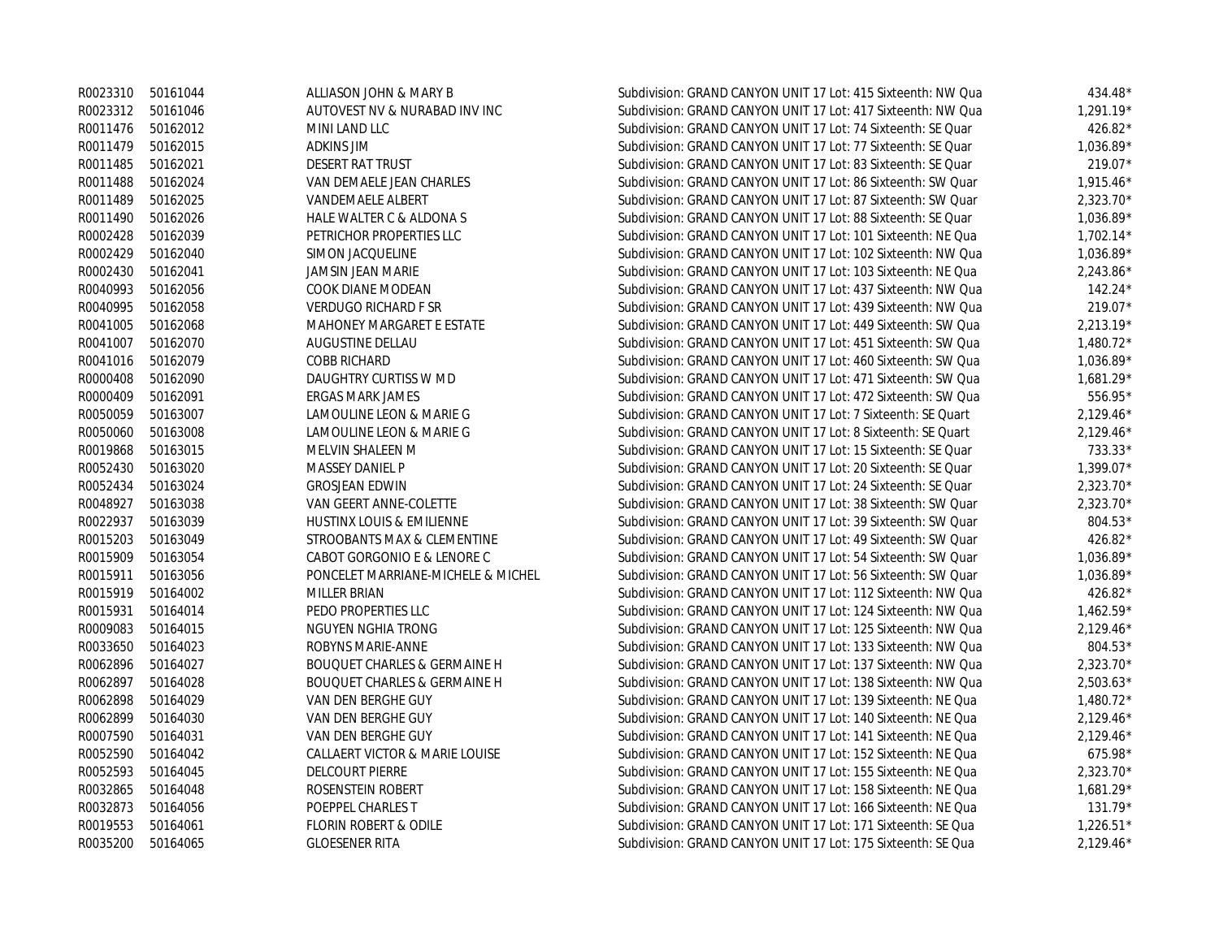| | | | | |
|---|---|---|---|---|
| R0023310 | 50161044 | ALLIASON JOHN & MARY B | Subdivision: GRAND CANYON UNIT 17 Lot: 415 Sixteenth: NW Qua | 434.48* |
| R0023312 | 50161046 | AUTOVEST NV & NURABAD INV INC | Subdivision: GRAND CANYON UNIT 17 Lot: 417 Sixteenth: NW Qua | 1,291.19* |
| R0011476 | 50162012 | MINI LAND LLC | Subdivision: GRAND CANYON UNIT 17 Lot: 74 Sixteenth: SE Quar | 426.82* |
| R0011479 | 50162015 | ADKINS JIM | Subdivision: GRAND CANYON UNIT 17 Lot: 77 Sixteenth: SE Quar | 1,036.89* |
| R0011485 | 50162021 | DESERT RAT TRUST | Subdivision: GRAND CANYON UNIT 17 Lot: 83 Sixteenth: SE Quar | 219.07* |
| R0011488 | 50162024 | VAN DEMAELE JEAN CHARLES | Subdivision: GRAND CANYON UNIT 17 Lot: 86 Sixteenth: SW Quar | 1,915.46* |
| R0011489 | 50162025 | VANDEMAELE ALBERT | Subdivision: GRAND CANYON UNIT 17 Lot: 87 Sixteenth: SW Quar | 2,323.70* |
| R0011490 | 50162026 | HALE WALTER C & ALDONA S | Subdivision: GRAND CANYON UNIT 17 Lot: 88 Sixteenth: SE Quar | 1,036.89* |
| R0002428 | 50162039 | PETRICHOR PROPERTIES LLC | Subdivision: GRAND CANYON UNIT 17 Lot: 101 Sixteenth: NE Qua | 1,702.14* |
| R0002429 | 50162040 | SIMON JACQUELINE | Subdivision: GRAND CANYON UNIT 17 Lot: 102 Sixteenth: NW Qua | 1,036.89* |
| R0002430 | 50162041 | JAMSIN JEAN MARIE | Subdivision: GRAND CANYON UNIT 17 Lot: 103 Sixteenth: NE Qua | 2,243.86* |
| R0040993 | 50162056 | COOK DIANE MODEAN | Subdivision: GRAND CANYON UNIT 17 Lot: 437 Sixteenth: NW Qua | 142.24* |
| R0040995 | 50162058 | VERDUGO RICHARD F SR | Subdivision: GRAND CANYON UNIT 17 Lot: 439 Sixteenth: NW Qua | 219.07* |
| R0041005 | 50162068 | MAHONEY MARGARET E ESTATE | Subdivision: GRAND CANYON UNIT 17 Lot: 449 Sixteenth: SW Qua | 2,213.19* |
| R0041007 | 50162070 | AUGUSTINE DELLAU | Subdivision: GRAND CANYON UNIT 17 Lot: 451 Sixteenth: SW Qua | 1,480.72* |
| R0041016 | 50162079 | COBB RICHARD | Subdivision: GRAND CANYON UNIT 17 Lot: 460 Sixteenth: SW Qua | 1,036.89* |
| R0000408 | 50162090 | DAUGHTRY CURTISS W MD | Subdivision: GRAND CANYON UNIT 17 Lot: 471 Sixteenth: SW Qua | 1,681.29* |
| R0000409 | 50162091 | ERGAS MARK JAMES | Subdivision: GRAND CANYON UNIT 17 Lot: 472 Sixteenth: SW Qua | 556.95* |
| R0050059 | 50163007 | LAMOULINE LEON & MARIE G | Subdivision: GRAND CANYON UNIT 17 Lot: 7 Sixteenth: SE Quart | 2,129.46* |
| R0050060 | 50163008 | LAMOULINE LEON & MARIE G | Subdivision: GRAND CANYON UNIT 17 Lot: 8 Sixteenth: SE Quart | 2,129.46* |
| R0019868 | 50163015 | MELVIN SHALEEN M | Subdivision: GRAND CANYON UNIT 17 Lot: 15 Sixteenth: SE Quar | 733.33* |
| R0052430 | 50163020 | MASSEY DANIEL P | Subdivision: GRAND CANYON UNIT 17 Lot: 20 Sixteenth: SE Quar | 1,399.07* |
| R0052434 | 50163024 | GROSJEAN EDWIN | Subdivision: GRAND CANYON UNIT 17 Lot: 24 Sixteenth: SE Quar | 2,323.70* |
| R0048927 | 50163038 | VAN GEERT ANNE-COLETTE | Subdivision: GRAND CANYON UNIT 17 Lot: 38 Sixteenth: SW Quar | 2,323.70* |
| R0022937 | 50163039 | HUSTINX LOUIS & EMILIENNE | Subdivision: GRAND CANYON UNIT 17 Lot: 39 Sixteenth: SW Quar | 804.53* |
| R0015203 | 50163049 | STROOBANTS MAX & CLEMENTINE | Subdivision: GRAND CANYON UNIT 17 Lot: 49 Sixteenth: SW Quar | 426.82* |
| R0015909 | 50163054 | CABOT GORGONIO E & LENORE C | Subdivision: GRAND CANYON UNIT 17 Lot: 54 Sixteenth: SW Quar | 1,036.89* |
| R0015911 | 50163056 | PONCELET MARRIANE-MICHELE & MICHEL | Subdivision: GRAND CANYON UNIT 17 Lot: 56 Sixteenth: SW Quar | 1,036.89* |
| R0015919 | 50164002 | MILLER BRIAN | Subdivision: GRAND CANYON UNIT 17 Lot: 112 Sixteenth: NW Qua | 426.82* |
| R0015931 | 50164014 | PEDO PROPERTIES LLC | Subdivision: GRAND CANYON UNIT 17 Lot: 124 Sixteenth: NW Qua | 1,462.59* |
| R0009083 | 50164015 | NGUYEN NGHIA TRONG | Subdivision: GRAND CANYON UNIT 17 Lot: 125 Sixteenth: NW Qua | 2,129.46* |
| R0033650 | 50164023 | ROBYNS MARIE-ANNE | Subdivision: GRAND CANYON UNIT 17 Lot: 133 Sixteenth: NW Qua | 804.53* |
| R0062896 | 50164027 | BOUQUET CHARLES & GERMAINE H | Subdivision: GRAND CANYON UNIT 17 Lot: 137 Sixteenth: NW Qua | 2,323.70* |
| R0062897 | 50164028 | BOUQUET CHARLES & GERMAINE H | Subdivision: GRAND CANYON UNIT 17 Lot: 138 Sixteenth: NW Qua | 2,503.63* |
| R0062898 | 50164029 | VAN DEN BERGHE GUY | Subdivision: GRAND CANYON UNIT 17 Lot: 139 Sixteenth: NE Qua | 1,480.72* |
| R0062899 | 50164030 | VAN DEN BERGHE GUY | Subdivision: GRAND CANYON UNIT 17 Lot: 140 Sixteenth: NE Qua | 2,129.46* |
| R0007590 | 50164031 | VAN DEN BERGHE GUY | Subdivision: GRAND CANYON UNIT 17 Lot: 141 Sixteenth: NE Qua | 2,129.46* |
| R0052590 | 50164042 | CALLAERT VICTOR & MARIE LOUISE | Subdivision: GRAND CANYON UNIT 17 Lot: 152 Sixteenth: NE Qua | 675.98* |
| R0052593 | 50164045 | DELCOURT PIERRE | Subdivision: GRAND CANYON UNIT 17 Lot: 155 Sixteenth: NE Qua | 2,323.70* |
| R0032865 | 50164048 | ROSENSTEIN ROBERT | Subdivision: GRAND CANYON UNIT 17 Lot: 158 Sixteenth: NE Qua | 1,681.29* |
| R0032873 | 50164056 | POEPPEL CHARLES T | Subdivision: GRAND CANYON UNIT 17 Lot: 166 Sixteenth: NE Qua | 131.79* |
| R0019553 | 50164061 | FLORIN ROBERT & ODILE | Subdivision: GRAND CANYON UNIT 17 Lot: 171 Sixteenth: SE Qua | 1,226.51* |
| R0035200 | 50164065 | GLOESENER RITA | Subdivision: GRAND CANYON UNIT 17 Lot: 175 Sixteenth: SE Qua | 2,129.46* |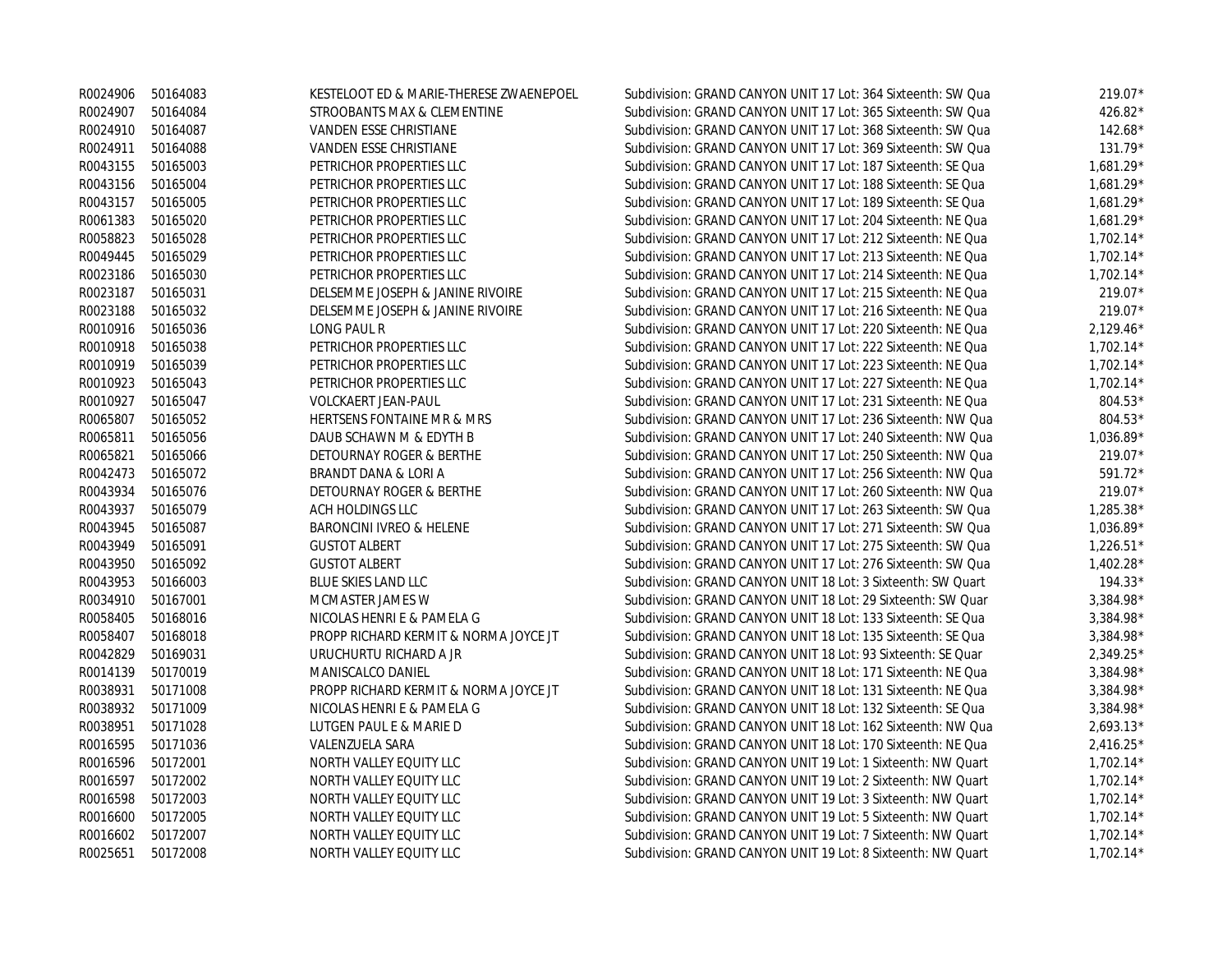| | | | | |
|---|---|---|---|---|
| R0024906 | 50164083 | KESTELOOT ED & MARIE-THERESE ZWAENEPOEL | Subdivision: GRAND CANYON UNIT 17 Lot: 364 Sixteenth: SW Qua | 219.07* |
| R0024907 | 50164084 | STROOBANTS MAX & CLEMENTINE | Subdivision: GRAND CANYON UNIT 17 Lot: 365 Sixteenth: SW Qua | 426.82* |
| R0024910 | 50164087 | VANDEN ESSE CHRISTIANE | Subdivision: GRAND CANYON UNIT 17 Lot: 368 Sixteenth: SW Qua | 142.68* |
| R0024911 | 50164088 | VANDEN ESSE CHRISTIANE | Subdivision: GRAND CANYON UNIT 17 Lot: 369 Sixteenth: SW Qua | 131.79* |
| R0043155 | 50165003 | PETRICHOR PROPERTIES LLC | Subdivision: GRAND CANYON UNIT 17 Lot: 187 Sixteenth: SE Qua | 1,681.29* |
| R0043156 | 50165004 | PETRICHOR PROPERTIES LLC | Subdivision: GRAND CANYON UNIT 17 Lot: 188 Sixteenth: SE Qua | 1,681.29* |
| R0043157 | 50165005 | PETRICHOR PROPERTIES LLC | Subdivision: GRAND CANYON UNIT 17 Lot: 189 Sixteenth: SE Qua | 1,681.29* |
| R0061383 | 50165020 | PETRICHOR PROPERTIES LLC | Subdivision: GRAND CANYON UNIT 17 Lot: 204 Sixteenth: NE Qua | 1,681.29* |
| R0058823 | 50165028 | PETRICHOR PROPERTIES LLC | Subdivision: GRAND CANYON UNIT 17 Lot: 212 Sixteenth: NE Qua | 1,702.14* |
| R0049445 | 50165029 | PETRICHOR PROPERTIES LLC | Subdivision: GRAND CANYON UNIT 17 Lot: 213 Sixteenth: NE Qua | 1,702.14* |
| R0023186 | 50165030 | PETRICHOR PROPERTIES LLC | Subdivision: GRAND CANYON UNIT 17 Lot: 214 Sixteenth: NE Qua | 1,702.14* |
| R0023187 | 50165031 | DELSEMME JOSEPH & JANINE RIVOIRE | Subdivision: GRAND CANYON UNIT 17 Lot: 215 Sixteenth: NE Qua | 219.07* |
| R0023188 | 50165032 | DELSEMME JOSEPH & JANINE RIVOIRE | Subdivision: GRAND CANYON UNIT 17 Lot: 216 Sixteenth: NE Qua | 219.07* |
| R0010916 | 50165036 | LONG PAUL R | Subdivision: GRAND CANYON UNIT 17 Lot: 220 Sixteenth: NE Qua | 2,129.46* |
| R0010918 | 50165038 | PETRICHOR PROPERTIES LLC | Subdivision: GRAND CANYON UNIT 17 Lot: 222 Sixteenth: NE Qua | 1,702.14* |
| R0010919 | 50165039 | PETRICHOR PROPERTIES LLC | Subdivision: GRAND CANYON UNIT 17 Lot: 223 Sixteenth: NE Qua | 1,702.14* |
| R0010923 | 50165043 | PETRICHOR PROPERTIES LLC | Subdivision: GRAND CANYON UNIT 17 Lot: 227 Sixteenth: NE Qua | 1,702.14* |
| R0010927 | 50165047 | VOLCKAERT JEAN-PAUL | Subdivision: GRAND CANYON UNIT 17 Lot: 231 Sixteenth: NE Qua | 804.53* |
| R0065807 | 50165052 | HERTSENS FONTAINE MR & MRS | Subdivision: GRAND CANYON UNIT 17 Lot: 236 Sixteenth: NW Qua | 804.53* |
| R0065811 | 50165056 | DAUB SCHAWN M & EDYTH B | Subdivision: GRAND CANYON UNIT 17 Lot: 240 Sixteenth: NW Qua | 1,036.89* |
| R0065821 | 50165066 | DETOURNAY ROGER & BERTHE | Subdivision: GRAND CANYON UNIT 17 Lot: 250 Sixteenth: NW Qua | 219.07* |
| R0042473 | 50165072 | BRANDT DANA & LORI A | Subdivision: GRAND CANYON UNIT 17 Lot: 256 Sixteenth: NW Qua | 591.72* |
| R0043934 | 50165076 | DETOURNAY ROGER & BERTHE | Subdivision: GRAND CANYON UNIT 17 Lot: 260 Sixteenth: NW Qua | 219.07* |
| R0043937 | 50165079 | ACH HOLDINGS LLC | Subdivision: GRAND CANYON UNIT 17 Lot: 263 Sixteenth: SW Qua | 1,285.38* |
| R0043945 | 50165087 | BARONCINI IVREO & HELENE | Subdivision: GRAND CANYON UNIT 17 Lot: 271 Sixteenth: SW Qua | 1,036.89* |
| R0043949 | 50165091 | GUSTOT ALBERT | Subdivision: GRAND CANYON UNIT 17 Lot: 275 Sixteenth: SW Qua | 1,226.51* |
| R0043950 | 50165092 | GUSTOT ALBERT | Subdivision: GRAND CANYON UNIT 17 Lot: 276 Sixteenth: SW Qua | 1,402.28* |
| R0043953 | 50166003 | BLUE SKIES LAND LLC | Subdivision: GRAND CANYON UNIT 18 Lot: 3 Sixteenth: SW Quart | 194.33* |
| R0034910 | 50167001 | MCMASTER JAMES W | Subdivision: GRAND CANYON UNIT 18 Lot: 29 Sixteenth: SW Quar | 3,384.98* |
| R0058405 | 50168016 | NICOLAS HENRI E & PAMELA G | Subdivision: GRAND CANYON UNIT 18 Lot: 133 Sixteenth: SE Qua | 3,384.98* |
| R0058407 | 50168018 | PROPP RICHARD KERMIT & NORMA JOYCE JT | Subdivision: GRAND CANYON UNIT 18 Lot: 135 Sixteenth: SE Qua | 3,384.98* |
| R0042829 | 50169031 | URUCHURTU RICHARD A JR | Subdivision: GRAND CANYON UNIT 18 Lot: 93 Sixteenth: SE Quar | 2,349.25* |
| R0014139 | 50170019 | MANISCALCO DANIEL | Subdivision: GRAND CANYON UNIT 18 Lot: 171 Sixteenth: NE Qua | 3,384.98* |
| R0038931 | 50171008 | PROPP RICHARD KERMIT & NORMA JOYCE JT | Subdivision: GRAND CANYON UNIT 18 Lot: 131 Sixteenth: NE Qua | 3,384.98* |
| R0038932 | 50171009 | NICOLAS HENRI E & PAMELA G | Subdivision: GRAND CANYON UNIT 18 Lot: 132 Sixteenth: SE Qua | 3,384.98* |
| R0038951 | 50171028 | LUTGEN PAUL E & MARIE D | Subdivision: GRAND CANYON UNIT 18 Lot: 162 Sixteenth: NW Qua | 2,693.13* |
| R0016595 | 50171036 | VALENZUELA SARA | Subdivision: GRAND CANYON UNIT 18 Lot: 170 Sixteenth: NE Qua | 2,416.25* |
| R0016596 | 50172001 | NORTH VALLEY EQUITY LLC | Subdivision: GRAND CANYON UNIT 19 Lot: 1 Sixteenth: NW Quart | 1,702.14* |
| R0016597 | 50172002 | NORTH VALLEY EQUITY LLC | Subdivision: GRAND CANYON UNIT 19 Lot: 2 Sixteenth: NW Quart | 1,702.14* |
| R0016598 | 50172003 | NORTH VALLEY EQUITY LLC | Subdivision: GRAND CANYON UNIT 19 Lot: 3 Sixteenth: NW Quart | 1,702.14* |
| R0016600 | 50172005 | NORTH VALLEY EQUITY LLC | Subdivision: GRAND CANYON UNIT 19 Lot: 5 Sixteenth: NW Quart | 1,702.14* |
| R0016602 | 50172007 | NORTH VALLEY EQUITY LLC | Subdivision: GRAND CANYON UNIT 19 Lot: 7 Sixteenth: NW Quart | 1,702.14* |
| R0025651 | 50172008 | NORTH VALLEY EQUITY LLC | Subdivision: GRAND CANYON UNIT 19 Lot: 8 Sixteenth: NW Quart | 1,702.14* |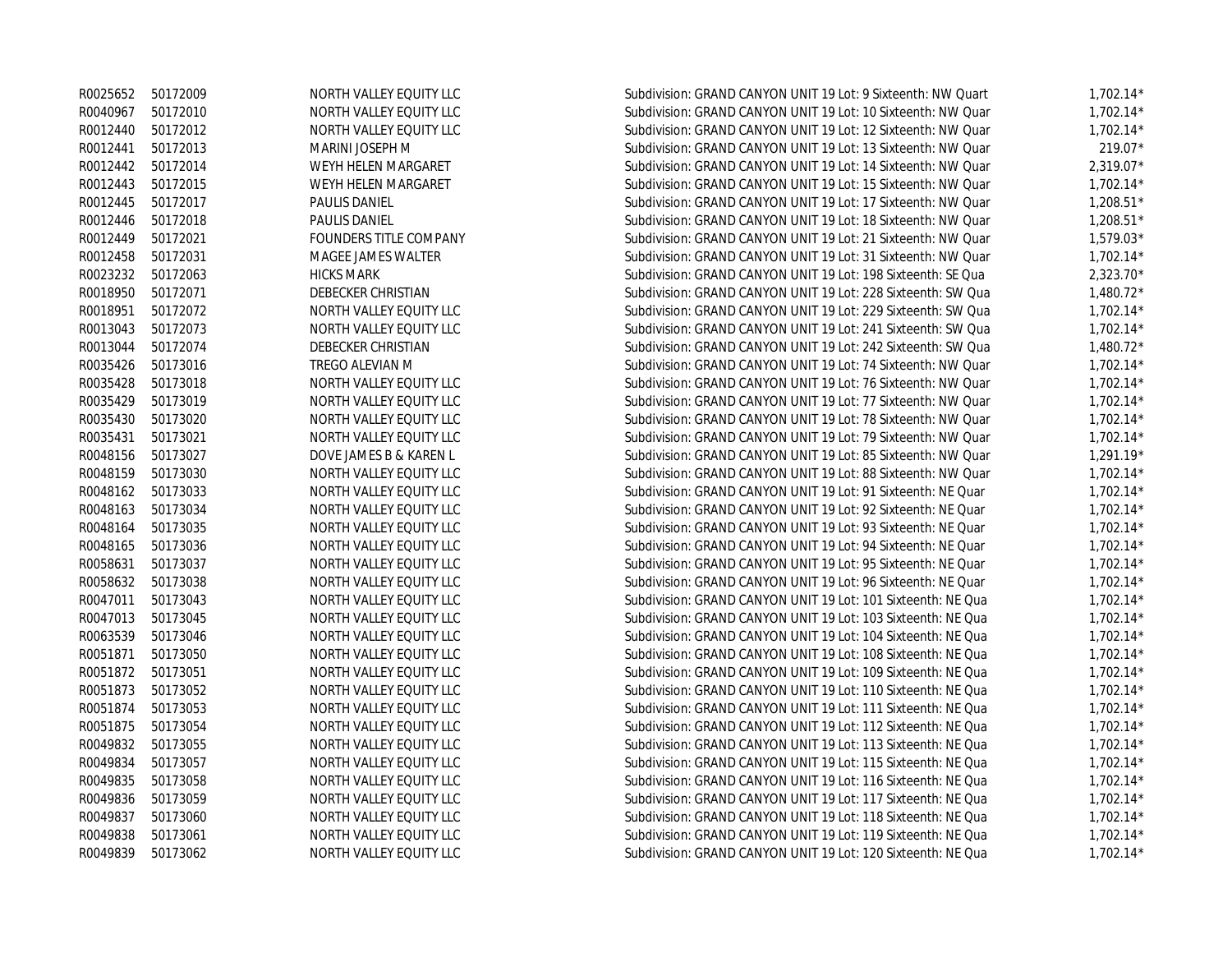| | | | | |
|---|---|---|---|---|
| R0025652 | 50172009 | NORTH VALLEY EQUITY LLC | Subdivision: GRAND CANYON UNIT 19 Lot: 9 Sixteenth: NW Quart | 1,702.14* |
| R0040967 | 50172010 | NORTH VALLEY EQUITY LLC | Subdivision: GRAND CANYON UNIT 19 Lot: 10 Sixteenth: NW Quar | 1,702.14* |
| R0012440 | 50172012 | NORTH VALLEY EQUITY LLC | Subdivision: GRAND CANYON UNIT 19 Lot: 12 Sixteenth: NW Quar | 1,702.14* |
| R0012441 | 50172013 | MARINI JOSEPH M | Subdivision: GRAND CANYON UNIT 19 Lot: 13 Sixteenth: NW Quar | 219.07* |
| R0012442 | 50172014 | WEYH HELEN MARGARET | Subdivision: GRAND CANYON UNIT 19 Lot: 14 Sixteenth: NW Quar | 2,319.07* |
| R0012443 | 50172015 | WEYH HELEN MARGARET | Subdivision: GRAND CANYON UNIT 19 Lot: 15 Sixteenth: NW Quar | 1,702.14* |
| R0012445 | 50172017 | PAULIS DANIEL | Subdivision: GRAND CANYON UNIT 19 Lot: 17 Sixteenth: NW Quar | 1,208.51* |
| R0012446 | 50172018 | PAULIS DANIEL | Subdivision: GRAND CANYON UNIT 19 Lot: 18 Sixteenth: NW Quar | 1,208.51* |
| R0012449 | 50172021 | FOUNDERS TITLE COMPANY | Subdivision: GRAND CANYON UNIT 19 Lot: 21 Sixteenth: NW Quar | 1,579.03* |
| R0012458 | 50172031 | MAGEE JAMES WALTER | Subdivision: GRAND CANYON UNIT 19 Lot: 31 Sixteenth: NW Quar | 1,702.14* |
| R0023232 | 50172063 | HICKS MARK | Subdivision: GRAND CANYON UNIT 19 Lot: 198 Sixteenth: SE Qua | 2,323.70* |
| R0018950 | 50172071 | DEBECKER CHRISTIAN | Subdivision: GRAND CANYON UNIT 19 Lot: 228 Sixteenth: SW Qua | 1,480.72* |
| R0018951 | 50172072 | NORTH VALLEY EQUITY LLC | Subdivision: GRAND CANYON UNIT 19 Lot: 229 Sixteenth: SW Qua | 1,702.14* |
| R0013043 | 50172073 | NORTH VALLEY EQUITY LLC | Subdivision: GRAND CANYON UNIT 19 Lot: 241 Sixteenth: SW Qua | 1,702.14* |
| R0013044 | 50172074 | DEBECKER CHRISTIAN | Subdivision: GRAND CANYON UNIT 19 Lot: 242 Sixteenth: SW Qua | 1,480.72* |
| R0035426 | 50173016 | TREGO ALEVIAN M | Subdivision: GRAND CANYON UNIT 19 Lot: 74 Sixteenth: NW Quar | 1,702.14* |
| R0035428 | 50173018 | NORTH VALLEY EQUITY LLC | Subdivision: GRAND CANYON UNIT 19 Lot: 76 Sixteenth: NW Quar | 1,702.14* |
| R0035429 | 50173019 | NORTH VALLEY EQUITY LLC | Subdivision: GRAND CANYON UNIT 19 Lot: 77 Sixteenth: NW Quar | 1,702.14* |
| R0035430 | 50173020 | NORTH VALLEY EQUITY LLC | Subdivision: GRAND CANYON UNIT 19 Lot: 78 Sixteenth: NW Quar | 1,702.14* |
| R0035431 | 50173021 | NORTH VALLEY EQUITY LLC | Subdivision: GRAND CANYON UNIT 19 Lot: 79 Sixteenth: NW Quar | 1,702.14* |
| R0048156 | 50173027 | DOVE JAMES B & KAREN L | Subdivision: GRAND CANYON UNIT 19 Lot: 85 Sixteenth: NW Quar | 1,291.19* |
| R0048159 | 50173030 | NORTH VALLEY EQUITY LLC | Subdivision: GRAND CANYON UNIT 19 Lot: 88 Sixteenth: NW Quar | 1,702.14* |
| R0048162 | 50173033 | NORTH VALLEY EQUITY LLC | Subdivision: GRAND CANYON UNIT 19 Lot: 91 Sixteenth: NE Quar | 1,702.14* |
| R0048163 | 50173034 | NORTH VALLEY EQUITY LLC | Subdivision: GRAND CANYON UNIT 19 Lot: 92 Sixteenth: NE Quar | 1,702.14* |
| R0048164 | 50173035 | NORTH VALLEY EQUITY LLC | Subdivision: GRAND CANYON UNIT 19 Lot: 93 Sixteenth: NE Quar | 1,702.14* |
| R0048165 | 50173036 | NORTH VALLEY EQUITY LLC | Subdivision: GRAND CANYON UNIT 19 Lot: 94 Sixteenth: NE Quar | 1,702.14* |
| R0058631 | 50173037 | NORTH VALLEY EQUITY LLC | Subdivision: GRAND CANYON UNIT 19 Lot: 95 Sixteenth: NE Quar | 1,702.14* |
| R0058632 | 50173038 | NORTH VALLEY EQUITY LLC | Subdivision: GRAND CANYON UNIT 19 Lot: 96 Sixteenth: NE Quar | 1,702.14* |
| R0047011 | 50173043 | NORTH VALLEY EQUITY LLC | Subdivision: GRAND CANYON UNIT 19 Lot: 101 Sixteenth: NE Qua | 1,702.14* |
| R0047013 | 50173045 | NORTH VALLEY EQUITY LLC | Subdivision: GRAND CANYON UNIT 19 Lot: 103 Sixteenth: NE Qua | 1,702.14* |
| R0063539 | 50173046 | NORTH VALLEY EQUITY LLC | Subdivision: GRAND CANYON UNIT 19 Lot: 104 Sixteenth: NE Qua | 1,702.14* |
| R0051871 | 50173050 | NORTH VALLEY EQUITY LLC | Subdivision: GRAND CANYON UNIT 19 Lot: 108 Sixteenth: NE Qua | 1,702.14* |
| R0051872 | 50173051 | NORTH VALLEY EQUITY LLC | Subdivision: GRAND CANYON UNIT 19 Lot: 109 Sixteenth: NE Qua | 1,702.14* |
| R0051873 | 50173052 | NORTH VALLEY EQUITY LLC | Subdivision: GRAND CANYON UNIT 19 Lot: 110 Sixteenth: NE Qua | 1,702.14* |
| R0051874 | 50173053 | NORTH VALLEY EQUITY LLC | Subdivision: GRAND CANYON UNIT 19 Lot: 111 Sixteenth: NE Qua | 1,702.14* |
| R0051875 | 50173054 | NORTH VALLEY EQUITY LLC | Subdivision: GRAND CANYON UNIT 19 Lot: 112 Sixteenth: NE Qua | 1,702.14* |
| R0049832 | 50173055 | NORTH VALLEY EQUITY LLC | Subdivision: GRAND CANYON UNIT 19 Lot: 113 Sixteenth: NE Qua | 1,702.14* |
| R0049834 | 50173057 | NORTH VALLEY EQUITY LLC | Subdivision: GRAND CANYON UNIT 19 Lot: 115 Sixteenth: NE Qua | 1,702.14* |
| R0049835 | 50173058 | NORTH VALLEY EQUITY LLC | Subdivision: GRAND CANYON UNIT 19 Lot: 116 Sixteenth: NE Qua | 1,702.14* |
| R0049836 | 50173059 | NORTH VALLEY EQUITY LLC | Subdivision: GRAND CANYON UNIT 19 Lot: 117 Sixteenth: NE Qua | 1,702.14* |
| R0049837 | 50173060 | NORTH VALLEY EQUITY LLC | Subdivision: GRAND CANYON UNIT 19 Lot: 118 Sixteenth: NE Qua | 1,702.14* |
| R0049838 | 50173061 | NORTH VALLEY EQUITY LLC | Subdivision: GRAND CANYON UNIT 19 Lot: 119 Sixteenth: NE Qua | 1,702.14* |
| R0049839 | 50173062 | NORTH VALLEY EQUITY LLC | Subdivision: GRAND CANYON UNIT 19 Lot: 120 Sixteenth: NE Qua | 1,702.14* |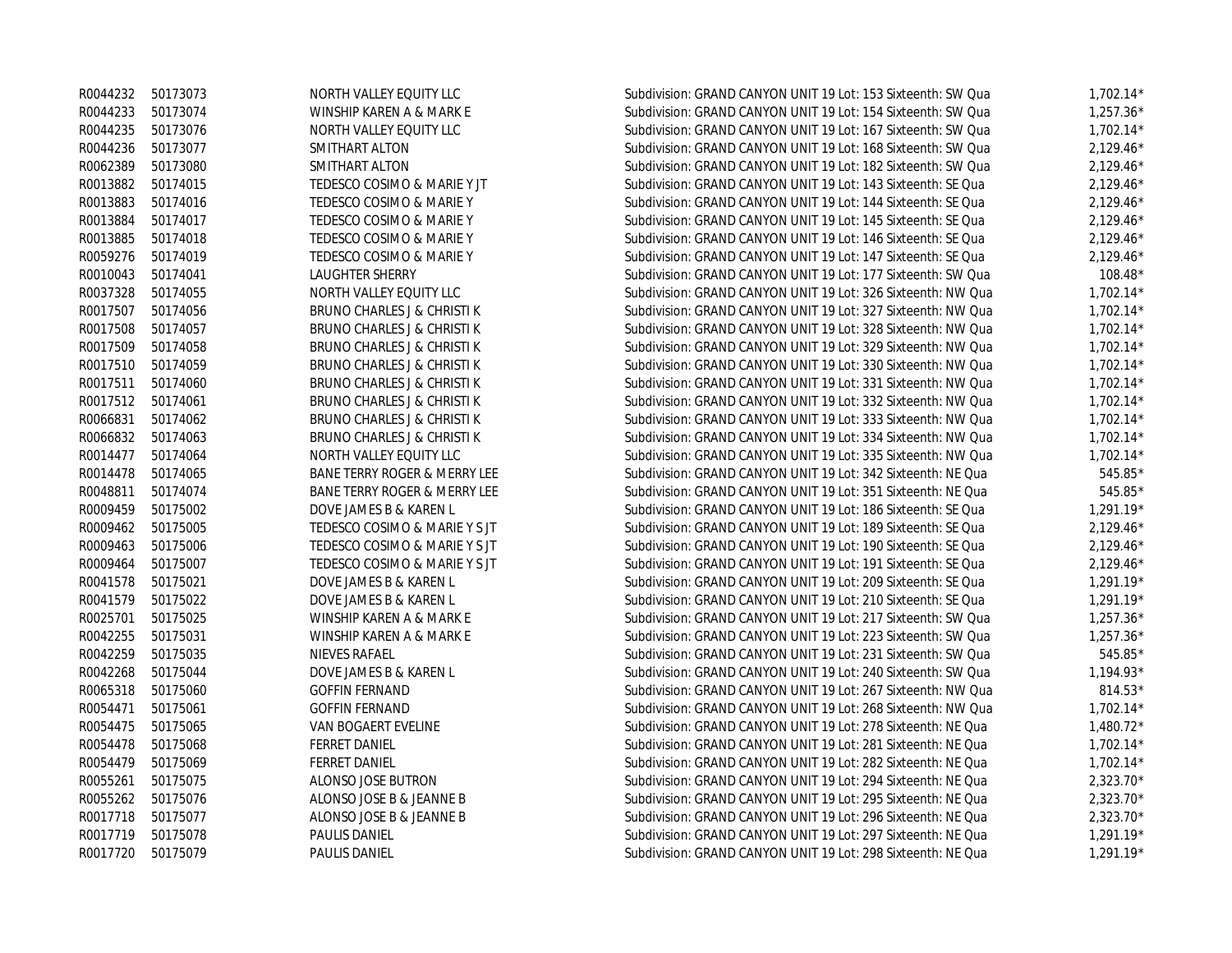| | | | | |
|---|---|---|---|---|
| R0044232 | 50173073 | NORTH VALLEY EQUITY LLC | Subdivision: GRAND CANYON UNIT 19 Lot: 153 Sixteenth: SW Qua | 1,702.14* |
| R0044233 | 50173074 | WINSHIP KAREN A & MARK E | Subdivision: GRAND CANYON UNIT 19 Lot: 154 Sixteenth: SW Qua | 1,257.36* |
| R0044235 | 50173076 | NORTH VALLEY EQUITY LLC | Subdivision: GRAND CANYON UNIT 19 Lot: 167 Sixteenth: SW Qua | 1,702.14* |
| R0044236 | 50173077 | SMITHART ALTON | Subdivision: GRAND CANYON UNIT 19 Lot: 168 Sixteenth: SW Qua | 2,129.46* |
| R0062389 | 50173080 | SMITHART ALTON | Subdivision: GRAND CANYON UNIT 19 Lot: 182 Sixteenth: SW Qua | 2,129.46* |
| R0013882 | 50174015 | TEDESCO COSIMO & MARIE Y JT | Subdivision: GRAND CANYON UNIT 19 Lot: 143 Sixteenth: SE Qua | 2,129.46* |
| R0013883 | 50174016 | TEDESCO COSIMO & MARIE Y | Subdivision: GRAND CANYON UNIT 19 Lot: 144 Sixteenth: SE Qua | 2,129.46* |
| R0013884 | 50174017 | TEDESCO COSIMO & MARIE Y | Subdivision: GRAND CANYON UNIT 19 Lot: 145 Sixteenth: SE Qua | 2,129.46* |
| R0013885 | 50174018 | TEDESCO COSIMO & MARIE Y | Subdivision: GRAND CANYON UNIT 19 Lot: 146 Sixteenth: SE Qua | 2,129.46* |
| R0059276 | 50174019 | TEDESCO COSIMO & MARIE Y | Subdivision: GRAND CANYON UNIT 19 Lot: 147 Sixteenth: SE Qua | 2,129.46* |
| R0010043 | 50174041 | LAUGHTER SHERRY | Subdivision: GRAND CANYON UNIT 19 Lot: 177 Sixteenth: SW Qua | 108.48* |
| R0037328 | 50174055 | NORTH VALLEY EQUITY LLC | Subdivision: GRAND CANYON UNIT 19 Lot: 326 Sixteenth: NW Qua | 1,702.14* |
| R0017507 | 50174056 | BRUNO CHARLES J & CHRISTI K | Subdivision: GRAND CANYON UNIT 19 Lot: 327 Sixteenth: NW Qua | 1,702.14* |
| R0017508 | 50174057 | BRUNO CHARLES J & CHRISTI K | Subdivision: GRAND CANYON UNIT 19 Lot: 328 Sixteenth: NW Qua | 1,702.14* |
| R0017509 | 50174058 | BRUNO CHARLES J & CHRISTI K | Subdivision: GRAND CANYON UNIT 19 Lot: 329 Sixteenth: NW Qua | 1,702.14* |
| R0017510 | 50174059 | BRUNO CHARLES J & CHRISTI K | Subdivision: GRAND CANYON UNIT 19 Lot: 330 Sixteenth: NW Qua | 1,702.14* |
| R0017511 | 50174060 | BRUNO CHARLES J & CHRISTI K | Subdivision: GRAND CANYON UNIT 19 Lot: 331 Sixteenth: NW Qua | 1,702.14* |
| R0017512 | 50174061 | BRUNO CHARLES J & CHRISTI K | Subdivision: GRAND CANYON UNIT 19 Lot: 332 Sixteenth: NW Qua | 1,702.14* |
| R0066831 | 50174062 | BRUNO CHARLES J & CHRISTI K | Subdivision: GRAND CANYON UNIT 19 Lot: 333 Sixteenth: NW Qua | 1,702.14* |
| R0066832 | 50174063 | BRUNO CHARLES J & CHRISTI K | Subdivision: GRAND CANYON UNIT 19 Lot: 334 Sixteenth: NW Qua | 1,702.14* |
| R0014477 | 50174064 | NORTH VALLEY EQUITY LLC | Subdivision: GRAND CANYON UNIT 19 Lot: 335 Sixteenth: NW Qua | 1,702.14* |
| R0014478 | 50174065 | BANE TERRY ROGER & MERRY LEE | Subdivision: GRAND CANYON UNIT 19 Lot: 342 Sixteenth: NE Qua | 545.85* |
| R0048811 | 50174074 | BANE TERRY ROGER & MERRY LEE | Subdivision: GRAND CANYON UNIT 19 Lot: 351 Sixteenth: NE Qua | 545.85* |
| R0009459 | 50175002 | DOVE JAMES B & KAREN L | Subdivision: GRAND CANYON UNIT 19 Lot: 186 Sixteenth: SE Qua | 1,291.19* |
| R0009462 | 50175005 | TEDESCO COSIMO & MARIE Y S JT | Subdivision: GRAND CANYON UNIT 19 Lot: 189 Sixteenth: SE Qua | 2,129.46* |
| R0009463 | 50175006 | TEDESCO COSIMO & MARIE Y S JT | Subdivision: GRAND CANYON UNIT 19 Lot: 190 Sixteenth: SE Qua | 2,129.46* |
| R0009464 | 50175007 | TEDESCO COSIMO & MARIE Y S JT | Subdivision: GRAND CANYON UNIT 19 Lot: 191 Sixteenth: SE Qua | 2,129.46* |
| R0041578 | 50175021 | DOVE JAMES B & KAREN L | Subdivision: GRAND CANYON UNIT 19 Lot: 209 Sixteenth: SE Qua | 1,291.19* |
| R0041579 | 50175022 | DOVE JAMES B & KAREN L | Subdivision: GRAND CANYON UNIT 19 Lot: 210 Sixteenth: SE Qua | 1,291.19* |
| R0025701 | 50175025 | WINSHIP KAREN A & MARK E | Subdivision: GRAND CANYON UNIT 19 Lot: 217 Sixteenth: SW Qua | 1,257.36* |
| R0042255 | 50175031 | WINSHIP KAREN A & MARK E | Subdivision: GRAND CANYON UNIT 19 Lot: 223 Sixteenth: SW Qua | 1,257.36* |
| R0042259 | 50175035 | NIEVES RAFAEL | Subdivision: GRAND CANYON UNIT 19 Lot: 231 Sixteenth: SW Qua | 545.85* |
| R0042268 | 50175044 | DOVE JAMES B & KAREN L | Subdivision: GRAND CANYON UNIT 19 Lot: 240 Sixteenth: SW Qua | 1,194.93* |
| R0065318 | 50175060 | GOFFIN FERNAND | Subdivision: GRAND CANYON UNIT 19 Lot: 267 Sixteenth: NW Qua | 814.53* |
| R0054471 | 50175061 | GOFFIN FERNAND | Subdivision: GRAND CANYON UNIT 19 Lot: 268 Sixteenth: NW Qua | 1,702.14* |
| R0054475 | 50175065 | VAN BOGAERT EVELINE | Subdivision: GRAND CANYON UNIT 19 Lot: 278 Sixteenth: NE Qua | 1,480.72* |
| R0054478 | 50175068 | FERRET DANIEL | Subdivision: GRAND CANYON UNIT 19 Lot: 281 Sixteenth: NE Qua | 1,702.14* |
| R0054479 | 50175069 | FERRET DANIEL | Subdivision: GRAND CANYON UNIT 19 Lot: 282 Sixteenth: NE Qua | 1,702.14* |
| R0055261 | 50175075 | ALONSO JOSE BUTRON | Subdivision: GRAND CANYON UNIT 19 Lot: 294 Sixteenth: NE Qua | 2,323.70* |
| R0055262 | 50175076 | ALONSO JOSE B & JEANNE B | Subdivision: GRAND CANYON UNIT 19 Lot: 295 Sixteenth: NE Qua | 2,323.70* |
| R0017718 | 50175077 | ALONSO JOSE B & JEANNE B | Subdivision: GRAND CANYON UNIT 19 Lot: 296 Sixteenth: NE Qua | 2,323.70* |
| R0017719 | 50175078 | PAULIS DANIEL | Subdivision: GRAND CANYON UNIT 19 Lot: 297 Sixteenth: NE Qua | 1,291.19* |
| R0017720 | 50175079 | PAULIS DANIEL | Subdivision: GRAND CANYON UNIT 19 Lot: 298 Sixteenth: NE Qua | 1,291.19* |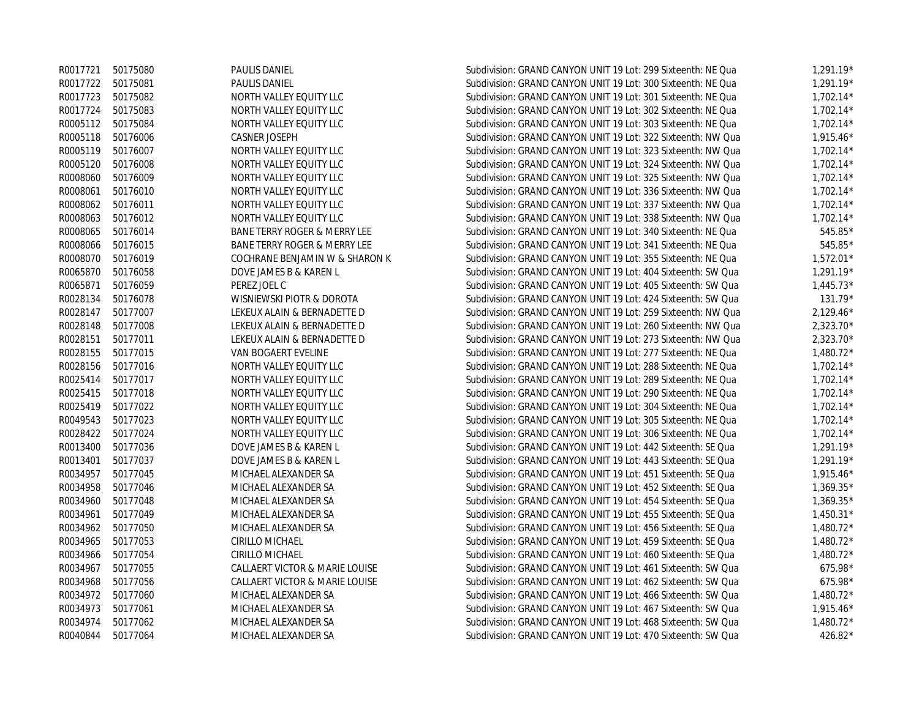| | | | | |
|---|---|---|---|---|
| R0017721 | 50175080 | PAULIS DANIEL | Subdivision: GRAND CANYON UNIT 19 Lot: 299 Sixteenth: NE Qua | 1,291.19* |
| R0017722 | 50175081 | PAULIS DANIEL | Subdivision: GRAND CANYON UNIT 19 Lot: 300 Sixteenth: NE Qua | 1,291.19* |
| R0017723 | 50175082 | NORTH VALLEY EQUITY LLC | Subdivision: GRAND CANYON UNIT 19 Lot: 301 Sixteenth: NE Qua | 1,702.14* |
| R0017724 | 50175083 | NORTH VALLEY EQUITY LLC | Subdivision: GRAND CANYON UNIT 19 Lot: 302 Sixteenth: NE Qua | 1,702.14* |
| R0005112 | 50175084 | NORTH VALLEY EQUITY LLC | Subdivision: GRAND CANYON UNIT 19 Lot: 303 Sixteenth: NE Qua | 1,702.14* |
| R0005118 | 50176006 | CASNER JOSEPH | Subdivision: GRAND CANYON UNIT 19 Lot: 322 Sixteenth: NW Qua | 1,915.46* |
| R0005119 | 50176007 | NORTH VALLEY EQUITY LLC | Subdivision: GRAND CANYON UNIT 19 Lot: 323 Sixteenth: NW Qua | 1,702.14* |
| R0005120 | 50176008 | NORTH VALLEY EQUITY LLC | Subdivision: GRAND CANYON UNIT 19 Lot: 324 Sixteenth: NW Qua | 1,702.14* |
| R0008060 | 50176009 | NORTH VALLEY EQUITY LLC | Subdivision: GRAND CANYON UNIT 19 Lot: 325 Sixteenth: NW Qua | 1,702.14* |
| R0008061 | 50176010 | NORTH VALLEY EQUITY LLC | Subdivision: GRAND CANYON UNIT 19 Lot: 336 Sixteenth: NW Qua | 1,702.14* |
| R0008062 | 50176011 | NORTH VALLEY EQUITY LLC | Subdivision: GRAND CANYON UNIT 19 Lot: 337 Sixteenth: NW Qua | 1,702.14* |
| R0008063 | 50176012 | NORTH VALLEY EQUITY LLC | Subdivision: GRAND CANYON UNIT 19 Lot: 338 Sixteenth: NW Qua | 1,702.14* |
| R0008065 | 50176014 | BANE TERRY ROGER & MERRY LEE | Subdivision: GRAND CANYON UNIT 19 Lot: 340 Sixteenth: NE Qua | 545.85* |
| R0008066 | 50176015 | BANE TERRY ROGER & MERRY LEE | Subdivision: GRAND CANYON UNIT 19 Lot: 341 Sixteenth: NE Qua | 545.85* |
| R0008070 | 50176019 | COCHRANE BENJAMIN W & SHARON K | Subdivision: GRAND CANYON UNIT 19 Lot: 355 Sixteenth: NE Qua | 1,572.01* |
| R0065870 | 50176058 | DOVE JAMES B & KAREN L | Subdivision: GRAND CANYON UNIT 19 Lot: 404 Sixteenth: SW Qua | 1,291.19* |
| R0065871 | 50176059 | PEREZ JOEL C | Subdivision: GRAND CANYON UNIT 19 Lot: 405 Sixteenth: SW Qua | 1,445.73* |
| R0028134 | 50176078 | WISNIEWSKI PIOTR & DOROTA | Subdivision: GRAND CANYON UNIT 19 Lot: 424 Sixteenth: SW Qua | 131.79* |
| R0028147 | 50177007 | LEKEUX ALAIN & BERNADETTE D | Subdivision: GRAND CANYON UNIT 19 Lot: 259 Sixteenth: NW Qua | 2,129.46* |
| R0028148 | 50177008 | LEKEUX ALAIN & BERNADETTE D | Subdivision: GRAND CANYON UNIT 19 Lot: 260 Sixteenth: NW Qua | 2,323.70* |
| R0028151 | 50177011 | LEKEUX ALAIN & BERNADETTE D | Subdivision: GRAND CANYON UNIT 19 Lot: 273 Sixteenth: NW Qua | 2,323.70* |
| R0028155 | 50177015 | VAN BOGAERT EVELINE | Subdivision: GRAND CANYON UNIT 19 Lot: 277 Sixteenth: NE Qua | 1,480.72* |
| R0028156 | 50177016 | NORTH VALLEY EQUITY LLC | Subdivision: GRAND CANYON UNIT 19 Lot: 288 Sixteenth: NE Qua | 1,702.14* |
| R0025414 | 50177017 | NORTH VALLEY EQUITY LLC | Subdivision: GRAND CANYON UNIT 19 Lot: 289 Sixteenth: NE Qua | 1,702.14* |
| R0025415 | 50177018 | NORTH VALLEY EQUITY LLC | Subdivision: GRAND CANYON UNIT 19 Lot: 290 Sixteenth: NE Qua | 1,702.14* |
| R0025419 | 50177022 | NORTH VALLEY EQUITY LLC | Subdivision: GRAND CANYON UNIT 19 Lot: 304 Sixteenth: NE Qua | 1,702.14* |
| R0049543 | 50177023 | NORTH VALLEY EQUITY LLC | Subdivision: GRAND CANYON UNIT 19 Lot: 305 Sixteenth: NE Qua | 1,702.14* |
| R0028422 | 50177024 | NORTH VALLEY EQUITY LLC | Subdivision: GRAND CANYON UNIT 19 Lot: 306 Sixteenth: NE Qua | 1,702.14* |
| R0013400 | 50177036 | DOVE JAMES B & KAREN L | Subdivision: GRAND CANYON UNIT 19 Lot: 442 Sixteenth: SE Qua | 1,291.19* |
| R0013401 | 50177037 | DOVE JAMES B & KAREN L | Subdivision: GRAND CANYON UNIT 19 Lot: 443 Sixteenth: SE Qua | 1,291.19* |
| R0034957 | 50177045 | MICHAEL ALEXANDER SA | Subdivision: GRAND CANYON UNIT 19 Lot: 451 Sixteenth: SE Qua | 1,915.46* |
| R0034958 | 50177046 | MICHAEL ALEXANDER SA | Subdivision: GRAND CANYON UNIT 19 Lot: 452 Sixteenth: SE Qua | 1,369.35* |
| R0034960 | 50177048 | MICHAEL ALEXANDER SA | Subdivision: GRAND CANYON UNIT 19 Lot: 454 Sixteenth: SE Qua | 1,369.35* |
| R0034961 | 50177049 | MICHAEL ALEXANDER SA | Subdivision: GRAND CANYON UNIT 19 Lot: 455 Sixteenth: SE Qua | 1,450.31* |
| R0034962 | 50177050 | MICHAEL ALEXANDER SA | Subdivision: GRAND CANYON UNIT 19 Lot: 456 Sixteenth: SE Qua | 1,480.72* |
| R0034965 | 50177053 | CIRILLO MICHAEL | Subdivision: GRAND CANYON UNIT 19 Lot: 459 Sixteenth: SE Qua | 1,480.72* |
| R0034966 | 50177054 | CIRILLO MICHAEL | Subdivision: GRAND CANYON UNIT 19 Lot: 460 Sixteenth: SE Qua | 1,480.72* |
| R0034967 | 50177055 | CALLAERT VICTOR & MARIE LOUISE | Subdivision: GRAND CANYON UNIT 19 Lot: 461 Sixteenth: SW Qua | 675.98* |
| R0034968 | 50177056 | CALLAERT VICTOR & MARIE LOUISE | Subdivision: GRAND CANYON UNIT 19 Lot: 462 Sixteenth: SW Qua | 675.98* |
| R0034972 | 50177060 | MICHAEL ALEXANDER SA | Subdivision: GRAND CANYON UNIT 19 Lot: 466 Sixteenth: SW Qua | 1,480.72* |
| R0034973 | 50177061 | MICHAEL ALEXANDER SA | Subdivision: GRAND CANYON UNIT 19 Lot: 467 Sixteenth: SW Qua | 1,915.46* |
| R0034974 | 50177062 | MICHAEL ALEXANDER SA | Subdivision: GRAND CANYON UNIT 19 Lot: 468 Sixteenth: SW Qua | 1,480.72* |
| R0040844 | 50177064 | MICHAEL ALEXANDER SA | Subdivision: GRAND CANYON UNIT 19 Lot: 470 Sixteenth: SW Qua | 426.82* |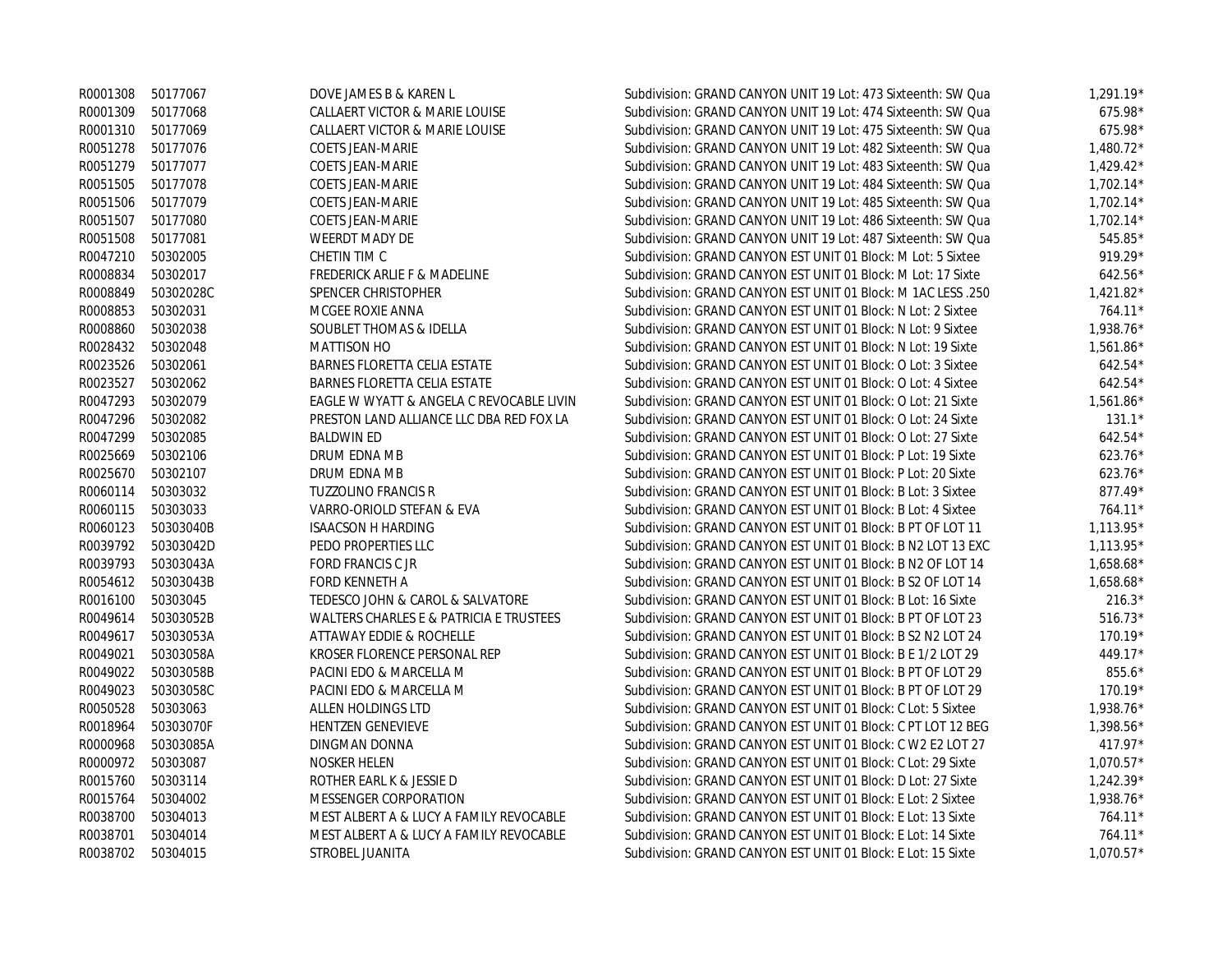| | | | | |
|---|---|---|---|---|
| R0001308 | 50177067 | DOVE JAMES B & KAREN L | Subdivision: GRAND CANYON UNIT 19 Lot: 473 Sixteenth: SW Qua | 1,291.19* |
| R0001309 | 50177068 | CALLAERT VICTOR & MARIE LOUISE | Subdivision: GRAND CANYON UNIT 19 Lot: 474 Sixteenth: SW Qua | 675.98* |
| R0001310 | 50177069 | CALLAERT VICTOR & MARIE LOUISE | Subdivision: GRAND CANYON UNIT 19 Lot: 475 Sixteenth: SW Qua | 675.98* |
| R0051278 | 50177076 | COETS JEAN-MARIE | Subdivision: GRAND CANYON UNIT 19 Lot: 482 Sixteenth: SW Qua | 1,480.72* |
| R0051279 | 50177077 | COETS JEAN-MARIE | Subdivision: GRAND CANYON UNIT 19 Lot: 483 Sixteenth: SW Qua | 1,429.42* |
| R0051505 | 50177078 | COETS JEAN-MARIE | Subdivision: GRAND CANYON UNIT 19 Lot: 484 Sixteenth: SW Qua | 1,702.14* |
| R0051506 | 50177079 | COETS JEAN-MARIE | Subdivision: GRAND CANYON UNIT 19 Lot: 485 Sixteenth: SW Qua | 1,702.14* |
| R0051507 | 50177080 | COETS JEAN-MARIE | Subdivision: GRAND CANYON UNIT 19 Lot: 486 Sixteenth: SW Qua | 1,702.14* |
| R0051508 | 50177081 | WEERDT MADY DE | Subdivision: GRAND CANYON UNIT 19 Lot: 487 Sixteenth: SW Qua | 545.85* |
| R0047210 | 50302005 | CHETIN TIM C | Subdivision: GRAND CANYON EST UNIT 01 Block: M Lot: 5 Sixtee | 919.29* |
| R0008834 | 50302017 | FREDERICK ARLIE F & MADELINE | Subdivision: GRAND CANYON EST UNIT 01 Block: M Lot: 17 Sixte | 642.56* |
| R0008849 | 50302028C | SPENCER CHRISTOPHER | Subdivision: GRAND CANYON EST UNIT 01 Block: M 1AC LESS .250 | 1,421.82* |
| R0008853 | 50302031 | MCGEE ROXIE ANNA | Subdivision: GRAND CANYON EST UNIT 01 Block: N Lot: 2 Sixtee | 764.11* |
| R0008860 | 50302038 | SOUBLET THOMAS & IDELLA | Subdivision: GRAND CANYON EST UNIT 01 Block: N Lot: 9 Sixtee | 1,938.76* |
| R0028432 | 50302048 | MATTISON HO | Subdivision: GRAND CANYON EST UNIT 01 Block: N Lot: 19 Sixte | 1,561.86* |
| R0023526 | 50302061 | BARNES FLORETTA CELIA ESTATE | Subdivision: GRAND CANYON EST UNIT 01 Block: O Lot: 3 Sixtee | 642.54* |
| R0023527 | 50302062 | BARNES FLORETTA CELIA ESTATE | Subdivision: GRAND CANYON EST UNIT 01 Block: O Lot: 4 Sixtee | 642.54* |
| R0047293 | 50302079 | EAGLE W WYATT & ANGELA C REVOCABLE LIVIN | Subdivision: GRAND CANYON EST UNIT 01 Block: O Lot: 21 Sixte | 1,561.86* |
| R0047296 | 50302082 | PRESTON LAND ALLIANCE LLC DBA RED FOX LA | Subdivision: GRAND CANYON EST UNIT 01 Block: O Lot: 24 Sixte | 131.1* |
| R0047299 | 50302085 | BALDWIN ED | Subdivision: GRAND CANYON EST UNIT 01 Block: O Lot: 27 Sixte | 642.54* |
| R0025669 | 50302106 | DRUM EDNA MB | Subdivision: GRAND CANYON EST UNIT 01 Block: P Lot: 19 Sixte | 623.76* |
| R0025670 | 50302107 | DRUM EDNA MB | Subdivision: GRAND CANYON EST UNIT 01 Block: P Lot: 20 Sixte | 623.76* |
| R0060114 | 50303032 | TUZZOLINO FRANCIS R | Subdivision: GRAND CANYON EST UNIT 01 Block: B Lot: 3 Sixtee | 877.49* |
| R0060115 | 50303033 | VARRO-ORIOLD STEFAN & EVA | Subdivision: GRAND CANYON EST UNIT 01 Block: B Lot: 4 Sixtee | 764.11* |
| R0060123 | 50303040B | ISAACSON H HARDING | Subdivision: GRAND CANYON EST UNIT 01 Block: B PT OF LOT 11 | 1,113.95* |
| R0039792 | 50303042D | PEDO PROPERTIES LLC | Subdivision: GRAND CANYON EST UNIT 01 Block: B N2 LOT 13 EXC | 1,113.95* |
| R0039793 | 50303043A | FORD FRANCIS C JR | Subdivision: GRAND CANYON EST UNIT 01 Block: B N2 OF LOT 14 | 1,658.68* |
| R0054612 | 50303043B | FORD KENNETH A | Subdivision: GRAND CANYON EST UNIT 01 Block: B S2 OF LOT 14 | 1,658.68* |
| R0016100 | 50303045 | TEDESCO JOHN & CAROL & SALVATORE | Subdivision: GRAND CANYON EST UNIT 01 Block: B Lot: 16 Sixte | 216.3* |
| R0049614 | 50303052B | WALTERS CHARLES E & PATRICIA E TRUSTEES | Subdivision: GRAND CANYON EST UNIT 01 Block: B PT OF LOT 23 | 516.73* |
| R0049617 | 50303053A | ATTAWAY EDDIE & ROCHELLE | Subdivision: GRAND CANYON EST UNIT 01 Block: B S2 N2 LOT 24 | 170.19* |
| R0049021 | 50303058A | KROSER FLORENCE PERSONAL REP | Subdivision: GRAND CANYON EST UNIT 01 Block: B E 1/2 LOT 29 | 449.17* |
| R0049022 | 50303058B | PACINI EDO & MARCELLA M | Subdivision: GRAND CANYON EST UNIT 01 Block: B PT OF LOT 29 | 855.6* |
| R0049023 | 50303058C | PACINI EDO & MARCELLA M | Subdivision: GRAND CANYON EST UNIT 01 Block: B PT OF LOT 29 | 170.19* |
| R0050528 | 50303063 | ALLEN HOLDINGS LTD | Subdivision: GRAND CANYON EST UNIT 01 Block: C Lot: 5 Sixtee | 1,938.76* |
| R0018964 | 50303070F | HENTZEN GENEVIEVE | Subdivision: GRAND CANYON EST UNIT 01 Block: C PT LOT 12 BEG | 1,398.56* |
| R0000968 | 50303085A | DINGMAN DONNA | Subdivision: GRAND CANYON EST UNIT 01 Block: C W2 E2 LOT 27 | 417.97* |
| R0000972 | 50303087 | NOSKER HELEN | Subdivision: GRAND CANYON EST UNIT 01 Block: C Lot: 29 Sixte | 1,070.57* |
| R0015760 | 50303114 | ROTHER EARL K & JESSIE D | Subdivision: GRAND CANYON EST UNIT 01 Block: D Lot: 27 Sixte | 1,242.39* |
| R0015764 | 50304002 | MESSENGER CORPORATION | Subdivision: GRAND CANYON EST UNIT 01 Block: E Lot: 2 Sixtee | 1,938.76* |
| R0038700 | 50304013 | MEST ALBERT A & LUCY A FAMILY REVOCABLE | Subdivision: GRAND CANYON EST UNIT 01 Block: E Lot: 13 Sixte | 764.11* |
| R0038701 | 50304014 | MEST ALBERT A & LUCY A FAMILY REVOCABLE | Subdivision: GRAND CANYON EST UNIT 01 Block: E Lot: 14 Sixte | 764.11* |
| R0038702 | 50304015 | STROBEL JUANITA | Subdivision: GRAND CANYON EST UNIT 01 Block: E Lot: 15 Sixte | 1,070.57* |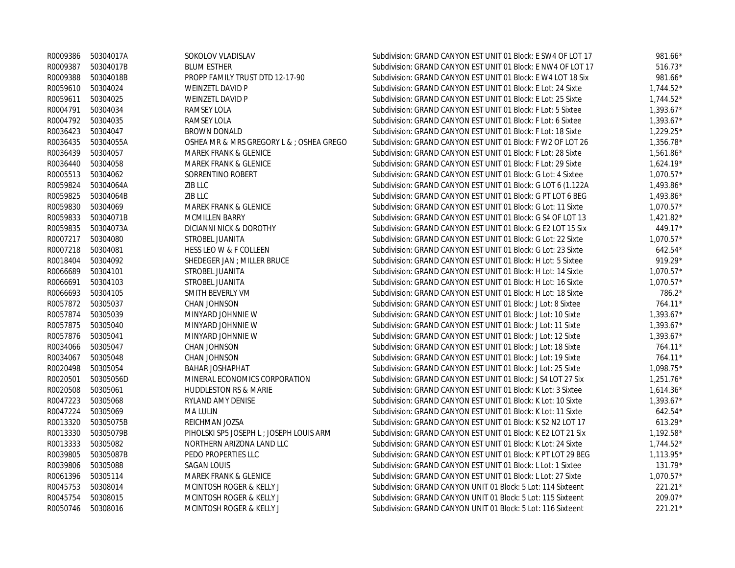| | | | | |
|---|---|---|---|---|
| R0009386 | 50304017A | SOKOLOV VLADISLAV | Subdivision: GRAND CANYON EST UNIT 01 Block: E SW4 OF LOT 17 | 981.66* |
| R0009387 | 50304017B | BLUM ESTHER | Subdivision: GRAND CANYON EST UNIT 01 Block: E NW4 OF LOT 17 | 516.73* |
| R0009388 | 50304018B | PROPP FAMILY TRUST DTD 12-17-90 | Subdivision: GRAND CANYON EST UNIT 01 Block: E W4 LOT 18 Six | 981.66* |
| R0059610 | 50304024 | WEINZETL DAVID P | Subdivision: GRAND CANYON EST UNIT 01 Block: E Lot: 24 Sixte | 1,744.52* |
| R0059611 | 50304025 | WEINZETL DAVID P | Subdivision: GRAND CANYON EST UNIT 01 Block: E Lot: 25 Sixte | 1,744.52* |
| R0004791 | 50304034 | RAMSEY LOLA | Subdivision: GRAND CANYON EST UNIT 01 Block: F Lot: 5 Sixtee | 1,393.67* |
| R0004792 | 50304035 | RAMSEY LOLA | Subdivision: GRAND CANYON EST UNIT 01 Block: F Lot: 6 Sixtee | 1,393.67* |
| R0036423 | 50304047 | BROWN DONALD | Subdivision: GRAND CANYON EST UNIT 01 Block: F Lot: 18 Sixte | 1,229.25* |
| R0036435 | 50304055A | OSHEA MR & MRS GREGORY L & ; OSHEA GREGO | Subdivision: GRAND CANYON EST UNIT 01 Block: F W2 OF LOT 26 | 1,356.78* |
| R0036439 | 50304057 | MAREK FRANK & GLENICE | Subdivision: GRAND CANYON EST UNIT 01 Block: F Lot: 28 Sixte | 1,561.86* |
| R0036440 | 50304058 | MAREK FRANK & GLENICE | Subdivision: GRAND CANYON EST UNIT 01 Block: F Lot: 29 Sixte | 1,624.19* |
| R0005513 | 50304062 | SORRENTINO ROBERT | Subdivision: GRAND CANYON EST UNIT 01 Block: G Lot: 4 Sixtee | 1,070.57* |
| R0059824 | 50304064A | ZIB LLC | Subdivision: GRAND CANYON EST UNIT 01 Block: G LOT 6 (1.122A | 1,493.86* |
| R0059825 | 50304064B | ZIB LLC | Subdivision: GRAND CANYON EST UNIT 01 Block: G PT LOT 6 BEG | 1,493.86* |
| R0059830 | 50304069 | MAREK FRANK & GLENICE | Subdivision: GRAND CANYON EST UNIT 01 Block: G Lot: 11 Sixte | 1,070.57* |
| R0059833 | 50304071B | MCMILLEN BARRY | Subdivision: GRAND CANYON EST UNIT 01 Block: G S4 OF LOT 13 | 1,421.82* |
| R0059835 | 50304073A | DICIANNI NICK & DOROTHY | Subdivision: GRAND CANYON EST UNIT 01 Block: G E2 LOT 15 Six | 449.17* |
| R0007217 | 50304080 | STROBEL JUANITA | Subdivision: GRAND CANYON EST UNIT 01 Block: G Lot: 22 Sixte | 1,070.57* |
| R0007218 | 50304081 | HESS LEO W & F COLLEEN | Subdivision: GRAND CANYON EST UNIT 01 Block: G Lot: 23 Sixte | 642.54* |
| R0018404 | 50304092 | SHEDEGER JAN ; MILLER BRUCE | Subdivision: GRAND CANYON EST UNIT 01 Block: H Lot: 5 Sixtee | 919.29* |
| R0066689 | 50304101 | STROBEL JUANITA | Subdivision: GRAND CANYON EST UNIT 01 Block: H Lot: 14 Sixte | 1,070.57* |
| R0066691 | 50304103 | STROBEL JUANITA | Subdivision: GRAND CANYON EST UNIT 01 Block: H Lot: 16 Sixte | 1,070.57* |
| R0066693 | 50304105 | SMITH BEVERLY VM | Subdivision: GRAND CANYON EST UNIT 01 Block: H Lot: 18 Sixte | 786.2* |
| R0057872 | 50305037 | CHAN JOHNSON | Subdivision: GRAND CANYON EST UNIT 01 Block: J Lot: 8 Sixtee | 764.11* |
| R0057874 | 50305039 | MINYARD JOHNNIE W | Subdivision: GRAND CANYON EST UNIT 01 Block: J Lot: 10 Sixte | 1,393.67* |
| R0057875 | 50305040 | MINYARD JOHNNIE W | Subdivision: GRAND CANYON EST UNIT 01 Block: J Lot: 11 Sixte | 1,393.67* |
| R0057876 | 50305041 | MINYARD JOHNNIE W | Subdivision: GRAND CANYON EST UNIT 01 Block: J Lot: 12 Sixte | 1,393.67* |
| R0034066 | 50305047 | CHAN JOHNSON | Subdivision: GRAND CANYON EST UNIT 01 Block: J Lot: 18 Sixte | 764.11* |
| R0034067 | 50305048 | CHAN JOHNSON | Subdivision: GRAND CANYON EST UNIT 01 Block: J Lot: 19 Sixte | 764.11* |
| R0020498 | 50305054 | BAHAR JOSHAPHAT | Subdivision: GRAND CANYON EST UNIT 01 Block: J Lot: 25 Sixte | 1,098.75* |
| R0020501 | 50305056D | MINERAL ECONOMICS CORPORATION | Subdivision: GRAND CANYON EST UNIT 01 Block: J S4 LOT 27 Six | 1,251.76* |
| R0020508 | 50305061 | HUDDLESTON RS & MARIE | Subdivision: GRAND CANYON EST UNIT 01 Block: K Lot: 3 Sixtee | 1,614.36* |
| R0047223 | 50305068 | RYLAND AMY DENISE | Subdivision: GRAND CANYON EST UNIT 01 Block: K Lot: 10 Sixte | 1,393.67* |
| R0047224 | 50305069 | MA LULIN | Subdivision: GRAND CANYON EST UNIT 01 Block: K Lot: 11 Sixte | 642.54* |
| R0013320 | 50305075B | REICHMAN JOZSA | Subdivision: GRAND CANYON EST UNIT 01 Block: K S2 N2 LOT 17 | 613.29* |
| R0013330 | 50305079B | PIHOLSKI SP5 JOSEPH L ; JOSEPH LOUIS ARM | Subdivision: GRAND CANYON EST UNIT 01 Block: K E2 LOT 21 Six | 1,192.58* |
| R0013333 | 50305082 | NORTHERN ARIZONA LAND LLC | Subdivision: GRAND CANYON EST UNIT 01 Block: K Lot: 24 Sixte | 1,744.52* |
| R0039805 | 50305087B | PEDO PROPERTIES LLC | Subdivision: GRAND CANYON EST UNIT 01 Block: K PT LOT 29 BEG | 1,113.95* |
| R0039806 | 50305088 | SAGAN LOUIS | Subdivision: GRAND CANYON EST UNIT 01 Block: L Lot: 1 Sixtee | 131.79* |
| R0061396 | 50305114 | MAREK FRANK & GLENICE | Subdivision: GRAND CANYON EST UNIT 01 Block: L Lot: 27 Sixte | 1,070.57* |
| R0045753 | 50308014 | MCINTOSH ROGER & KELLY J | Subdivision: GRAND CANYON UNIT 01 Block: 5 Lot: 114 Sixteent | 221.21* |
| R0045754 | 50308015 | MCINTOSH ROGER & KELLY J | Subdivision: GRAND CANYON UNIT 01 Block: 5 Lot: 115 Sixteent | 209.07* |
| R0050746 | 50308016 | MCINTOSH ROGER & KELLY J | Subdivision: GRAND CANYON UNIT 01 Block: 5 Lot: 116 Sixteent | 221.21* |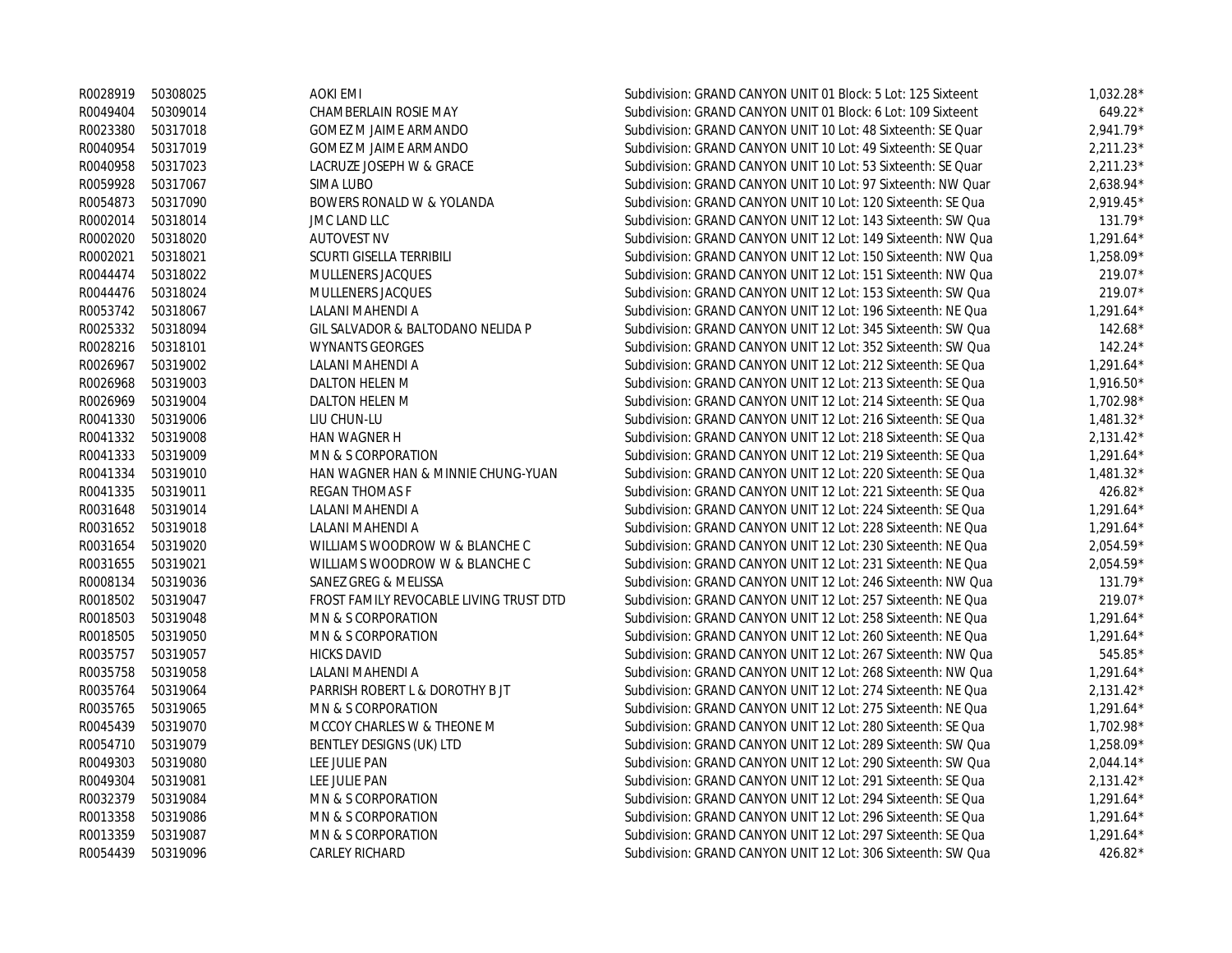| | | | | |
|---|---|---|---|---|
| R0028919 | 50308025 | AOKI EMI | Subdivision: GRAND CANYON UNIT 01 Block: 5 Lot: 125 Sixteent | 1,032.28* |
| R0049404 | 50309014 | CHAMBERLAIN ROSIE MAY | Subdivision: GRAND CANYON UNIT 01 Block: 6 Lot: 109 Sixteent | 649.22* |
| R0023380 | 50317018 | GOMEZ M JAIME ARMANDO | Subdivision: GRAND CANYON UNIT 10 Lot: 48 Sixteenth: SE Quar | 2,941.79* |
| R0040954 | 50317019 | GOMEZ M JAIME ARMANDO | Subdivision: GRAND CANYON UNIT 10 Lot: 49 Sixteenth: SE Quar | 2,211.23* |
| R0040958 | 50317023 | LACRUZE JOSEPH W & GRACE | Subdivision: GRAND CANYON UNIT 10 Lot: 53 Sixteenth: SE Quar | 2,211.23* |
| R0059928 | 50317067 | SIMA LUBO | Subdivision: GRAND CANYON UNIT 10 Lot: 97 Sixteenth: NW Quar | 2,638.94* |
| R0054873 | 50317090 | BOWERS RONALD W & YOLANDA | Subdivision: GRAND CANYON UNIT 10 Lot: 120 Sixteenth: SE Qua | 2,919.45* |
| R0002014 | 50318014 | JMC LAND LLC | Subdivision: GRAND CANYON UNIT 12 Lot: 143 Sixteenth: SW Qua | 131.79* |
| R0002020 | 50318020 | AUTOVEST NV | Subdivision: GRAND CANYON UNIT 12 Lot: 149 Sixteenth: NW Qua | 1,291.64* |
| R0002021 | 50318021 | SCURTI GISELLA TERRIBILI | Subdivision: GRAND CANYON UNIT 12 Lot: 150 Sixteenth: NW Qua | 1,258.09* |
| R0044474 | 50318022 | MULLENERS JACQUES | Subdivision: GRAND CANYON UNIT 12 Lot: 151 Sixteenth: NW Qua | 219.07* |
| R0044476 | 50318024 | MULLENERS JACQUES | Subdivision: GRAND CANYON UNIT 12 Lot: 153 Sixteenth: SW Qua | 219.07* |
| R0053742 | 50318067 | LALANI MAHENDI A | Subdivision: GRAND CANYON UNIT 12 Lot: 196 Sixteenth: NE Qua | 1,291.64* |
| R0025332 | 50318094 | GIL SALVADOR & BALTODANO NELIDA P | Subdivision: GRAND CANYON UNIT 12 Lot: 345 Sixteenth: SW Qua | 142.68* |
| R0028216 | 50318101 | WYNANTS GEORGES | Subdivision: GRAND CANYON UNIT 12 Lot: 352 Sixteenth: SW Qua | 142.24* |
| R0026967 | 50319002 | LALANI MAHENDI A | Subdivision: GRAND CANYON UNIT 12 Lot: 212 Sixteenth: SE Qua | 1,291.64* |
| R0026968 | 50319003 | DALTON HELEN M | Subdivision: GRAND CANYON UNIT 12 Lot: 213 Sixteenth: SE Qua | 1,916.50* |
| R0026969 | 50319004 | DALTON HELEN M | Subdivision: GRAND CANYON UNIT 12 Lot: 214 Sixteenth: SE Qua | 1,702.98* |
| R0041330 | 50319006 | LIU CHUN-LU | Subdivision: GRAND CANYON UNIT 12 Lot: 216 Sixteenth: SE Qua | 1,481.32* |
| R0041332 | 50319008 | HAN WAGNER H | Subdivision: GRAND CANYON UNIT 12 Lot: 218 Sixteenth: SE Qua | 2,131.42* |
| R0041333 | 50319009 | MN & S CORPORATION | Subdivision: GRAND CANYON UNIT 12 Lot: 219 Sixteenth: SE Qua | 1,291.64* |
| R0041334 | 50319010 | HAN WAGNER HAN & MINNIE CHUNG-YUAN | Subdivision: GRAND CANYON UNIT 12 Lot: 220 Sixteenth: SE Qua | 1,481.32* |
| R0041335 | 50319011 | REGAN THOMAS F | Subdivision: GRAND CANYON UNIT 12 Lot: 221 Sixteenth: SE Qua | 426.82* |
| R0031648 | 50319014 | LALANI MAHENDI A | Subdivision: GRAND CANYON UNIT 12 Lot: 224 Sixteenth: SE Qua | 1,291.64* |
| R0031652 | 50319018 | LALANI MAHENDI A | Subdivision: GRAND CANYON UNIT 12 Lot: 228 Sixteenth: NE Qua | 1,291.64* |
| R0031654 | 50319020 | WILLIAMS WOODROW W & BLANCHE C | Subdivision: GRAND CANYON UNIT 12 Lot: 230 Sixteenth: NE Qua | 2,054.59* |
| R0031655 | 50319021 | WILLIAMS WOODROW W & BLANCHE C | Subdivision: GRAND CANYON UNIT 12 Lot: 231 Sixteenth: NE Qua | 2,054.59* |
| R0008134 | 50319036 | SANEZ GREG & MELISSA | Subdivision: GRAND CANYON UNIT 12 Lot: 246 Sixteenth: NW Qua | 131.79* |
| R0018502 | 50319047 | FROST FAMILY REVOCABLE LIVING TRUST DTD | Subdivision: GRAND CANYON UNIT 12 Lot: 257 Sixteenth: NE Qua | 219.07* |
| R0018503 | 50319048 | MN & S CORPORATION | Subdivision: GRAND CANYON UNIT 12 Lot: 258 Sixteenth: NE Qua | 1,291.64* |
| R0018505 | 50319050 | MN & S CORPORATION | Subdivision: GRAND CANYON UNIT 12 Lot: 260 Sixteenth: NE Qua | 1,291.64* |
| R0035757 | 50319057 | HICKS DAVID | Subdivision: GRAND CANYON UNIT 12 Lot: 267 Sixteenth: NW Qua | 545.85* |
| R0035758 | 50319058 | LALANI MAHENDI A | Subdivision: GRAND CANYON UNIT 12 Lot: 268 Sixteenth: NW Qua | 1,291.64* |
| R0035764 | 50319064 | PARRISH ROBERT L & DOROTHY B JT | Subdivision: GRAND CANYON UNIT 12 Lot: 274 Sixteenth: NE Qua | 2,131.42* |
| R0035765 | 50319065 | MN & S CORPORATION | Subdivision: GRAND CANYON UNIT 12 Lot: 275 Sixteenth: NE Qua | 1,291.64* |
| R0045439 | 50319070 | MCCOY CHARLES W & THEONE M | Subdivision: GRAND CANYON UNIT 12 Lot: 280 Sixteenth: SE Qua | 1,702.98* |
| R0054710 | 50319079 | BENTLEY DESIGNS (UK) LTD | Subdivision: GRAND CANYON UNIT 12 Lot: 289 Sixteenth: SW Qua | 1,258.09* |
| R0049303 | 50319080 | LEE JULIE PAN | Subdivision: GRAND CANYON UNIT 12 Lot: 290 Sixteenth: SW Qua | 2,044.14* |
| R0049304 | 50319081 | LEE JULIE PAN | Subdivision: GRAND CANYON UNIT 12 Lot: 291 Sixteenth: SE Qua | 2,131.42* |
| R0032379 | 50319084 | MN & S CORPORATION | Subdivision: GRAND CANYON UNIT 12 Lot: 294 Sixteenth: SE Qua | 1,291.64* |
| R0013358 | 50319086 | MN & S CORPORATION | Subdivision: GRAND CANYON UNIT 12 Lot: 296 Sixteenth: SE Qua | 1,291.64* |
| R0013359 | 50319087 | MN & S CORPORATION | Subdivision: GRAND CANYON UNIT 12 Lot: 297 Sixteenth: SE Qua | 1,291.64* |
| R0054439 | 50319096 | CARLEY RICHARD | Subdivision: GRAND CANYON UNIT 12 Lot: 306 Sixteenth: SW Qua | 426.82* |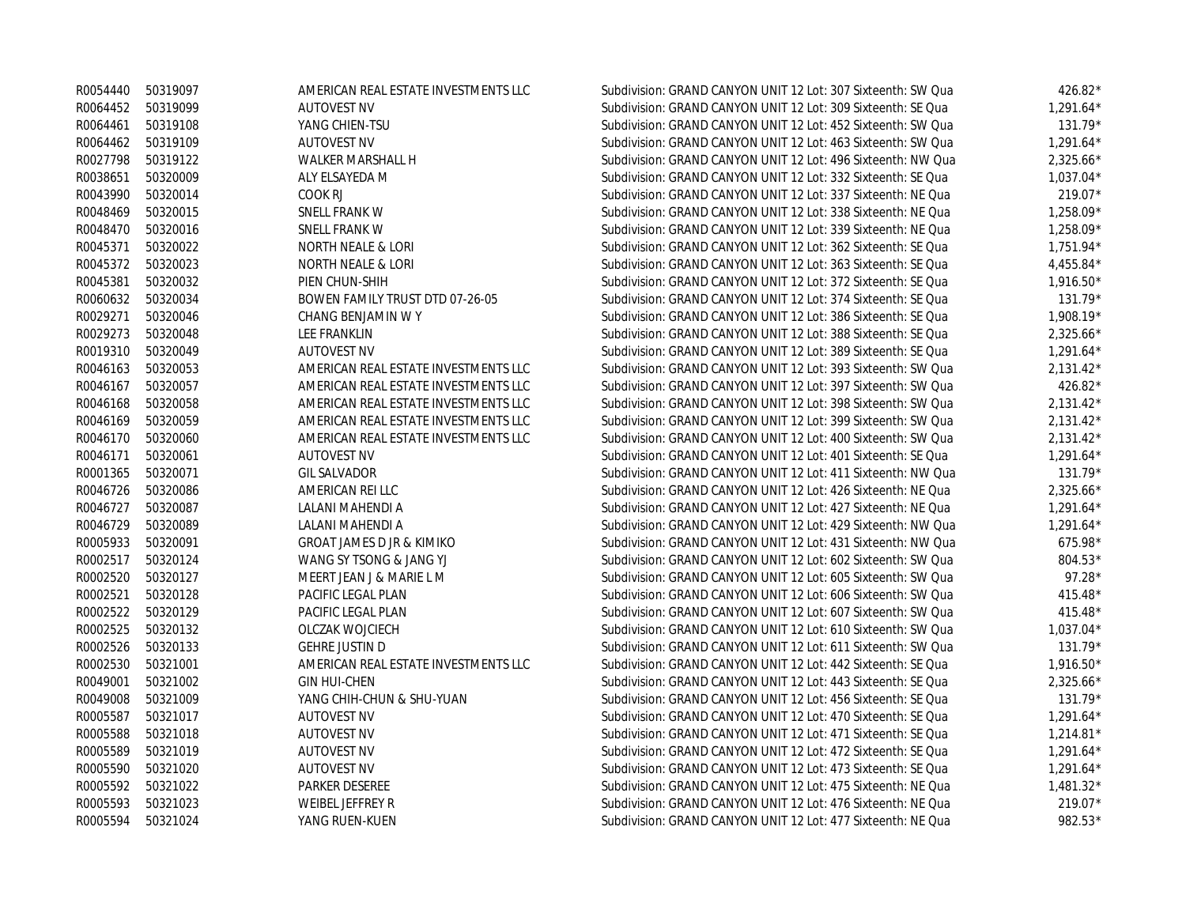| | | | | |
|---|---|---|---|---|
| R0054440 | 50319097 | AMERICAN REAL ESTATE INVESTMENTS LLC | Subdivision: GRAND CANYON UNIT 12 Lot: 307 Sixteenth: SW Qua | 426.82* |
| R0064452 | 50319099 | AUTOVEST NV | Subdivision: GRAND CANYON UNIT 12 Lot: 309 Sixteenth: SE Qua | 1,291.64* |
| R0064461 | 50319108 | YANG CHIEN-TSU | Subdivision: GRAND CANYON UNIT 12 Lot: 452 Sixteenth: SW Qua | 131.79* |
| R0064462 | 50319109 | AUTOVEST NV | Subdivision: GRAND CANYON UNIT 12 Lot: 463 Sixteenth: SW Qua | 1,291.64* |
| R0027798 | 50319122 | WALKER MARSHALL H | Subdivision: GRAND CANYON UNIT 12 Lot: 496 Sixteenth: NW Qua | 2,325.66* |
| R0038651 | 50320009 | ALY ELSAYEDA M | Subdivision: GRAND CANYON UNIT 12 Lot: 332 Sixteenth: SE Qua | 1,037.04* |
| R0043990 | 50320014 | COOK RJ | Subdivision: GRAND CANYON UNIT 12 Lot: 337 Sixteenth: NE Qua | 219.07* |
| R0048469 | 50320015 | SNELL FRANK W | Subdivision: GRAND CANYON UNIT 12 Lot: 338 Sixteenth: NE Qua | 1,258.09* |
| R0048470 | 50320016 | SNELL FRANK W | Subdivision: GRAND CANYON UNIT 12 Lot: 339 Sixteenth: NE Qua | 1,258.09* |
| R0045371 | 50320022 | NORTH NEALE & LORI | Subdivision: GRAND CANYON UNIT 12 Lot: 362 Sixteenth: SE Qua | 1,751.94* |
| R0045372 | 50320023 | NORTH NEALE & LORI | Subdivision: GRAND CANYON UNIT 12 Lot: 363 Sixteenth: SE Qua | 4,455.84* |
| R0045381 | 50320032 | PIEN CHUN-SHIH | Subdivision: GRAND CANYON UNIT 12 Lot: 372 Sixteenth: SE Qua | 1,916.50* |
| R0060632 | 50320034 | BOWEN FAMILY TRUST DTD 07-26-05 | Subdivision: GRAND CANYON UNIT 12 Lot: 374 Sixteenth: SE Qua | 131.79* |
| R0029271 | 50320046 | CHANG BENJAMIN W Y | Subdivision: GRAND CANYON UNIT 12 Lot: 386 Sixteenth: SE Qua | 1,908.19* |
| R0029273 | 50320048 | LEE FRANKLIN | Subdivision: GRAND CANYON UNIT 12 Lot: 388 Sixteenth: SE Qua | 2,325.66* |
| R0019310 | 50320049 | AUTOVEST NV | Subdivision: GRAND CANYON UNIT 12 Lot: 389 Sixteenth: SE Qua | 1,291.64* |
| R0046163 | 50320053 | AMERICAN REAL ESTATE INVESTMENTS LLC | Subdivision: GRAND CANYON UNIT 12 Lot: 393 Sixteenth: SW Qua | 2,131.42* |
| R0046167 | 50320057 | AMERICAN REAL ESTATE INVESTMENTS LLC | Subdivision: GRAND CANYON UNIT 12 Lot: 397 Sixteenth: SW Qua | 426.82* |
| R0046168 | 50320058 | AMERICAN REAL ESTATE INVESTMENTS LLC | Subdivision: GRAND CANYON UNIT 12 Lot: 398 Sixteenth: SW Qua | 2,131.42* |
| R0046169 | 50320059 | AMERICAN REAL ESTATE INVESTMENTS LLC | Subdivision: GRAND CANYON UNIT 12 Lot: 399 Sixteenth: SW Qua | 2,131.42* |
| R0046170 | 50320060 | AMERICAN REAL ESTATE INVESTMENTS LLC | Subdivision: GRAND CANYON UNIT 12 Lot: 400 Sixteenth: SW Qua | 2,131.42* |
| R0046171 | 50320061 | AUTOVEST NV | Subdivision: GRAND CANYON UNIT 12 Lot: 401 Sixteenth: SE Qua | 1,291.64* |
| R0001365 | 50320071 | GIL SALVADOR | Subdivision: GRAND CANYON UNIT 12 Lot: 411 Sixteenth: NW Qua | 131.79* |
| R0046726 | 50320086 | AMERICAN REI LLC | Subdivision: GRAND CANYON UNIT 12 Lot: 426 Sixteenth: NE Qua | 2,325.66* |
| R0046727 | 50320087 | LALANI MAHENDI A | Subdivision: GRAND CANYON UNIT 12 Lot: 427 Sixteenth: NE Qua | 1,291.64* |
| R0046729 | 50320089 | LALANI MAHENDI A | Subdivision: GRAND CANYON UNIT 12 Lot: 429 Sixteenth: NW Qua | 1,291.64* |
| R0005933 | 50320091 | GROAT JAMES D JR & KIMIKO | Subdivision: GRAND CANYON UNIT 12 Lot: 431 Sixteenth: NW Qua | 675.98* |
| R0002517 | 50320124 | WANG SY TSONG & JANG YJ | Subdivision: GRAND CANYON UNIT 12 Lot: 602 Sixteenth: SW Qua | 804.53* |
| R0002520 | 50320127 | MEERT JEAN J & MARIE L M | Subdivision: GRAND CANYON UNIT 12 Lot: 605 Sixteenth: SW Qua | 97.28* |
| R0002521 | 50320128 | PACIFIC LEGAL PLAN | Subdivision: GRAND CANYON UNIT 12 Lot: 606 Sixteenth: SW Qua | 415.48* |
| R0002522 | 50320129 | PACIFIC LEGAL PLAN | Subdivision: GRAND CANYON UNIT 12 Lot: 607 Sixteenth: SW Qua | 415.48* |
| R0002525 | 50320132 | OLCZAK WOJCIECH | Subdivision: GRAND CANYON UNIT 12 Lot: 610 Sixteenth: SW Qua | 1,037.04* |
| R0002526 | 50320133 | GEHRE JUSTIN D | Subdivision: GRAND CANYON UNIT 12 Lot: 611 Sixteenth: SW Qua | 131.79* |
| R0002530 | 50321001 | AMERICAN REAL ESTATE INVESTMENTS LLC | Subdivision: GRAND CANYON UNIT 12 Lot: 442 Sixteenth: SE Qua | 1,916.50* |
| R0049001 | 50321002 | GIN HUI-CHEN | Subdivision: GRAND CANYON UNIT 12 Lot: 443 Sixteenth: SE Qua | 2,325.66* |
| R0049008 | 50321009 | YANG CHIH-CHUN & SHU-YUAN | Subdivision: GRAND CANYON UNIT 12 Lot: 456 Sixteenth: SE Qua | 131.79* |
| R0005587 | 50321017 | AUTOVEST NV | Subdivision: GRAND CANYON UNIT 12 Lot: 470 Sixteenth: SE Qua | 1,291.64* |
| R0005588 | 50321018 | AUTOVEST NV | Subdivision: GRAND CANYON UNIT 12 Lot: 471 Sixteenth: SE Qua | 1,214.81* |
| R0005589 | 50321019 | AUTOVEST NV | Subdivision: GRAND CANYON UNIT 12 Lot: 472 Sixteenth: SE Qua | 1,291.64* |
| R0005590 | 50321020 | AUTOVEST NV | Subdivision: GRAND CANYON UNIT 12 Lot: 473 Sixteenth: SE Qua | 1,291.64* |
| R0005592 | 50321022 | PARKER DESEREE | Subdivision: GRAND CANYON UNIT 12 Lot: 475 Sixteenth: NE Qua | 1,481.32* |
| R0005593 | 50321023 | WEIBEL JEFFREY R | Subdivision: GRAND CANYON UNIT 12 Lot: 476 Sixteenth: NE Qua | 219.07* |
| R0005594 | 50321024 | YANG RUEN-KUEN | Subdivision: GRAND CANYON UNIT 12 Lot: 477 Sixteenth: NE Qua | 982.53* |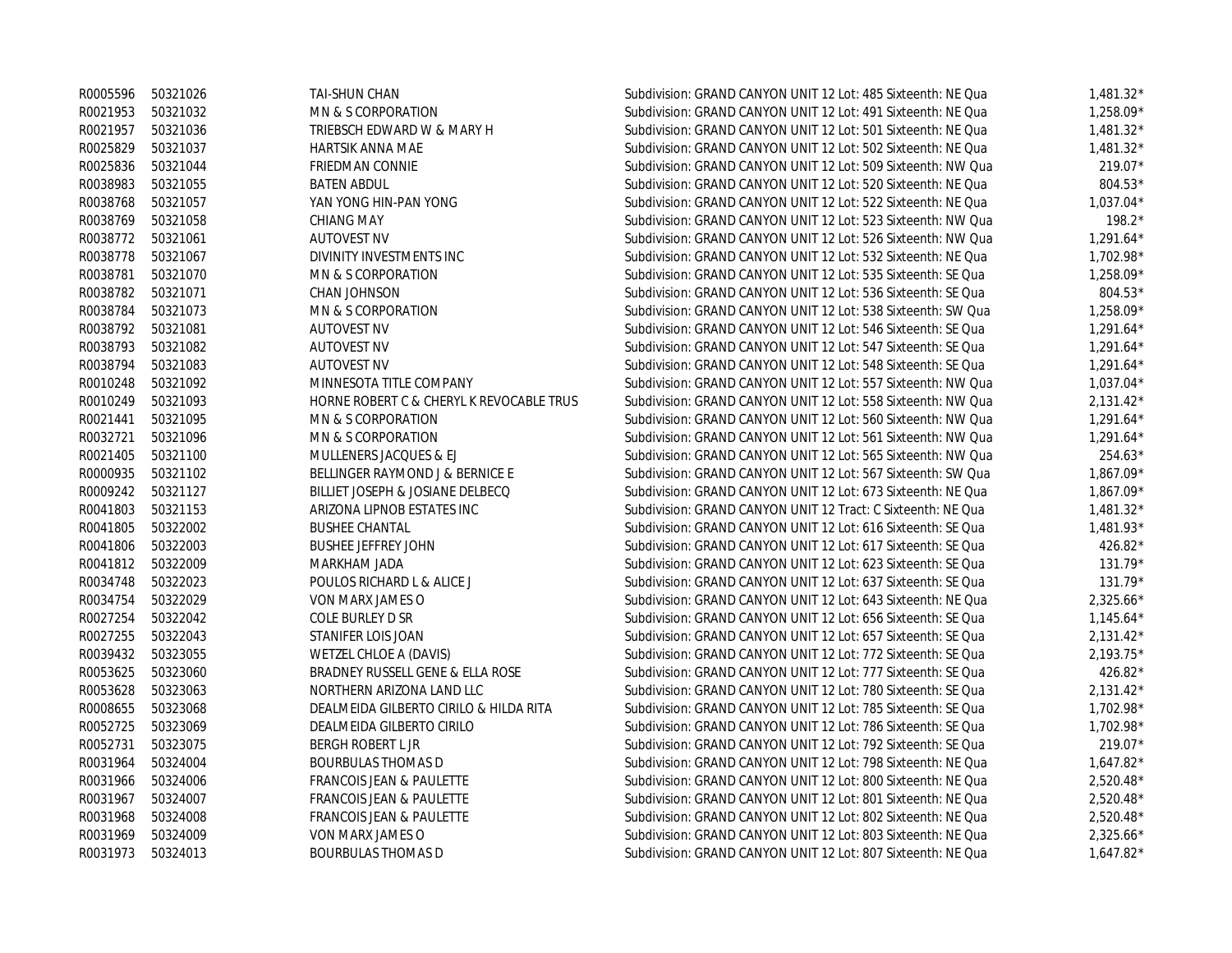| | | | | |
|---|---|---|---|---|
| R0005596 | 50321026 | TAI-SHUN CHAN | Subdivision: GRAND CANYON UNIT 12 Lot: 485 Sixteenth: NE Qua | 1,481.32* |
| R0021953 | 50321032 | MN & S CORPORATION | Subdivision: GRAND CANYON UNIT 12 Lot: 491 Sixteenth: NE Qua | 1,258.09* |
| R0021957 | 50321036 | TRIEBSCH EDWARD W & MARY H | Subdivision: GRAND CANYON UNIT 12 Lot: 501 Sixteenth: NE Qua | 1,481.32* |
| R0025829 | 50321037 | HARTSIK ANNA MAE | Subdivision: GRAND CANYON UNIT 12 Lot: 502 Sixteenth: NE Qua | 1,481.32* |
| R0025836 | 50321044 | FRIEDMAN CONNIE | Subdivision: GRAND CANYON UNIT 12 Lot: 509 Sixteenth: NW Qua | 219.07* |
| R0038983 | 50321055 | BATEN ABDUL | Subdivision: GRAND CANYON UNIT 12 Lot: 520 Sixteenth: NE Qua | 804.53* |
| R0038768 | 50321057 | YAN YONG HIN-PAN YONG | Subdivision: GRAND CANYON UNIT 12 Lot: 522 Sixteenth: NE Qua | 1,037.04* |
| R0038769 | 50321058 | CHIANG MAY | Subdivision: GRAND CANYON UNIT 12 Lot: 523 Sixteenth: NW Qua | 198.2* |
| R0038772 | 50321061 | AUTOVEST NV | Subdivision: GRAND CANYON UNIT 12 Lot: 526 Sixteenth: NW Qua | 1,291.64* |
| R0038778 | 50321067 | DIVINITY INVESTMENTS INC | Subdivision: GRAND CANYON UNIT 12 Lot: 532 Sixteenth: NE Qua | 1,702.98* |
| R0038781 | 50321070 | MN & S CORPORATION | Subdivision: GRAND CANYON UNIT 12 Lot: 535 Sixteenth: SE Qua | 1,258.09* |
| R0038782 | 50321071 | CHAN JOHNSON | Subdivision: GRAND CANYON UNIT 12 Lot: 536 Sixteenth: SE Qua | 804.53* |
| R0038784 | 50321073 | MN & S CORPORATION | Subdivision: GRAND CANYON UNIT 12 Lot: 538 Sixteenth: SW Qua | 1,258.09* |
| R0038792 | 50321081 | AUTOVEST NV | Subdivision: GRAND CANYON UNIT 12 Lot: 546 Sixteenth: SE Qua | 1,291.64* |
| R0038793 | 50321082 | AUTOVEST NV | Subdivision: GRAND CANYON UNIT 12 Lot: 547 Sixteenth: SE Qua | 1,291.64* |
| R0038794 | 50321083 | AUTOVEST NV | Subdivision: GRAND CANYON UNIT 12 Lot: 548 Sixteenth: SE Qua | 1,291.64* |
| R0010248 | 50321092 | MINNESOTA TITLE COMPANY | Subdivision: GRAND CANYON UNIT 12 Lot: 557 Sixteenth: NW Qua | 1,037.04* |
| R0010249 | 50321093 | HORNE ROBERT C & CHERYL K REVOCABLE TRUS | Subdivision: GRAND CANYON UNIT 12 Lot: 558 Sixteenth: NW Qua | 2,131.42* |
| R0021441 | 50321095 | MN & S CORPORATION | Subdivision: GRAND CANYON UNIT 12 Lot: 560 Sixteenth: NW Qua | 1,291.64* |
| R0032721 | 50321096 | MN & S CORPORATION | Subdivision: GRAND CANYON UNIT 12 Lot: 561 Sixteenth: NW Qua | 1,291.64* |
| R0021405 | 50321100 | MULLENERS JACQUES & EJ | Subdivision: GRAND CANYON UNIT 12 Lot: 565 Sixteenth: NW Qua | 254.63* |
| R0000935 | 50321102 | BELLINGER RAYMOND J & BERNICE E | Subdivision: GRAND CANYON UNIT 12 Lot: 567 Sixteenth: SW Qua | 1,867.09* |
| R0009242 | 50321127 | BILLIET JOSEPH & JOSIANE DELBECQ | Subdivision: GRAND CANYON UNIT 12 Lot: 673 Sixteenth: NE Qua | 1,867.09* |
| R0041803 | 50321153 | ARIZONA LIPNOB ESTATES INC | Subdivision: GRAND CANYON UNIT 12 Tract: C Sixteenth: NE Qua | 1,481.32* |
| R0041805 | 50322002 | BUSHEE CHANTAL | Subdivision: GRAND CANYON UNIT 12 Lot: 616 Sixteenth: SE Qua | 1,481.93* |
| R0041806 | 50322003 | BUSHEE JEFFREY JOHN | Subdivision: GRAND CANYON UNIT 12 Lot: 617 Sixteenth: SE Qua | 426.82* |
| R0041812 | 50322009 | MARKHAM JADA | Subdivision: GRAND CANYON UNIT 12 Lot: 623 Sixteenth: SE Qua | 131.79* |
| R0034748 | 50322023 | POULOS RICHARD L & ALICE J | Subdivision: GRAND CANYON UNIT 12 Lot: 637 Sixteenth: SE Qua | 131.79* |
| R0034754 | 50322029 | VON MARX JAMES O | Subdivision: GRAND CANYON UNIT 12 Lot: 643 Sixteenth: NE Qua | 2,325.66* |
| R0027254 | 50322042 | COLE BURLEY D SR | Subdivision: GRAND CANYON UNIT 12 Lot: 656 Sixteenth: SE Qua | 1,145.64* |
| R0027255 | 50322043 | STANIFER LOIS JOAN | Subdivision: GRAND CANYON UNIT 12 Lot: 657 Sixteenth: SE Qua | 2,131.42* |
| R0039432 | 50323055 | WETZEL CHLOE A (DAVIS) | Subdivision: GRAND CANYON UNIT 12 Lot: 772 Sixteenth: SE Qua | 2,193.75* |
| R0053625 | 50323060 | BRADNEY RUSSELL GENE & ELLA ROSE | Subdivision: GRAND CANYON UNIT 12 Lot: 777 Sixteenth: SE Qua | 426.82* |
| R0053628 | 50323063 | NORTHERN ARIZONA LAND LLC | Subdivision: GRAND CANYON UNIT 12 Lot: 780 Sixteenth: SE Qua | 2,131.42* |
| R0008655 | 50323068 | DEALMEIDA GILBERTO CIRILO & HILDA RITA | Subdivision: GRAND CANYON UNIT 12 Lot: 785 Sixteenth: SE Qua | 1,702.98* |
| R0052725 | 50323069 | DEALMEIDA GILBERTO CIRILO | Subdivision: GRAND CANYON UNIT 12 Lot: 786 Sixteenth: SE Qua | 1,702.98* |
| R0052731 | 50323075 | BERGH ROBERT L JR | Subdivision: GRAND CANYON UNIT 12 Lot: 792 Sixteenth: SE Qua | 219.07* |
| R0031964 | 50324004 | BOURBULAS THOMAS D | Subdivision: GRAND CANYON UNIT 12 Lot: 798 Sixteenth: NE Qua | 1,647.82* |
| R0031966 | 50324006 | FRANCOIS JEAN & PAULETTE | Subdivision: GRAND CANYON UNIT 12 Lot: 800 Sixteenth: NE Qua | 2,520.48* |
| R0031967 | 50324007 | FRANCOIS JEAN & PAULETTE | Subdivision: GRAND CANYON UNIT 12 Lot: 801 Sixteenth: NE Qua | 2,520.48* |
| R0031968 | 50324008 | FRANCOIS JEAN & PAULETTE | Subdivision: GRAND CANYON UNIT 12 Lot: 802 Sixteenth: NE Qua | 2,520.48* |
| R0031969 | 50324009 | VON MARX JAMES O | Subdivision: GRAND CANYON UNIT 12 Lot: 803 Sixteenth: NE Qua | 2,325.66* |
| R0031973 | 50324013 | BOURBULAS THOMAS D | Subdivision: GRAND CANYON UNIT 12 Lot: 807 Sixteenth: NE Qua | 1,647.82* |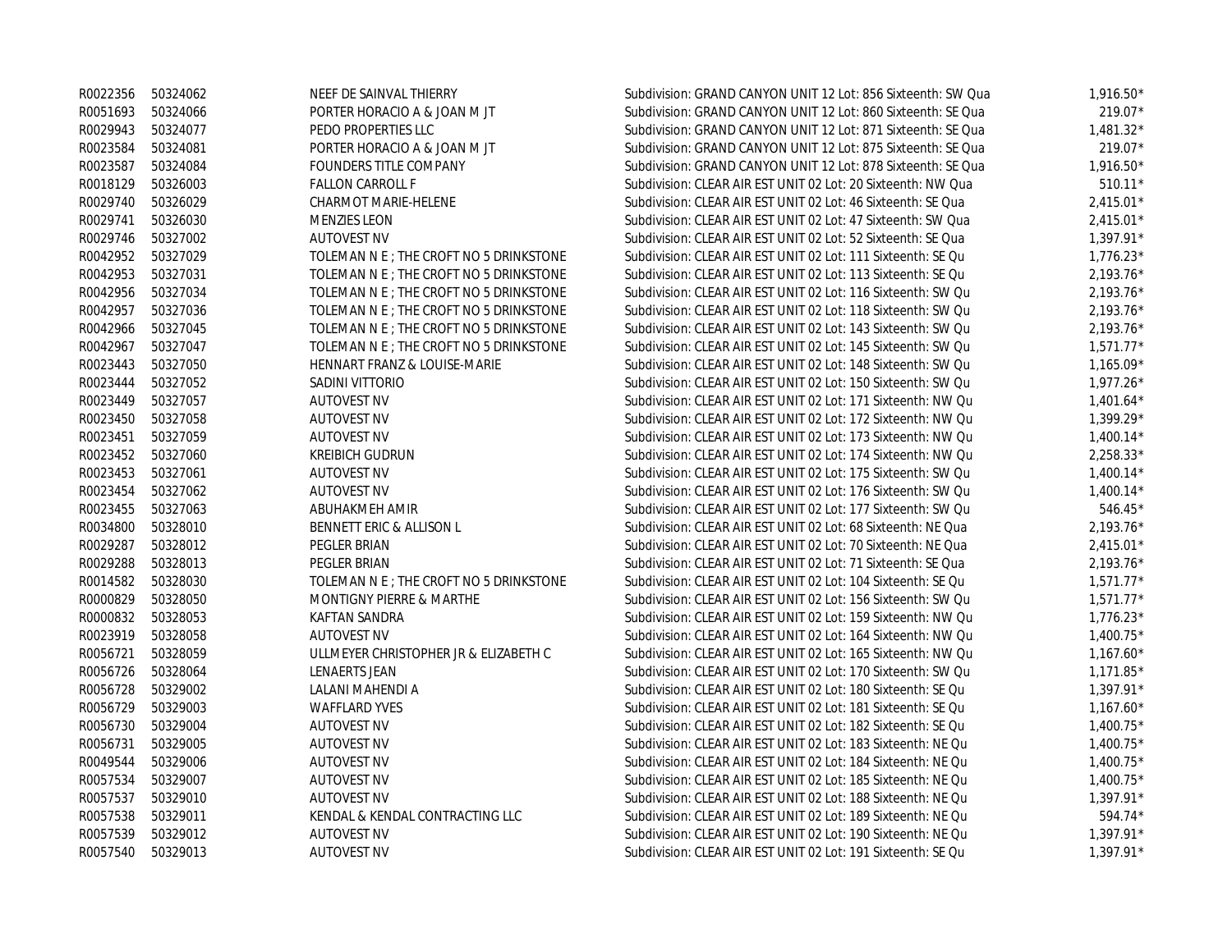| | | | | |
|---|---|---|---|---|
| R0022356 | 50324062 | NEEF DE SAINVAL THIERRY | Subdivision: GRAND CANYON UNIT 12 Lot: 856 Sixteenth: SW Qua | 1,916.50* |
| R0051693 | 50324066 | PORTER HORACIO A & JOAN M JT | Subdivision: GRAND CANYON UNIT 12 Lot: 860 Sixteenth: SE Qua | 219.07* |
| R0029943 | 50324077 | PEDO PROPERTIES LLC | Subdivision: GRAND CANYON UNIT 12 Lot: 871 Sixteenth: SE Qua | 1,481.32* |
| R0023584 | 50324081 | PORTER HORACIO A & JOAN M JT | Subdivision: GRAND CANYON UNIT 12 Lot: 875 Sixteenth: SE Qua | 219.07* |
| R0023587 | 50324084 | FOUNDERS TITLE COMPANY | Subdivision: GRAND CANYON UNIT 12 Lot: 878 Sixteenth: SE Qua | 1,916.50* |
| R0018129 | 50326003 | FALLON CARROLL F | Subdivision: CLEAR AIR EST UNIT 02 Lot: 20 Sixteenth: NW Qua | 510.11* |
| R0029740 | 50326029 | CHARMOT MARIE-HELENE | Subdivision: CLEAR AIR EST UNIT 02 Lot: 46 Sixteenth: SE Qua | 2,415.01* |
| R0029741 | 50326030 | MENZIES LEON | Subdivision: CLEAR AIR EST UNIT 02 Lot: 47 Sixteenth: SW Qua | 2,415.01* |
| R0029746 | 50327002 | AUTOVEST NV | Subdivision: CLEAR AIR EST UNIT 02 Lot: 52 Sixteenth: SE Qua | 1,397.91* |
| R0042952 | 50327029 | TOLEMAN N E ; THE CROFT NO 5 DRINKSTONE | Subdivision: CLEAR AIR EST UNIT 02 Lot: 111 Sixteenth: SE Qu | 1,776.23* |
| R0042953 | 50327031 | TOLEMAN N E ; THE CROFT NO 5 DRINKSTONE | Subdivision: CLEAR AIR EST UNIT 02 Lot: 113 Sixteenth: SE Qu | 2,193.76* |
| R0042956 | 50327034 | TOLEMAN N E ; THE CROFT NO 5 DRINKSTONE | Subdivision: CLEAR AIR EST UNIT 02 Lot: 116 Sixteenth: SW Qu | 2,193.76* |
| R0042957 | 50327036 | TOLEMAN N E ; THE CROFT NO 5 DRINKSTONE | Subdivision: CLEAR AIR EST UNIT 02 Lot: 118 Sixteenth: SW Qu | 2,193.76* |
| R0042966 | 50327045 | TOLEMAN N E ; THE CROFT NO 5 DRINKSTONE | Subdivision: CLEAR AIR EST UNIT 02 Lot: 143 Sixteenth: SW Qu | 2,193.76* |
| R0042967 | 50327047 | TOLEMAN N E ; THE CROFT NO 5 DRINKSTONE | Subdivision: CLEAR AIR EST UNIT 02 Lot: 145 Sixteenth: SW Qu | 1,571.77* |
| R0023443 | 50327050 | HENNART FRANZ & LOUISE-MARIE | Subdivision: CLEAR AIR EST UNIT 02 Lot: 148 Sixteenth: SW Qu | 1,165.09* |
| R0023444 | 50327052 | SADINI VITTORIO | Subdivision: CLEAR AIR EST UNIT 02 Lot: 150 Sixteenth: SW Qu | 1,977.26* |
| R0023449 | 50327057 | AUTOVEST NV | Subdivision: CLEAR AIR EST UNIT 02 Lot: 171 Sixteenth: NW Qu | 1,401.64* |
| R0023450 | 50327058 | AUTOVEST NV | Subdivision: CLEAR AIR EST UNIT 02 Lot: 172 Sixteenth: NW Qu | 1,399.29* |
| R0023451 | 50327059 | AUTOVEST NV | Subdivision: CLEAR AIR EST UNIT 02 Lot: 173 Sixteenth: NW Qu | 1,400.14* |
| R0023452 | 50327060 | KREIBICH GUDRUN | Subdivision: CLEAR AIR EST UNIT 02 Lot: 174 Sixteenth: NW Qu | 2,258.33* |
| R0023453 | 50327061 | AUTOVEST NV | Subdivision: CLEAR AIR EST UNIT 02 Lot: 175 Sixteenth: SW Qu | 1,400.14* |
| R0023454 | 50327062 | AUTOVEST NV | Subdivision: CLEAR AIR EST UNIT 02 Lot: 176 Sixteenth: SW Qu | 1,400.14* |
| R0023455 | 50327063 | ABUHAKMEH AMIR | Subdivision: CLEAR AIR EST UNIT 02 Lot: 177 Sixteenth: SW Qu | 546.45* |
| R0034800 | 50328010 | BENNETT ERIC & ALLISON L | Subdivision: CLEAR AIR EST UNIT 02 Lot: 68 Sixteenth: NE Qua | 2,193.76* |
| R0029287 | 50328012 | PEGLER BRIAN | Subdivision: CLEAR AIR EST UNIT 02 Lot: 70 Sixteenth: NE Qua | 2,415.01* |
| R0029288 | 50328013 | PEGLER BRIAN | Subdivision: CLEAR AIR EST UNIT 02 Lot: 71 Sixteenth: SE Qua | 2,193.76* |
| R0014582 | 50328030 | TOLEMAN N E ; THE CROFT NO 5 DRINKSTONE | Subdivision: CLEAR AIR EST UNIT 02 Lot: 104 Sixteenth: SE Qu | 1,571.77* |
| R0000829 | 50328050 | MONTIGNY PIERRE & MARTHE | Subdivision: CLEAR AIR EST UNIT 02 Lot: 156 Sixteenth: SW Qu | 1,571.77* |
| R0000832 | 50328053 | KAFTAN SANDRA | Subdivision: CLEAR AIR EST UNIT 02 Lot: 159 Sixteenth: NW Qu | 1,776.23* |
| R0023919 | 50328058 | AUTOVEST NV | Subdivision: CLEAR AIR EST UNIT 02 Lot: 164 Sixteenth: NW Qu | 1,400.75* |
| R0056721 | 50328059 | ULLMEYER CHRISTOPHER JR & ELIZABETH C | Subdivision: CLEAR AIR EST UNIT 02 Lot: 165 Sixteenth: NW Qu | 1,167.60* |
| R0056726 | 50328064 | LENAERTS JEAN | Subdivision: CLEAR AIR EST UNIT 02 Lot: 170 Sixteenth: SW Qu | 1,171.85* |
| R0056728 | 50329002 | LALANI MAHENDI A | Subdivision: CLEAR AIR EST UNIT 02 Lot: 180 Sixteenth: SE Qu | 1,397.91* |
| R0056729 | 50329003 | WAFFLARD YVES | Subdivision: CLEAR AIR EST UNIT 02 Lot: 181 Sixteenth: SE Qu | 1,167.60* |
| R0056730 | 50329004 | AUTOVEST NV | Subdivision: CLEAR AIR EST UNIT 02 Lot: 182 Sixteenth: SE Qu | 1,400.75* |
| R0056731 | 50329005 | AUTOVEST NV | Subdivision: CLEAR AIR EST UNIT 02 Lot: 183 Sixteenth: NE Qu | 1,400.75* |
| R0049544 | 50329006 | AUTOVEST NV | Subdivision: CLEAR AIR EST UNIT 02 Lot: 184 Sixteenth: NE Qu | 1,400.75* |
| R0057534 | 50329007 | AUTOVEST NV | Subdivision: CLEAR AIR EST UNIT 02 Lot: 185 Sixteenth: NE Qu | 1,400.75* |
| R0057537 | 50329010 | AUTOVEST NV | Subdivision: CLEAR AIR EST UNIT 02 Lot: 188 Sixteenth: NE Qu | 1,397.91* |
| R0057538 | 50329011 | KENDAL & KENDAL CONTRACTING LLC | Subdivision: CLEAR AIR EST UNIT 02 Lot: 189 Sixteenth: NE Qu | 594.74* |
| R0057539 | 50329012 | AUTOVEST NV | Subdivision: CLEAR AIR EST UNIT 02 Lot: 190 Sixteenth: NE Qu | 1,397.91* |
| R0057540 | 50329013 | AUTOVEST NV | Subdivision: CLEAR AIR EST UNIT 02 Lot: 191 Sixteenth: SE Qu | 1,397.91* |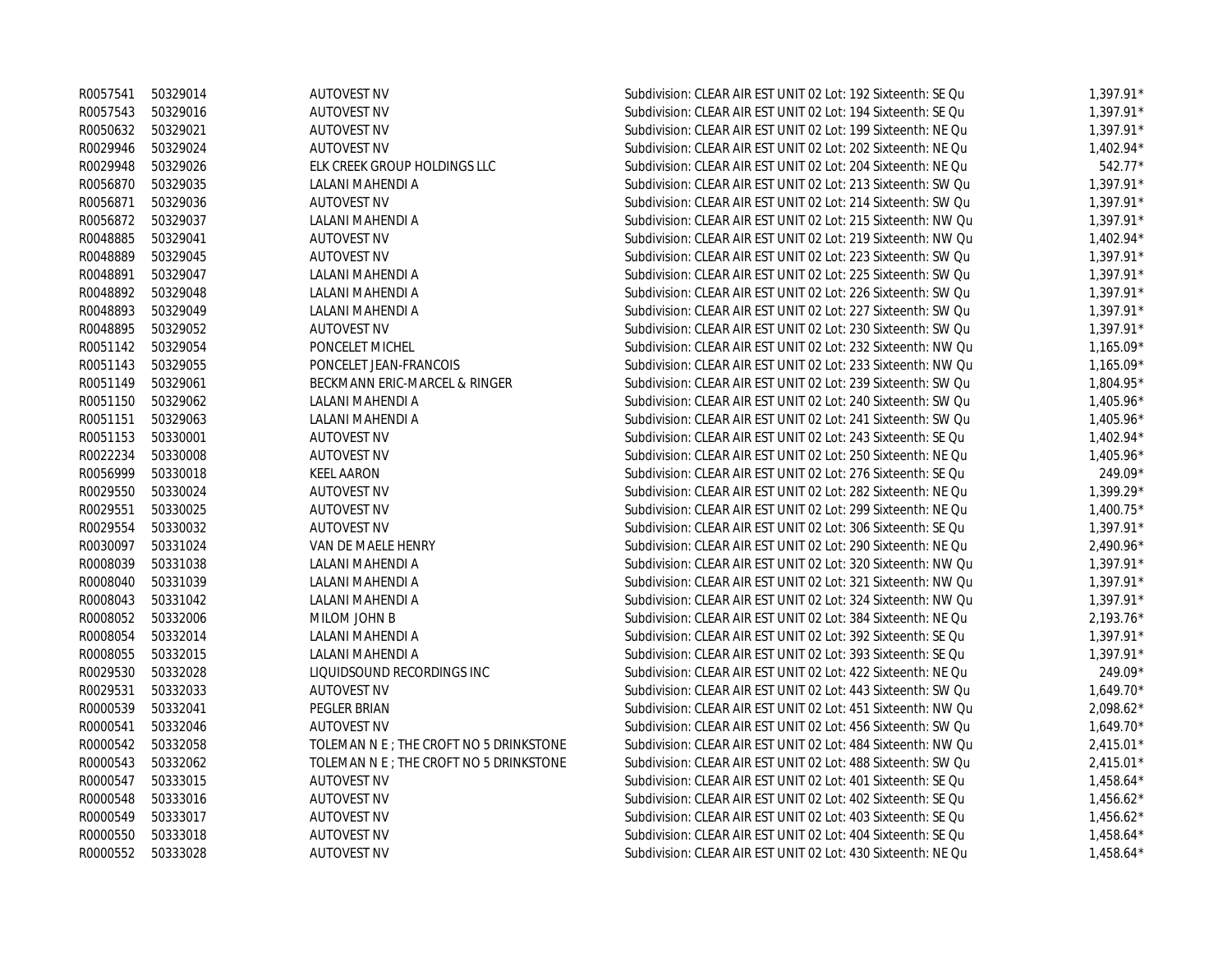| | | | | |
|---|---|---|---|---|
| R0057541 | 50329014 | AUTOVEST NV | Subdivision: CLEAR AIR EST UNIT 02 Lot: 192 Sixteenth: SE Qu | 1,397.91* |
| R0057543 | 50329016 | AUTOVEST NV | Subdivision: CLEAR AIR EST UNIT 02 Lot: 194 Sixteenth: SE Qu | 1,397.91* |
| R0050632 | 50329021 | AUTOVEST NV | Subdivision: CLEAR AIR EST UNIT 02 Lot: 199 Sixteenth: NE Qu | 1,397.91* |
| R0029946 | 50329024 | AUTOVEST NV | Subdivision: CLEAR AIR EST UNIT 02 Lot: 202 Sixteenth: NE Qu | 1,402.94* |
| R0029948 | 50329026 | ELK CREEK GROUP HOLDINGS LLC | Subdivision: CLEAR AIR EST UNIT 02 Lot: 204 Sixteenth: NE Qu | 542.77* |
| R0056870 | 50329035 | LALANI MAHENDI A | Subdivision: CLEAR AIR EST UNIT 02 Lot: 213 Sixteenth: SW Qu | 1,397.91* |
| R0056871 | 50329036 | AUTOVEST NV | Subdivision: CLEAR AIR EST UNIT 02 Lot: 214 Sixteenth: SW Qu | 1,397.91* |
| R0056872 | 50329037 | LALANI MAHENDI A | Subdivision: CLEAR AIR EST UNIT 02 Lot: 215 Sixteenth: NW Qu | 1,397.91* |
| R0048885 | 50329041 | AUTOVEST NV | Subdivision: CLEAR AIR EST UNIT 02 Lot: 219 Sixteenth: NW Qu | 1,402.94* |
| R0048889 | 50329045 | AUTOVEST NV | Subdivision: CLEAR AIR EST UNIT 02 Lot: 223 Sixteenth: SW Qu | 1,397.91* |
| R0048891 | 50329047 | LALANI MAHENDI A | Subdivision: CLEAR AIR EST UNIT 02 Lot: 225 Sixteenth: SW Qu | 1,397.91* |
| R0048892 | 50329048 | LALANI MAHENDI A | Subdivision: CLEAR AIR EST UNIT 02 Lot: 226 Sixteenth: SW Qu | 1,397.91* |
| R0048893 | 50329049 | LALANI MAHENDI A | Subdivision: CLEAR AIR EST UNIT 02 Lot: 227 Sixteenth: SW Qu | 1,397.91* |
| R0048895 | 50329052 | AUTOVEST NV | Subdivision: CLEAR AIR EST UNIT 02 Lot: 230 Sixteenth: SW Qu | 1,397.91* |
| R0051142 | 50329054 | PONCELET MICHEL | Subdivision: CLEAR AIR EST UNIT 02 Lot: 232 Sixteenth: NW Qu | 1,165.09* |
| R0051143 | 50329055 | PONCELET JEAN-FRANCOIS | Subdivision: CLEAR AIR EST UNIT 02 Lot: 233 Sixteenth: NW Qu | 1,165.09* |
| R0051149 | 50329061 | BECKMANN ERIC-MARCEL & RINGER | Subdivision: CLEAR AIR EST UNIT 02 Lot: 239 Sixteenth: SW Qu | 1,804.95* |
| R0051150 | 50329062 | LALANI MAHENDI A | Subdivision: CLEAR AIR EST UNIT 02 Lot: 240 Sixteenth: SW Qu | 1,405.96* |
| R0051151 | 50329063 | LALANI MAHENDI A | Subdivision: CLEAR AIR EST UNIT 02 Lot: 241 Sixteenth: SW Qu | 1,405.96* |
| R0051153 | 50330001 | AUTOVEST NV | Subdivision: CLEAR AIR EST UNIT 02 Lot: 243 Sixteenth: SE Qu | 1,402.94* |
| R0022234 | 50330008 | AUTOVEST NV | Subdivision: CLEAR AIR EST UNIT 02 Lot: 250 Sixteenth: NE Qu | 1,405.96* |
| R0056999 | 50330018 | KEEL AARON | Subdivision: CLEAR AIR EST UNIT 02 Lot: 276 Sixteenth: SE Qu | 249.09* |
| R0029550 | 50330024 | AUTOVEST NV | Subdivision: CLEAR AIR EST UNIT 02 Lot: 282 Sixteenth: NE Qu | 1,399.29* |
| R0029551 | 50330025 | AUTOVEST NV | Subdivision: CLEAR AIR EST UNIT 02 Lot: 299 Sixteenth: NE Qu | 1,400.75* |
| R0029554 | 50330032 | AUTOVEST NV | Subdivision: CLEAR AIR EST UNIT 02 Lot: 306 Sixteenth: SE Qu | 1,397.91* |
| R0030097 | 50331024 | VAN DE MAELE HENRY | Subdivision: CLEAR AIR EST UNIT 02 Lot: 290 Sixteenth: NE Qu | 2,490.96* |
| R0008039 | 50331038 | LALANI MAHENDI A | Subdivision: CLEAR AIR EST UNIT 02 Lot: 320 Sixteenth: NW Qu | 1,397.91* |
| R0008040 | 50331039 | LALANI MAHENDI A | Subdivision: CLEAR AIR EST UNIT 02 Lot: 321 Sixteenth: NW Qu | 1,397.91* |
| R0008043 | 50331042 | LALANI MAHENDI A | Subdivision: CLEAR AIR EST UNIT 02 Lot: 324 Sixteenth: NW Qu | 1,397.91* |
| R0008052 | 50332006 | MILOM JOHN B | Subdivision: CLEAR AIR EST UNIT 02 Lot: 384 Sixteenth: NE Qu | 2,193.76* |
| R0008054 | 50332014 | LALANI MAHENDI A | Subdivision: CLEAR AIR EST UNIT 02 Lot: 392 Sixteenth: SE Qu | 1,397.91* |
| R0008055 | 50332015 | LALANI MAHENDI A | Subdivision: CLEAR AIR EST UNIT 02 Lot: 393 Sixteenth: SE Qu | 1,397.91* |
| R0029530 | 50332028 | LIQUIDSOUND RECORDINGS INC | Subdivision: CLEAR AIR EST UNIT 02 Lot: 422 Sixteenth: NE Qu | 249.09* |
| R0029531 | 50332033 | AUTOVEST NV | Subdivision: CLEAR AIR EST UNIT 02 Lot: 443 Sixteenth: SW Qu | 1,649.70* |
| R0000539 | 50332041 | PEGLER BRIAN | Subdivision: CLEAR AIR EST UNIT 02 Lot: 451 Sixteenth: NW Qu | 2,098.62* |
| R0000541 | 50332046 | AUTOVEST NV | Subdivision: CLEAR AIR EST UNIT 02 Lot: 456 Sixteenth: SW Qu | 1,649.70* |
| R0000542 | 50332058 | TOLEMAN N E ; THE CROFT NO 5 DRINKSTONE | Subdivision: CLEAR AIR EST UNIT 02 Lot: 484 Sixteenth: NW Qu | 2,415.01* |
| R0000543 | 50332062 | TOLEMAN N E ; THE CROFT NO 5 DRINKSTONE | Subdivision: CLEAR AIR EST UNIT 02 Lot: 488 Sixteenth: SW Qu | 2,415.01* |
| R0000547 | 50333015 | AUTOVEST NV | Subdivision: CLEAR AIR EST UNIT 02 Lot: 401 Sixteenth: SE Qu | 1,458.64* |
| R0000548 | 50333016 | AUTOVEST NV | Subdivision: CLEAR AIR EST UNIT 02 Lot: 402 Sixteenth: SE Qu | 1,456.62* |
| R0000549 | 50333017 | AUTOVEST NV | Subdivision: CLEAR AIR EST UNIT 02 Lot: 403 Sixteenth: SE Qu | 1,456.62* |
| R0000550 | 50333018 | AUTOVEST NV | Subdivision: CLEAR AIR EST UNIT 02 Lot: 404 Sixteenth: SE Qu | 1,458.64* |
| R0000552 | 50333028 | AUTOVEST NV | Subdivision: CLEAR AIR EST UNIT 02 Lot: 430 Sixteenth: NE Qu | 1,458.64* |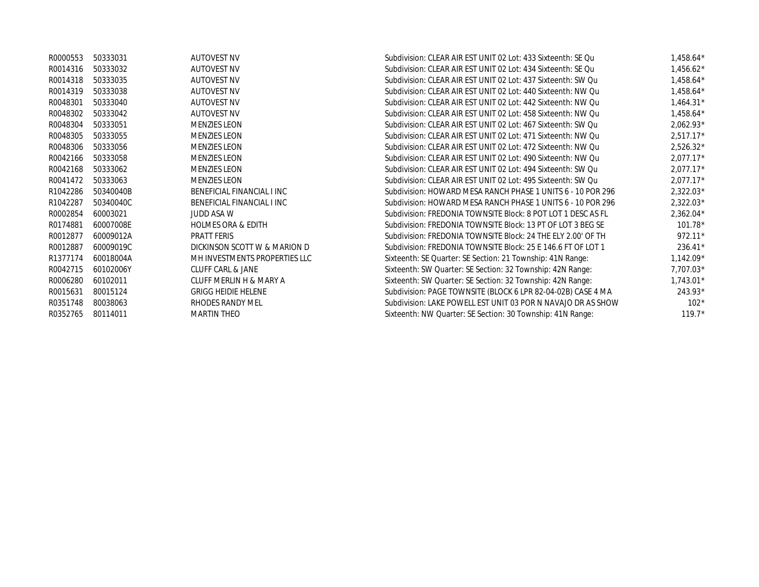| | | | | |
|---|---|---|---|---|
| R0000553 | 50333031 | AUTOVEST NV | Subdivision: CLEAR AIR EST UNIT 02 Lot: 433 Sixteenth: SE Qu | 1,458.64* |
| R0014316 | 50333032 | AUTOVEST NV | Subdivision: CLEAR AIR EST UNIT 02 Lot: 434 Sixteenth: SE Qu | 1,456.62* |
| R0014318 | 50333035 | AUTOVEST NV | Subdivision: CLEAR AIR EST UNIT 02 Lot: 437 Sixteenth: SW Qu | 1,458.64* |
| R0014319 | 50333038 | AUTOVEST NV | Subdivision: CLEAR AIR EST UNIT 02 Lot: 440 Sixteenth: NW Qu | 1,458.64* |
| R0048301 | 50333040 | AUTOVEST NV | Subdivision: CLEAR AIR EST UNIT 02 Lot: 442 Sixteenth: NW Qu | 1,464.31* |
| R0048302 | 50333042 | AUTOVEST NV | Subdivision: CLEAR AIR EST UNIT 02 Lot: 458 Sixteenth: NW Qu | 1,458.64* |
| R0048304 | 50333051 | MENZIES LEON | Subdivision: CLEAR AIR EST UNIT 02 Lot: 467 Sixteenth: SW Qu | 2,062.93* |
| R0048305 | 50333055 | MENZIES LEON | Subdivision: CLEAR AIR EST UNIT 02 Lot: 471 Sixteenth: NW Qu | 2,517.17* |
| R0048306 | 50333056 | MENZIES LEON | Subdivision: CLEAR AIR EST UNIT 02 Lot: 472 Sixteenth: NW Qu | 2,526.32* |
| R0042166 | 50333058 | MENZIES LEON | Subdivision: CLEAR AIR EST UNIT 02 Lot: 490 Sixteenth: NW Qu | 2,077.17* |
| R0042168 | 50333062 | MENZIES LEON | Subdivision: CLEAR AIR EST UNIT 02 Lot: 494 Sixteenth: SW Qu | 2,077.17* |
| R0041472 | 50333063 | MENZIES LEON | Subdivision: CLEAR AIR EST UNIT 02 Lot: 495 Sixteenth: SW Qu | 2,077.17* |
| R1042286 | 50340040B | BENEFICIAL FINANCIAL I INC | Subdivision: HOWARD MESA RANCH PHASE 1 UNITS 6 - 10 POR 296 | 2,322.03* |
| R1042287 | 50340040C | BENEFICIAL FINANCIAL I INC | Subdivision: HOWARD MESA RANCH PHASE 1 UNITS 6 - 10 POR 296 | 2,322.03* |
| R0002854 | 60003021 | JUDD ASA W | Subdivision: FREDONIA TOWNSITE Block: 8 POT LOT 1 DESC AS FL | 2,362.04* |
| R0174881 | 60007008E | HOLMES ORA & EDITH | Subdivision: FREDONIA TOWNSITE Block: 13 PT OF LOT 3 BEG SE | 101.78* |
| R0012877 | 60009012A | PRATT FERIS | Subdivision: FREDONIA TOWNSITE Block: 24 THE ELY 2.00' OF TH | 972.11* |
| R0012887 | 60009019C | DICKINSON SCOTT W & MARION D | Subdivision: FREDONIA TOWNSITE Block: 25 E 146.6 FT OF LOT 1 | 236.41* |
| R1377174 | 60018004A | MH INVESTMENTS PROPERTIES LLC | Sixteenth: SE Quarter: SE Section: 21 Township: 41N Range: | 1,142.09* |
| R0042715 | 60102006Y | CLUFF CARL & JANE | Sixteenth: SW Quarter: SE Section: 32 Township: 42N Range: | 7,707.03* |
| R0006280 | 60102011 | CLUFF MERLIN H & MARY A | Sixteenth: SW Quarter: SE Section: 32 Township: 42N Range: | 1,743.01* |
| R0015631 | 80015124 | GRIGG HEIDIE HELENE | Subdivision: PAGE TOWNSITE (BLOCK 6 LPR 82-04-02B) CASE 4 MA | 243.93* |
| R0351748 | 80038063 | RHODES RANDY MEL | Subdivision: LAKE POWELL EST UNIT 03 POR N NAVAJO DR AS SHOW | 102* |
| R0352765 | 80114011 | MARTIN THEO | Sixteenth: NW Quarter: SE Section: 30 Township: 41N Range: | 119.7* |